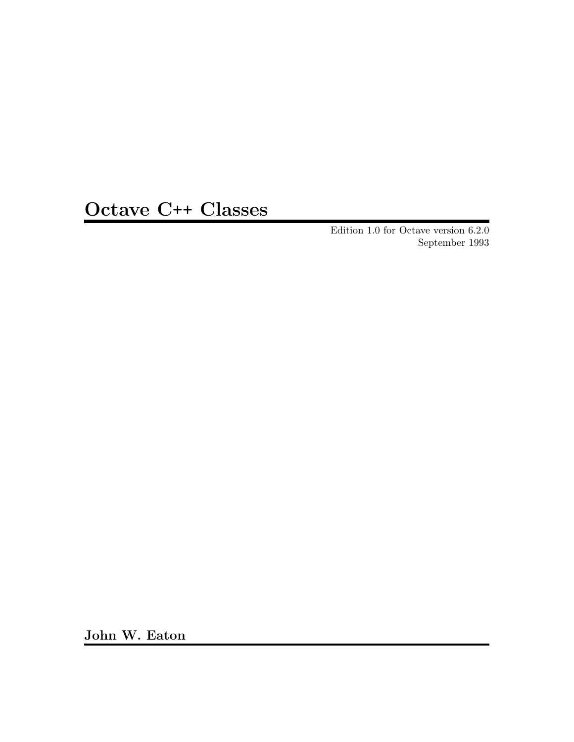# Octave C++ Classes

Edition 1.0 for Octave version 6.2.0
September 1993

**John W. Eaton**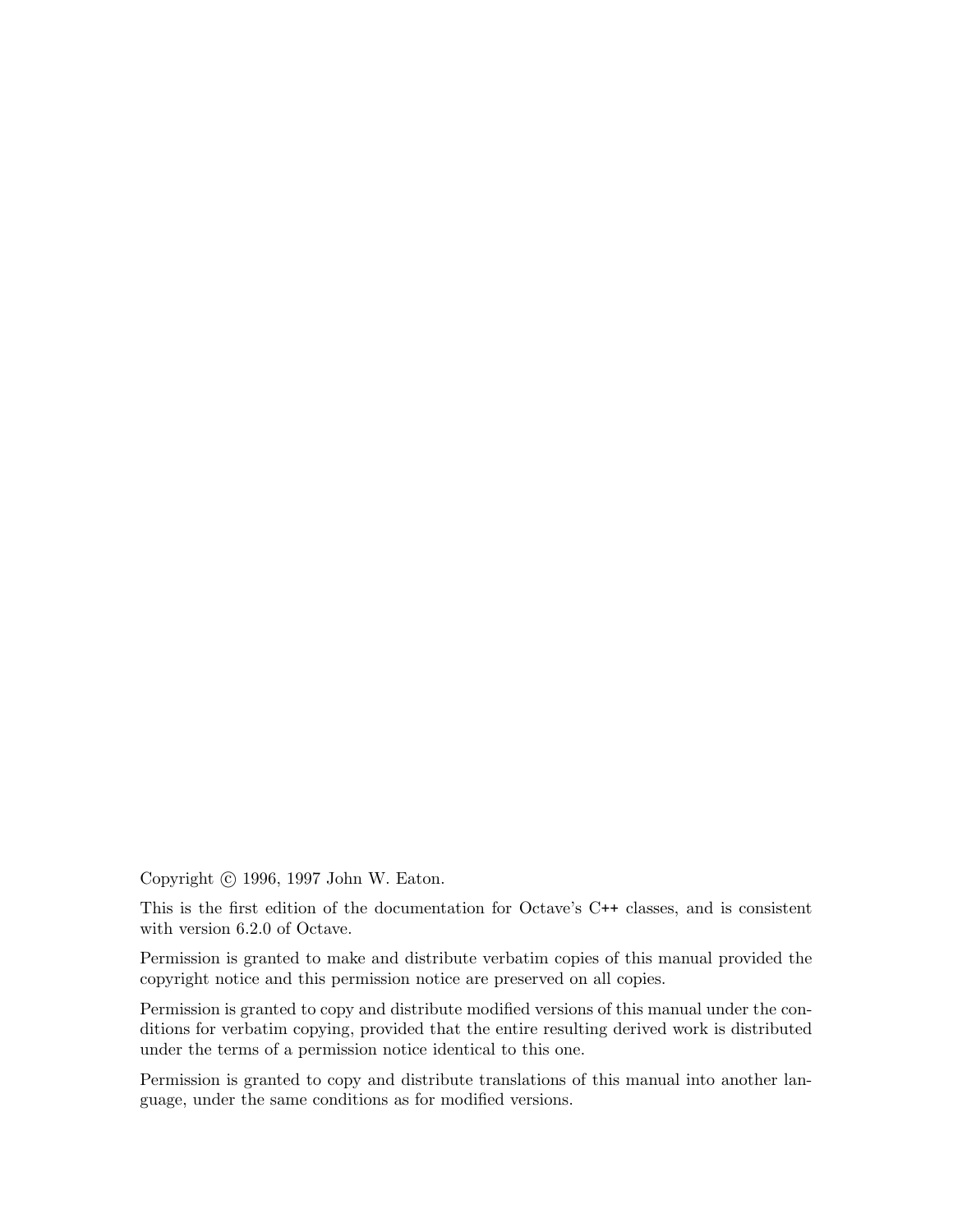Copyright © 1996, 1997 John W. Eaton.

This is the first edition of the documentation for Octave's C++ classes, and is consistent with version 6.2.0 of Octave.

Permission is granted to make and distribute verbatim copies of this manual provided the copyright notice and this permission notice are preserved on all copies.

Permission is granted to copy and distribute modified versions of this manual under the conditions for verbatim copying, provided that the entire resulting derived work is distributed under the terms of a permission notice identical to this one.

Permission is granted to copy and distribute translations of this manual into another language, under the same conditions as for modified versions.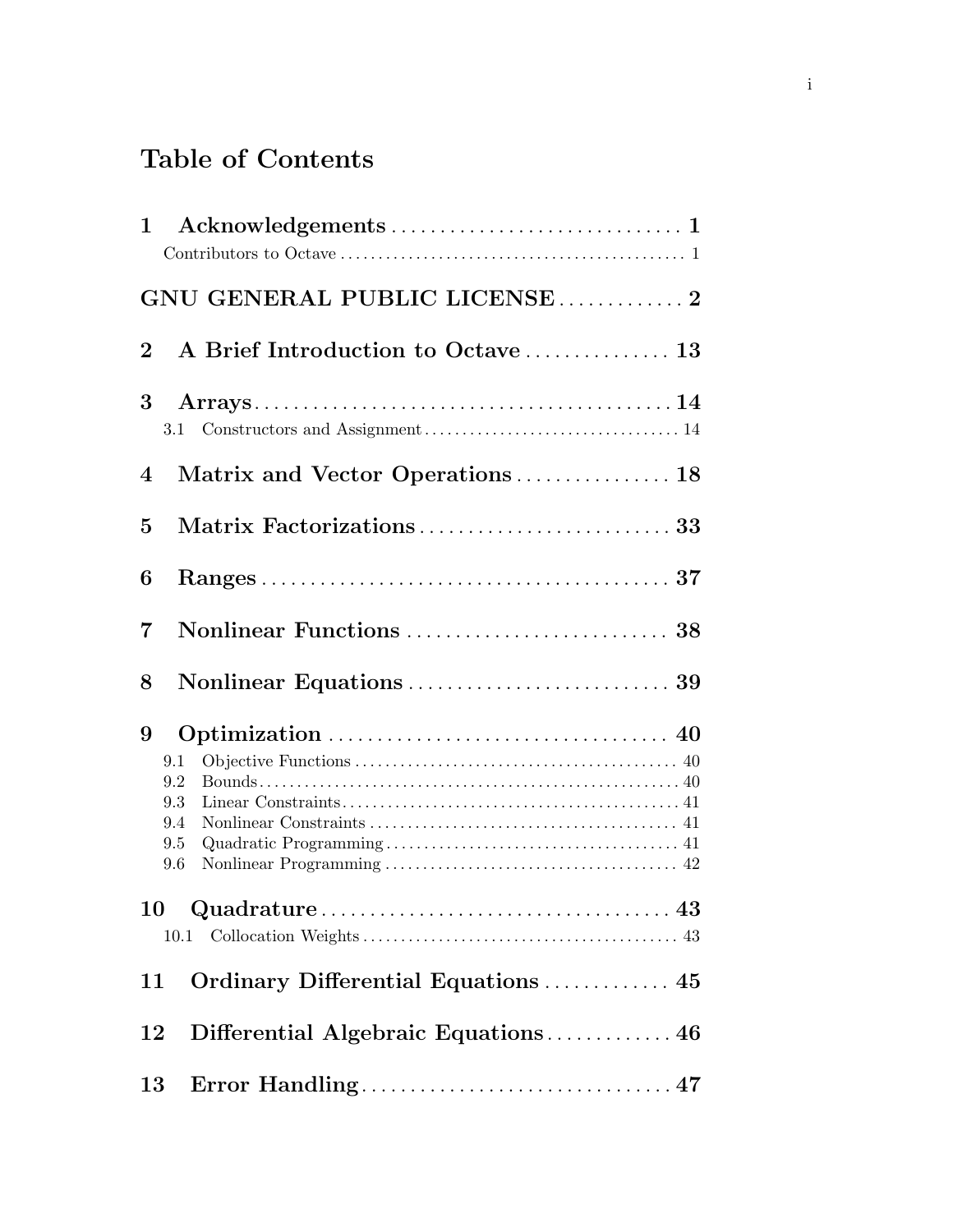# Table of Contents

**1 Acknowledgements** .............................. **1**

- Contributors to Octave .............................. 1

**GNU GENERAL PUBLIC LICENSE** .............................. **2**

**2 A Brief Introduction to Octave** .............................. **13**

**3 Arrays** .............................. **14**

- 3.1 Constructors and Assignment .............................. 14

**4 Matrix and Vector Operations** .............................. **18**

**5 Matrix Factorizations** .............................. **33**

**6 Ranges** .............................. **37**

**7 Nonlinear Functions** .............................. **38**

**8 Nonlinear Equations** .............................. **39**

**9 Optimization** .............................. **40**

- 9.1 Objective Functions .............................. 40
- 9.2 Bounds .............................. 40
- 9.3 Linear Constraints .............................. 41
- 9.4 Nonlinear Constraints .............................. 41
- 9.5 Quadratic Programming .............................. 41
- 9.6 Nonlinear Programming .............................. 42

**10 Quadrature** .............................. **43**

- 10.1 Collocation Weights .............................. 43

**11 Ordinary Differential Equations** .............................. **45**

**12 Differential Algebraic Equations** .............................. **46**

**13 Error Handling** .............................. **47**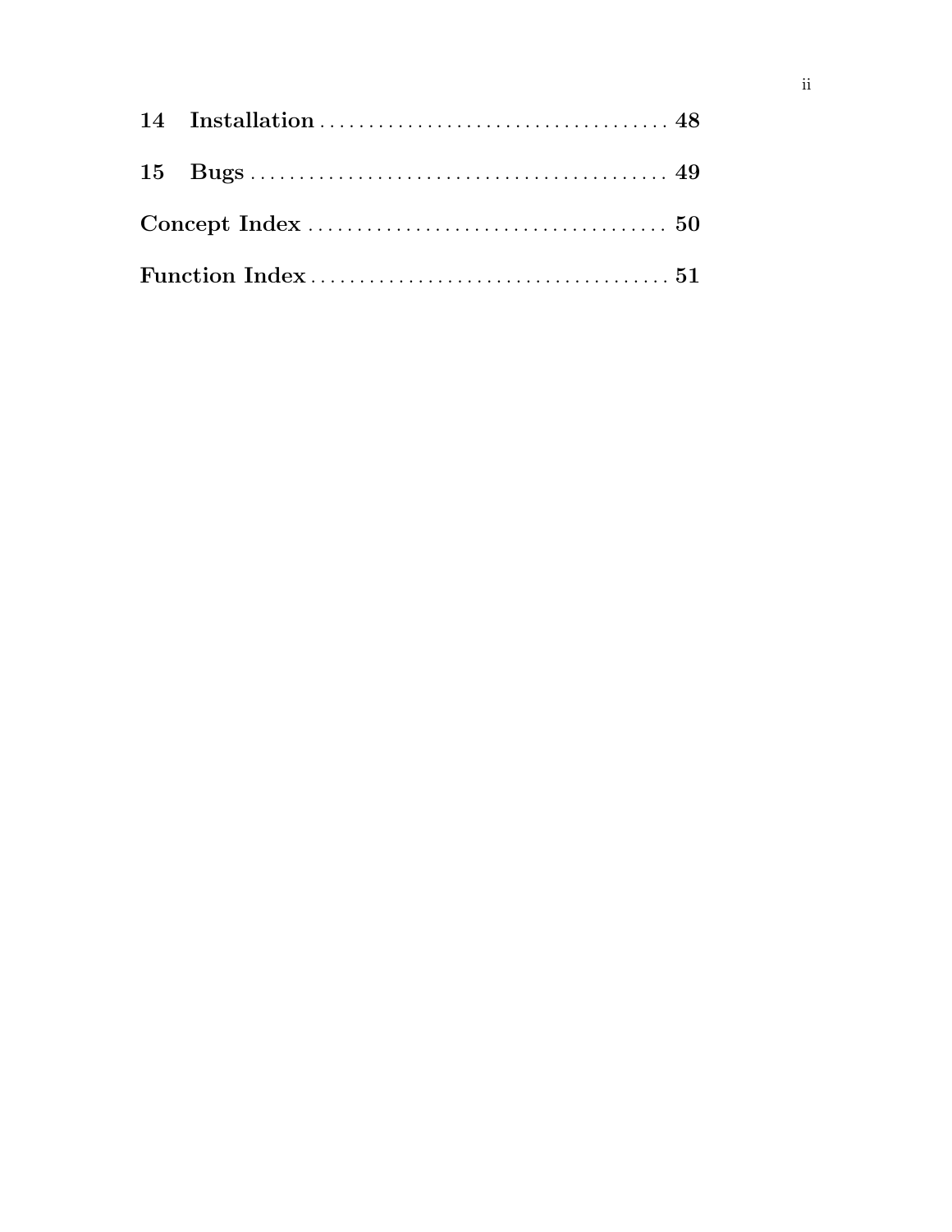**14 Installation** .................................... **48**

**15 Bugs** ........................................... **49**

**Concept Index** ..................................... **50**

**Function Index** .................................... **51**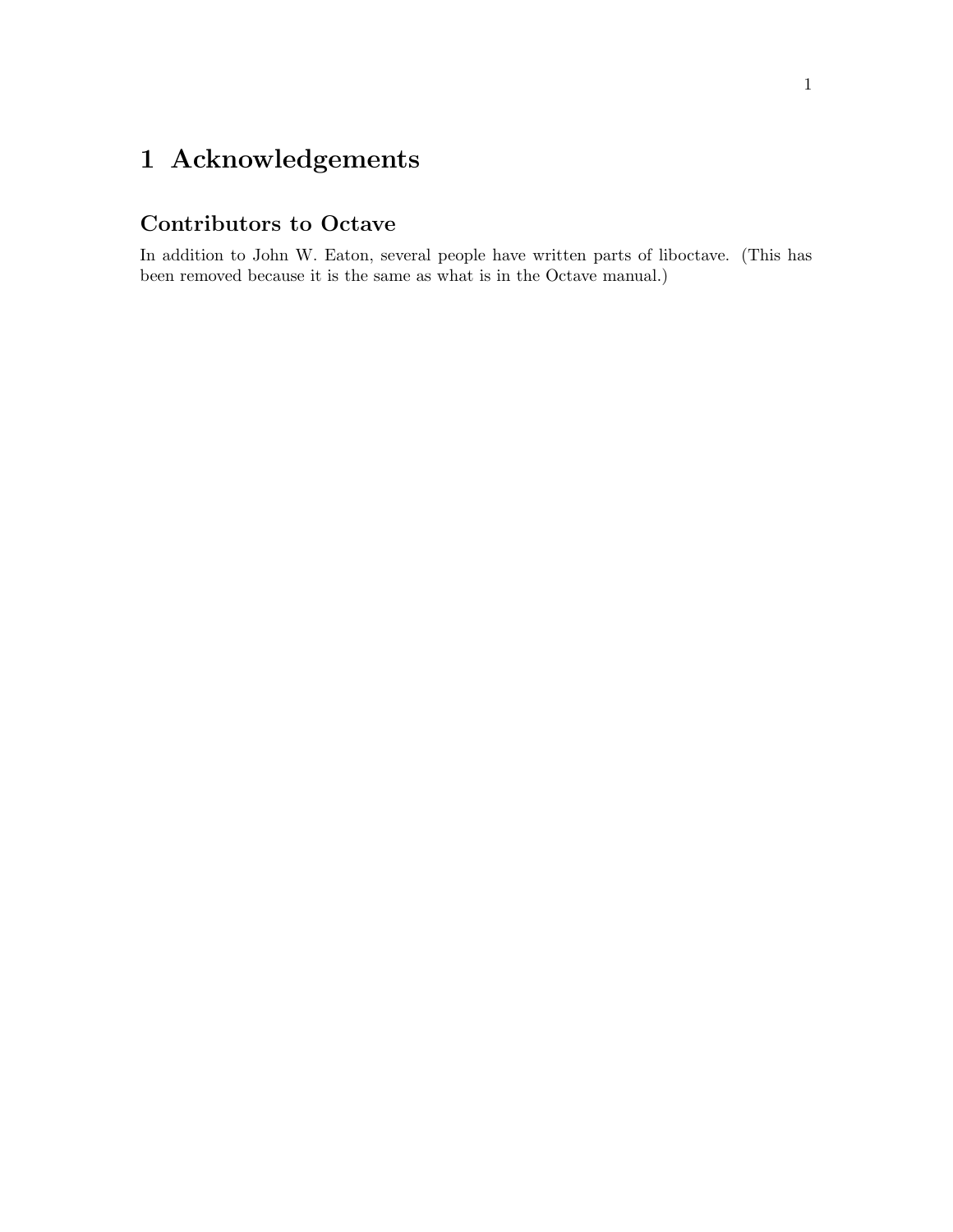# 1 Acknowledgements

## Contributors to Octave

In addition to John W. Eaton, several people have written parts of liboctave. (This has been removed because it is the same as what is in the Octave manual.)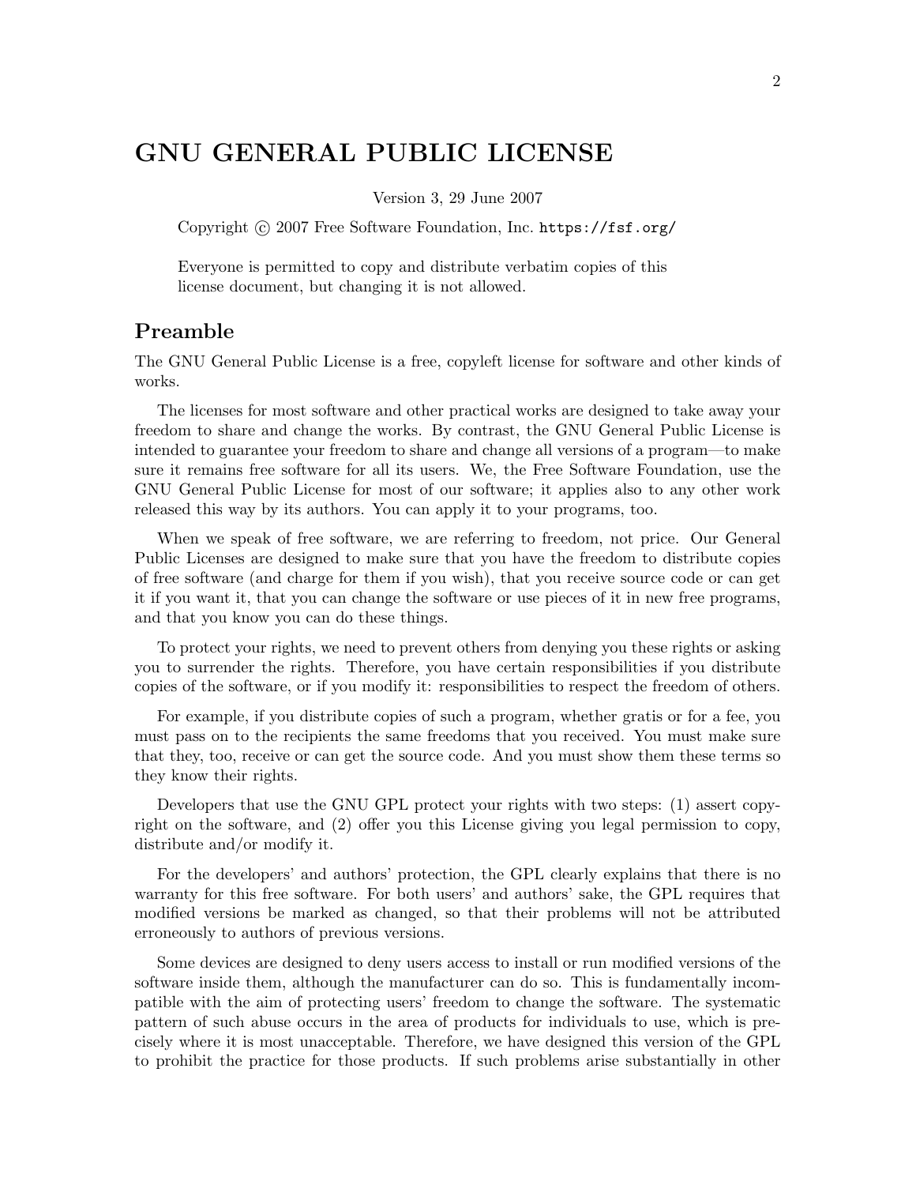# GNU GENERAL PUBLIC LICENSE

Version 3, 29 June 2007

Copyright © 2007 Free Software Foundation, Inc. https://fsf.org/

Everyone is permitted to copy and distribute verbatim copies of this license document, but changing it is not allowed.

## Preamble

The GNU General Public License is a free, copyleft license for software and other kinds of works.

The licenses for most software and other practical works are designed to take away your freedom to share and change the works. By contrast, the GNU General Public License is intended to guarantee your freedom to share and change all versions of a program—to make sure it remains free software for all its users. We, the Free Software Foundation, use the GNU General Public License for most of our software; it applies also to any other work released this way by its authors. You can apply it to your programs, too.

When we speak of free software, we are referring to freedom, not price. Our General Public Licenses are designed to make sure that you have the freedom to distribute copies of free software (and charge for them if you wish), that you receive source code or can get it if you want it, that you can change the software or use pieces of it in new free programs, and that you know you can do these things.

To protect your rights, we need to prevent others from denying you these rights or asking you to surrender the rights. Therefore, you have certain responsibilities if you distribute copies of the software, or if you modify it: responsibilities to respect the freedom of others.

For example, if you distribute copies of such a program, whether gratis or for a fee, you must pass on to the recipients the same freedoms that you received. You must make sure that they, too, receive or can get the source code. And you must show them these terms so they know their rights.

Developers that use the GNU GPL protect your rights with two steps: (1) assert copyright on the software, and (2) offer you this License giving you legal permission to copy, distribute and/or modify it.

For the developers' and authors' protection, the GPL clearly explains that there is no warranty for this free software. For both users' and authors' sake, the GPL requires that modified versions be marked as changed, so that their problems will not be attributed erroneously to authors of previous versions.

Some devices are designed to deny users access to install or run modified versions of the software inside them, although the manufacturer can do so. This is fundamentally incompatible with the aim of protecting users' freedom to change the software. The systematic pattern of such abuse occurs in the area of products for individuals to use, which is precisely where it is most unacceptable. Therefore, we have designed this version of the GPL to prohibit the practice for those products. If such problems arise substantially in other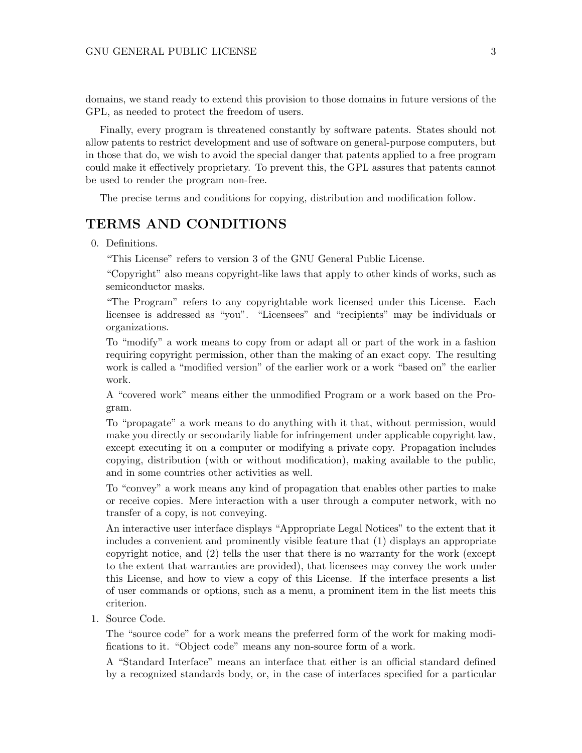domains, we stand ready to extend this provision to those domains in future versions of the GPL, as needed to protect the freedom of users.

Finally, every program is threatened constantly by software patents. States should not allow patents to restrict development and use of software on general-purpose computers, but in those that do, we wish to avoid the special danger that patents applied to a free program could make it effectively proprietary. To prevent this, the GPL assures that patents cannot be used to render the program non-free.

The precise terms and conditions for copying, distribution and modification follow.

## TERMS AND CONDITIONS

0. Definitions.

   "This License" refers to version 3 of the GNU General Public License.

   "Copyright" also means copyright-like laws that apply to other kinds of works, such as semiconductor masks.

   "The Program" refers to any copyrightable work licensed under this License. Each licensee is addressed as "you". "Licensees" and "recipients" may be individuals or organizations.

   To "modify" a work means to copy from or adapt all or part of the work in a fashion requiring copyright permission, other than the making of an exact copy. The resulting work is called a "modified version" of the earlier work or a work "based on" the earlier work.

   A "covered work" means either the unmodified Program or a work based on the Program.

   To "propagate" a work means to do anything with it that, without permission, would make you directly or secondarily liable for infringement under applicable copyright law, except executing it on a computer or modifying a private copy. Propagation includes copying, distribution (with or without modification), making available to the public, and in some countries other activities as well.

   To "convey" a work means any kind of propagation that enables other parties to make or receive copies. Mere interaction with a user through a computer network, with no transfer of a copy, is not conveying.

   An interactive user interface displays "Appropriate Legal Notices" to the extent that it includes a convenient and prominently visible feature that (1) displays an appropriate copyright notice, and (2) tells the user that there is no warranty for the work (except to the extent that warranties are provided), that licensees may convey the work under this License, and how to view a copy of this License. If the interface presents a list of user commands or options, such as a menu, a prominent item in the list meets this criterion.

1. Source Code.

   The "source code" for a work means the preferred form of the work for making modifications to it. "Object code" means any non-source form of a work.

   A "Standard Interface" means an interface that either is an official standard defined by a recognized standards body, or, in the case of interfaces specified for a particular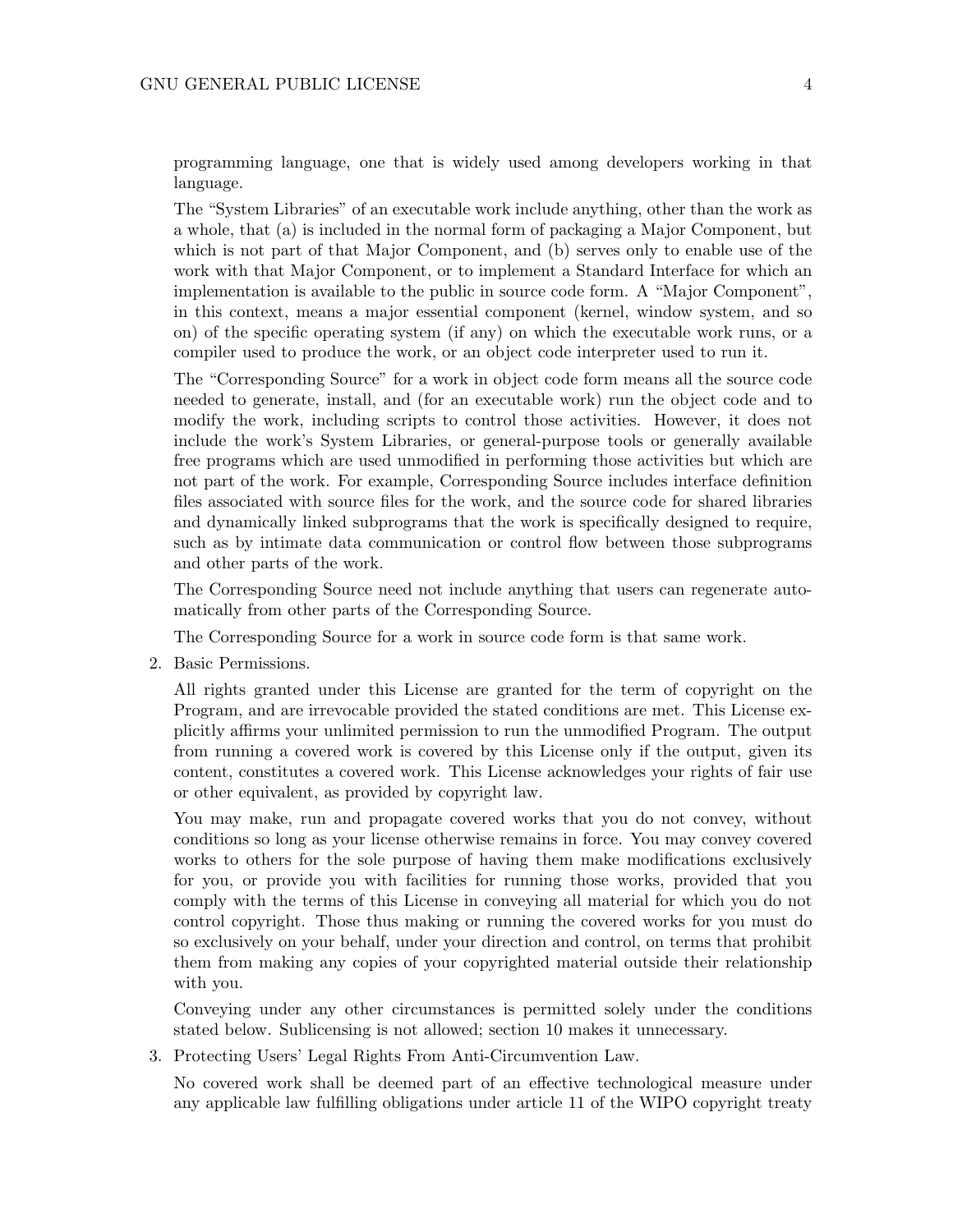programming language, one that is widely used among developers working in that language.

The "System Libraries" of an executable work include anything, other than the work as a whole, that (a) is included in the normal form of packaging a Major Component, but which is not part of that Major Component, and (b) serves only to enable use of the work with that Major Component, or to implement a Standard Interface for which an implementation is available to the public in source code form. A "Major Component", in this context, means a major essential component (kernel, window system, and so on) of the specific operating system (if any) on which the executable work runs, or a compiler used to produce the work, or an object code interpreter used to run it.

The "Corresponding Source" for a work in object code form means all the source code needed to generate, install, and (for an executable work) run the object code and to modify the work, including scripts to control those activities. However, it does not include the work's System Libraries, or general-purpose tools or generally available free programs which are used unmodified in performing those activities but which are not part of the work. For example, Corresponding Source includes interface definition files associated with source files for the work, and the source code for shared libraries and dynamically linked subprograms that the work is specifically designed to require, such as by intimate data communication or control flow between those subprograms and other parts of the work.

The Corresponding Source need not include anything that users can regenerate automatically from other parts of the Corresponding Source.

The Corresponding Source for a work in source code form is that same work.

2. Basic Permissions.

   All rights granted under this License are granted for the term of copyright on the Program, and are irrevocable provided the stated conditions are met. This License explicitly affirms your unlimited permission to run the unmodified Program. The output from running a covered work is covered by this License only if the output, given its content, constitutes a covered work. This License acknowledges your rights of fair use or other equivalent, as provided by copyright law.

   You may make, run and propagate covered works that you do not convey, without conditions so long as your license otherwise remains in force. You may convey covered works to others for the sole purpose of having them make modifications exclusively for you, or provide you with facilities for running those works, provided that you comply with the terms of this License in conveying all material for which you do not control copyright. Those thus making or running the covered works for you must do so exclusively on your behalf, under your direction and control, on terms that prohibit them from making any copies of your copyrighted material outside their relationship with you.

   Conveying under any other circumstances is permitted solely under the conditions stated below. Sublicensing is not allowed; section 10 makes it unnecessary.

3. Protecting Users' Legal Rights From Anti-Circumvention Law.

   No covered work shall be deemed part of an effective technological measure under any applicable law fulfilling obligations under article 11 of the WIPO copyright treaty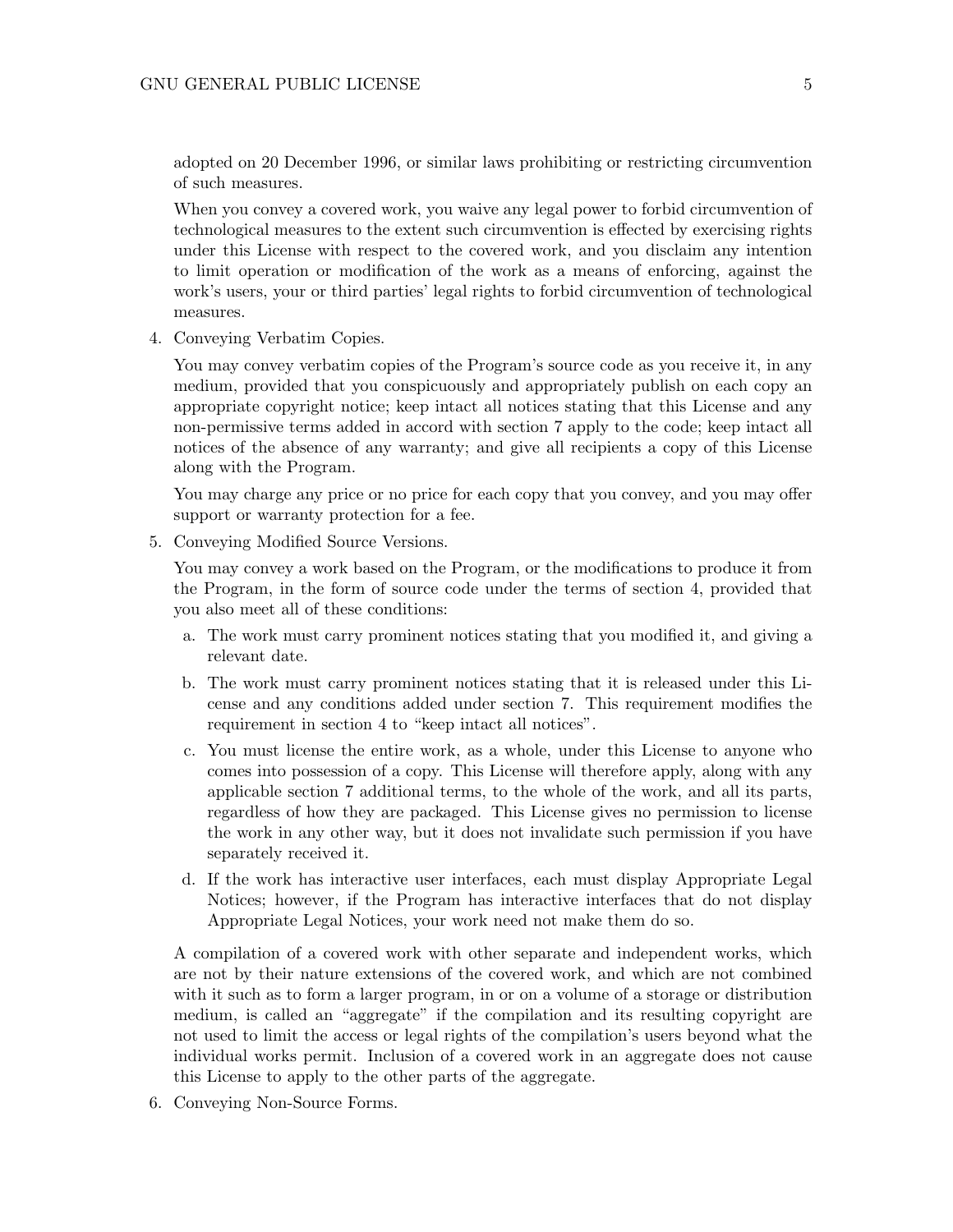adopted on 20 December 1996, or similar laws prohibiting or restricting circumvention of such measures.

When you convey a covered work, you waive any legal power to forbid circumvention of technological measures to the extent such circumvention is effected by exercising rights under this License with respect to the covered work, and you disclaim any intention to limit operation or modification of the work as a means of enforcing, against the work's users, your or third parties' legal rights to forbid circumvention of technological measures.

4. Conveying Verbatim Copies.

   You may convey verbatim copies of the Program's source code as you receive it, in any medium, provided that you conspicuously and appropriately publish on each copy an appropriate copyright notice; keep intact all notices stating that this License and any non-permissive terms added in accord with section 7 apply to the code; keep intact all notices of the absence of any warranty; and give all recipients a copy of this License along with the Program.

   You may charge any price or no price for each copy that you convey, and you may offer support or warranty protection for a fee.

5. Conveying Modified Source Versions.

   You may convey a work based on the Program, or the modifications to produce it from the Program, in the form of source code under the terms of section 4, provided that you also meet all of these conditions:

   a. The work must carry prominent notices stating that you modified it, and giving a relevant date.
   b. The work must carry prominent notices stating that it is released under this License and any conditions added under section 7. This requirement modifies the requirement in section 4 to "keep intact all notices".
   c. You must license the entire work, as a whole, under this License to anyone who comes into possession of a copy. This License will therefore apply, along with any applicable section 7 additional terms, to the whole of the work, and all its parts, regardless of how they are packaged. This License gives no permission to license the work in any other way, but it does not invalidate such permission if you have separately received it.
   d. If the work has interactive user interfaces, each must display Appropriate Legal Notices; however, if the Program has interactive interfaces that do not display Appropriate Legal Notices, your work need not make them do so.

   A compilation of a covered work with other separate and independent works, which are not by their nature extensions of the covered work, and which are not combined with it such as to form a larger program, in or on a volume of a storage or distribution medium, is called an "aggregate" if the compilation and its resulting copyright are not used to limit the access or legal rights of the compilation's users beyond what the individual works permit. Inclusion of a covered work in an aggregate does not cause this License to apply to the other parts of the aggregate.

6. Conveying Non-Source Forms.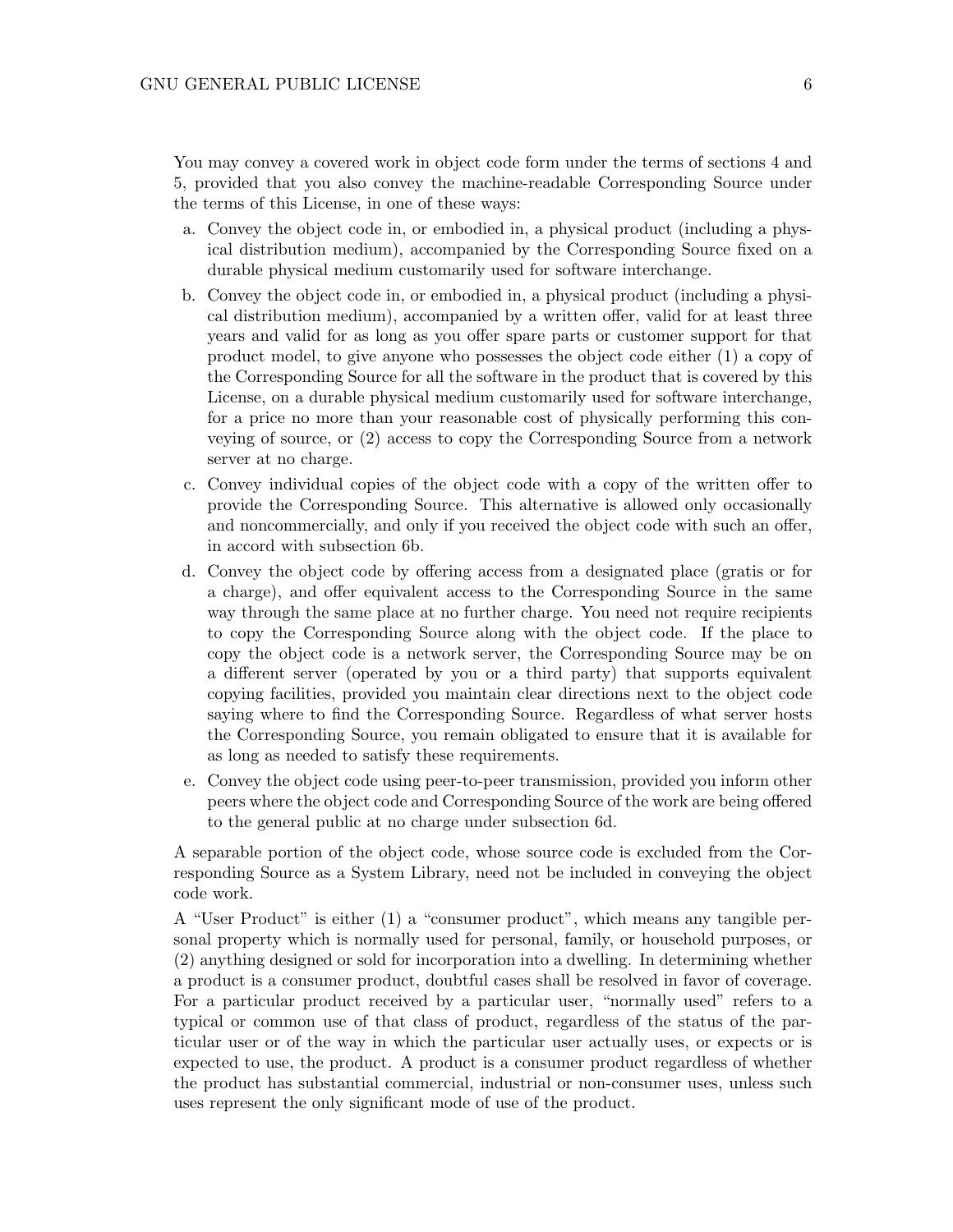You may convey a covered work in object code form under the terms of sections 4 and 5, provided that you also convey the machine-readable Corresponding Source under the terms of this License, in one of these ways:

a. Convey the object code in, or embodied in, a physical product (including a physical distribution medium), accompanied by the Corresponding Source fixed on a durable physical medium customarily used for software interchange.
b. Convey the object code in, or embodied in, a physical product (including a physical distribution medium), accompanied by a written offer, valid for at least three years and valid for as long as you offer spare parts or customer support for that product model, to give anyone who possesses the object code either (1) a copy of the Corresponding Source for all the software in the product that is covered by this License, on a durable physical medium customarily used for software interchange, for a price no more than your reasonable cost of physically performing this conveying of source, or (2) access to copy the Corresponding Source from a network server at no charge.
c. Convey individual copies of the object code with a copy of the written offer to provide the Corresponding Source. This alternative is allowed only occasionally and noncommercially, and only if you received the object code with such an offer, in accord with subsection 6b.
d. Convey the object code by offering access from a designated place (gratis or for a charge), and offer equivalent access to the Corresponding Source in the same way through the same place at no further charge. You need not require recipients to copy the Corresponding Source along with the object code. If the place to copy the object code is a network server, the Corresponding Source may be on a different server (operated by you or a third party) that supports equivalent copying facilities, provided you maintain clear directions next to the object code saying where to find the Corresponding Source. Regardless of what server hosts the Corresponding Source, you remain obligated to ensure that it is available for as long as needed to satisfy these requirements.
e. Convey the object code using peer-to-peer transmission, provided you inform other peers where the object code and Corresponding Source of the work are being offered to the general public at no charge under subsection 6d.

A separable portion of the object code, whose source code is excluded from the Corresponding Source as a System Library, need not be included in conveying the object code work.

A "User Product" is either (1) a "consumer product", which means any tangible personal property which is normally used for personal, family, or household purposes, or (2) anything designed or sold for incorporation into a dwelling. In determining whether a product is a consumer product, doubtful cases shall be resolved in favor of coverage. For a particular product received by a particular user, "normally used" refers to a typical or common use of that class of product, regardless of the status of the particular user or of the way in which the particular user actually uses, or expects or is expected to use, the product. A product is a consumer product regardless of whether the product has substantial commercial, industrial or non-consumer uses, unless such uses represent the only significant mode of use of the product.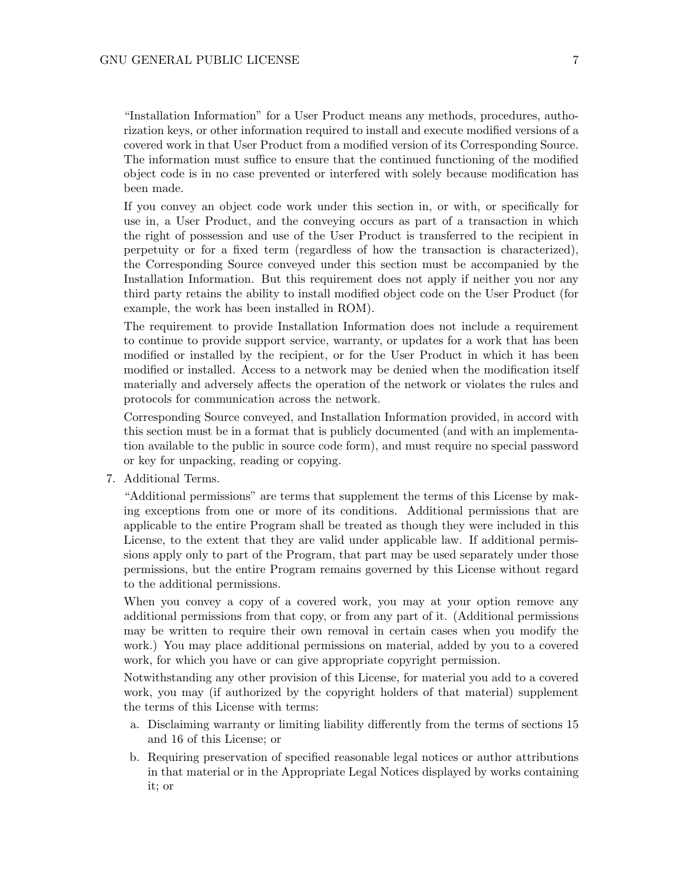"Installation Information" for a User Product means any methods, procedures, authorization keys, or other information required to install and execute modified versions of a covered work in that User Product from a modified version of its Corresponding Source. The information must suffice to ensure that the continued functioning of the modified object code is in no case prevented or interfered with solely because modification has been made.

If you convey an object code work under this section in, or with, or specifically for use in, a User Product, and the conveying occurs as part of a transaction in which the right of possession and use of the User Product is transferred to the recipient in perpetuity or for a fixed term (regardless of how the transaction is characterized), the Corresponding Source conveyed under this section must be accompanied by the Installation Information. But this requirement does not apply if neither you nor any third party retains the ability to install modified object code on the User Product (for example, the work has been installed in ROM).

The requirement to provide Installation Information does not include a requirement to continue to provide support service, warranty, or updates for a work that has been modified or installed by the recipient, or for the User Product in which it has been modified or installed. Access to a network may be denied when the modification itself materially and adversely affects the operation of the network or violates the rules and protocols for communication across the network.

Corresponding Source conveyed, and Installation Information provided, in accord with this section must be in a format that is publicly documented (and with an implementation available to the public in source code form), and must require no special password or key for unpacking, reading or copying.

7. Additional Terms.

   "Additional permissions" are terms that supplement the terms of this License by making exceptions from one or more of its conditions. Additional permissions that are applicable to the entire Program shall be treated as though they were included in this License, to the extent that they are valid under applicable law. If additional permissions apply only to part of the Program, that part may be used separately under those permissions, but the entire Program remains governed by this License without regard to the additional permissions.

   When you convey a copy of a covered work, you may at your option remove any additional permissions from that copy, or from any part of it. (Additional permissions may be written to require their own removal in certain cases when you modify the work.) You may place additional permissions on material, added by you to a covered work, for which you have or can give appropriate copyright permission.

   Notwithstanding any other provision of this License, for material you add to a covered work, you may (if authorized by the copyright holders of that material) supplement the terms of this License with terms:

   a. Disclaiming warranty or limiting liability differently from the terms of sections 15 and 16 of this License; or
   b. Requiring preservation of specified reasonable legal notices or author attributions in that material or in the Appropriate Legal Notices displayed by works containing it; or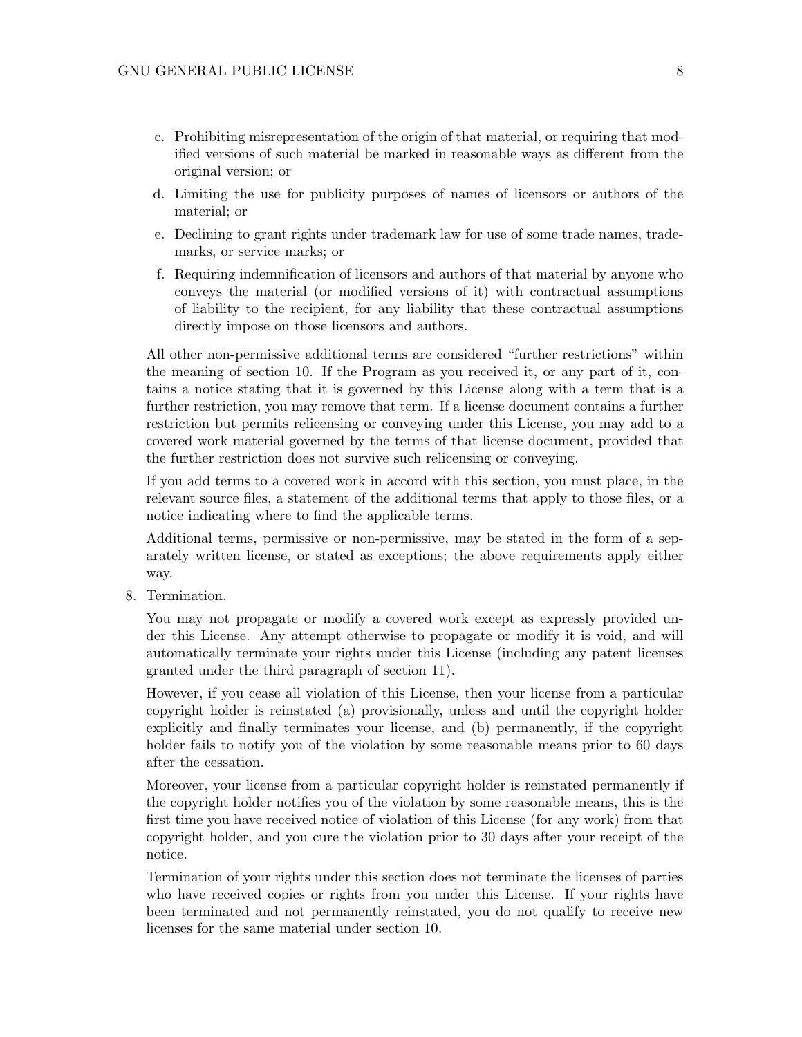c. Prohibiting misrepresentation of the origin of that material, or requiring that modified versions of such material be marked in reasonable ways as different from the original version; or

d. Limiting the use for publicity purposes of names of licensors or authors of the material; or

e. Declining to grant rights under trademark law for use of some trade names, trademarks, or service marks; or

f. Requiring indemnification of licensors and authors of that material by anyone who conveys the material (or modified versions of it) with contractual assumptions of liability to the recipient, for any liability that these contractual assumptions directly impose on those licensors and authors.

All other non-permissive additional terms are considered "further restrictions" within the meaning of section 10. If the Program as you received it, or any part of it, contains a notice stating that it is governed by this License along with a term that is a further restriction, you may remove that term. If a license document contains a further restriction but permits relicensing or conveying under this License, you may add to a covered work material governed by the terms of that license document, provided that the further restriction does not survive such relicensing or conveying.

If you add terms to a covered work in accord with this section, you must place, in the relevant source files, a statement of the additional terms that apply to those files, or a notice indicating where to find the applicable terms.

Additional terms, permissive or non-permissive, may be stated in the form of a separately written license, or stated as exceptions; the above requirements apply either way.

8. Termination.

   You may not propagate or modify a covered work except as expressly provided under this License. Any attempt otherwise to propagate or modify it is void, and will automatically terminate your rights under this License (including any patent licenses granted under the third paragraph of section 11).

   However, if you cease all violation of this License, then your license from a particular copyright holder is reinstated (a) provisionally, unless and until the copyright holder explicitly and finally terminates your license, and (b) permanently, if the copyright holder fails to notify you of the violation by some reasonable means prior to 60 days after the cessation.

   Moreover, your license from a particular copyright holder is reinstated permanently if the copyright holder notifies you of the violation by some reasonable means, this is the first time you have received notice of violation of this License (for any work) from that copyright holder, and you cure the violation prior to 30 days after your receipt of the notice.

   Termination of your rights under this section does not terminate the licenses of parties who have received copies or rights from you under this License. If your rights have been terminated and not permanently reinstated, you do not qualify to receive new licenses for the same material under section 10.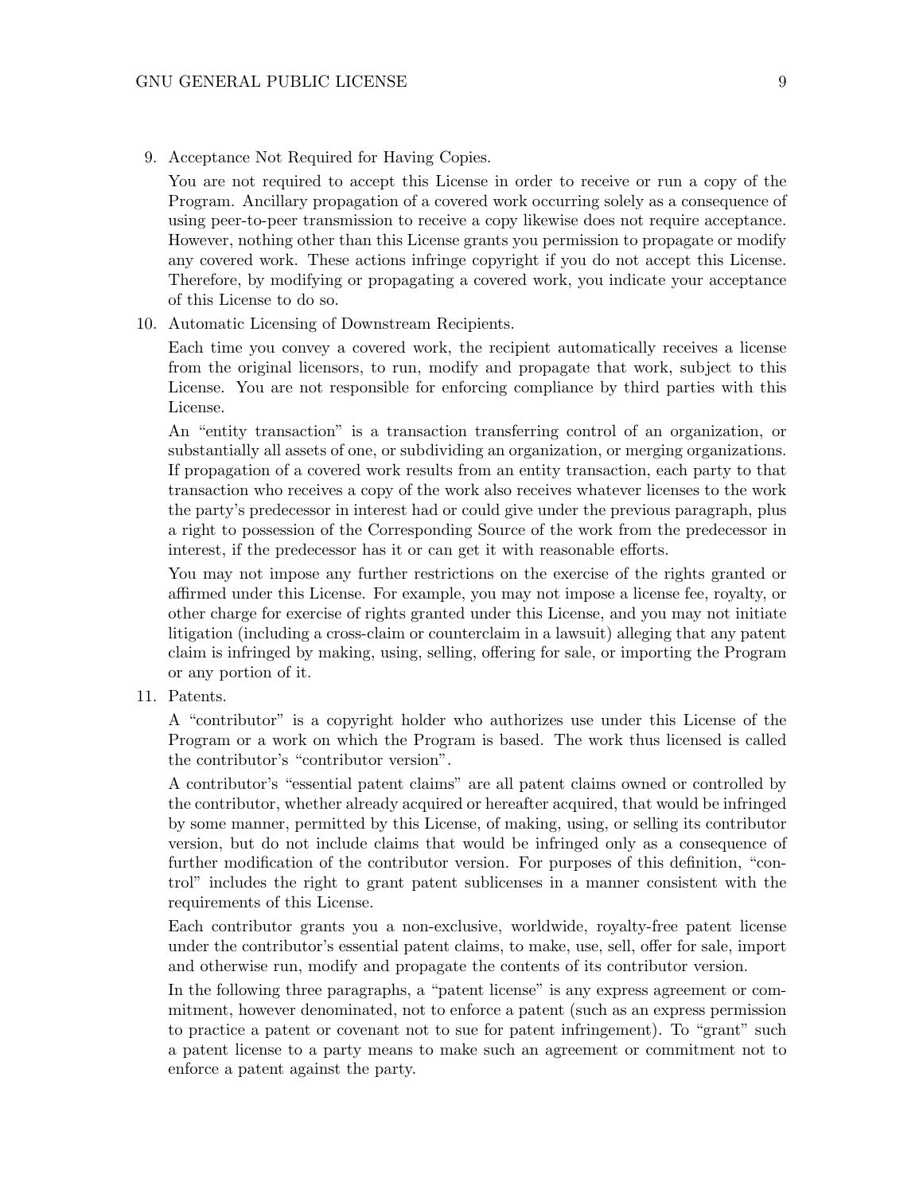9. Acceptance Not Required for Having Copies.

   You are not required to accept this License in order to receive or run a copy of the Program. Ancillary propagation of a covered work occurring solely as a consequence of using peer-to-peer transmission to receive a copy likewise does not require acceptance. However, nothing other than this License grants you permission to propagate or modify any covered work. These actions infringe copyright if you do not accept this License. Therefore, by modifying or propagating a covered work, you indicate your acceptance of this License to do so.

10. Automatic Licensing of Downstream Recipients.

    Each time you convey a covered work, the recipient automatically receives a license from the original licensors, to run, modify and propagate that work, subject to this License. You are not responsible for enforcing compliance by third parties with this License.

    An "entity transaction" is a transaction transferring control of an organization, or substantially all assets of one, or subdividing an organization, or merging organizations. If propagation of a covered work results from an entity transaction, each party to that transaction who receives a copy of the work also receives whatever licenses to the work the party's predecessor in interest had or could give under the previous paragraph, plus a right to possession of the Corresponding Source of the work from the predecessor in interest, if the predecessor has it or can get it with reasonable efforts.

    You may not impose any further restrictions on the exercise of the rights granted or affirmed under this License. For example, you may not impose a license fee, royalty, or other charge for exercise of rights granted under this License, and you may not initiate litigation (including a cross-claim or counterclaim in a lawsuit) alleging that any patent claim is infringed by making, using, selling, offering for sale, or importing the Program or any portion of it.

11. Patents.

    A "contributor" is a copyright holder who authorizes use under this License of the Program or a work on which the Program is based. The work thus licensed is called the contributor's "contributor version".

    A contributor's "essential patent claims" are all patent claims owned or controlled by the contributor, whether already acquired or hereafter acquired, that would be infringed by some manner, permitted by this License, of making, using, or selling its contributor version, but do not include claims that would be infringed only as a consequence of further modification of the contributor version. For purposes of this definition, "control" includes the right to grant patent sublicenses in a manner consistent with the requirements of this License.

    Each contributor grants you a non-exclusive, worldwide, royalty-free patent license under the contributor's essential patent claims, to make, use, sell, offer for sale, import and otherwise run, modify and propagate the contents of its contributor version.

    In the following three paragraphs, a "patent license" is any express agreement or commitment, however denominated, not to enforce a patent (such as an express permission to practice a patent or covenant not to sue for patent infringement). To "grant" such a patent license to a party means to make such an agreement or commitment not to enforce a patent against the party.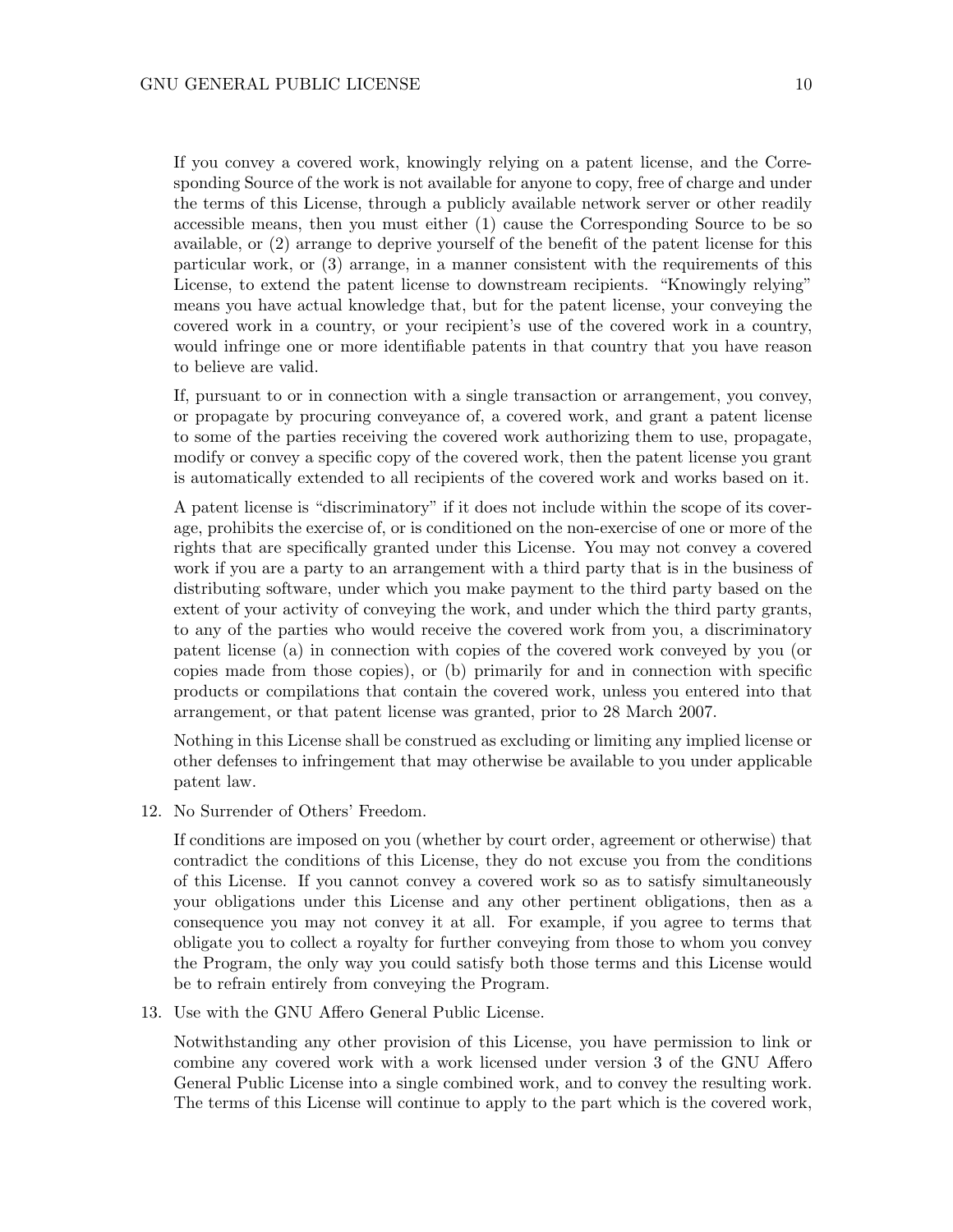If you convey a covered work, knowingly relying on a patent license, and the Corresponding Source of the work is not available for anyone to copy, free of charge and under the terms of this License, through a publicly available network server or other readily accessible means, then you must either (1) cause the Corresponding Source to be so available, or (2) arrange to deprive yourself of the benefit of the patent license for this particular work, or (3) arrange, in a manner consistent with the requirements of this License, to extend the patent license to downstream recipients. "Knowingly relying" means you have actual knowledge that, but for the patent license, your conveying the covered work in a country, or your recipient's use of the covered work in a country, would infringe one or more identifiable patents in that country that you have reason to believe are valid.

If, pursuant to or in connection with a single transaction or arrangement, you convey, or propagate by procuring conveyance of, a covered work, and grant a patent license to some of the parties receiving the covered work authorizing them to use, propagate, modify or convey a specific copy of the covered work, then the patent license you grant is automatically extended to all recipients of the covered work and works based on it.

A patent license is "discriminatory" if it does not include within the scope of its coverage, prohibits the exercise of, or is conditioned on the non-exercise of one or more of the rights that are specifically granted under this License. You may not convey a covered work if you are a party to an arrangement with a third party that is in the business of distributing software, under which you make payment to the third party based on the extent of your activity of conveying the work, and under which the third party grants, to any of the parties who would receive the covered work from you, a discriminatory patent license (a) in connection with copies of the covered work conveyed by you (or copies made from those copies), or (b) primarily for and in connection with specific products or compilations that contain the covered work, unless you entered into that arrangement, or that patent license was granted, prior to 28 March 2007.

Nothing in this License shall be construed as excluding or limiting any implied license or other defenses to infringement that may otherwise be available to you under applicable patent law.

12. No Surrender of Others' Freedom.

    If conditions are imposed on you (whether by court order, agreement or otherwise) that contradict the conditions of this License, they do not excuse you from the conditions of this License. If you cannot convey a covered work so as to satisfy simultaneously your obligations under this License and any other pertinent obligations, then as a consequence you may not convey it at all. For example, if you agree to terms that obligate you to collect a royalty for further conveying from those to whom you convey the Program, the only way you could satisfy both those terms and this License would be to refrain entirely from conveying the Program.

13. Use with the GNU Affero General Public License.

    Notwithstanding any other provision of this License, you have permission to link or combine any covered work with a work licensed under version 3 of the GNU Affero General Public License into a single combined work, and to convey the resulting work. The terms of this License will continue to apply to the part which is the covered work,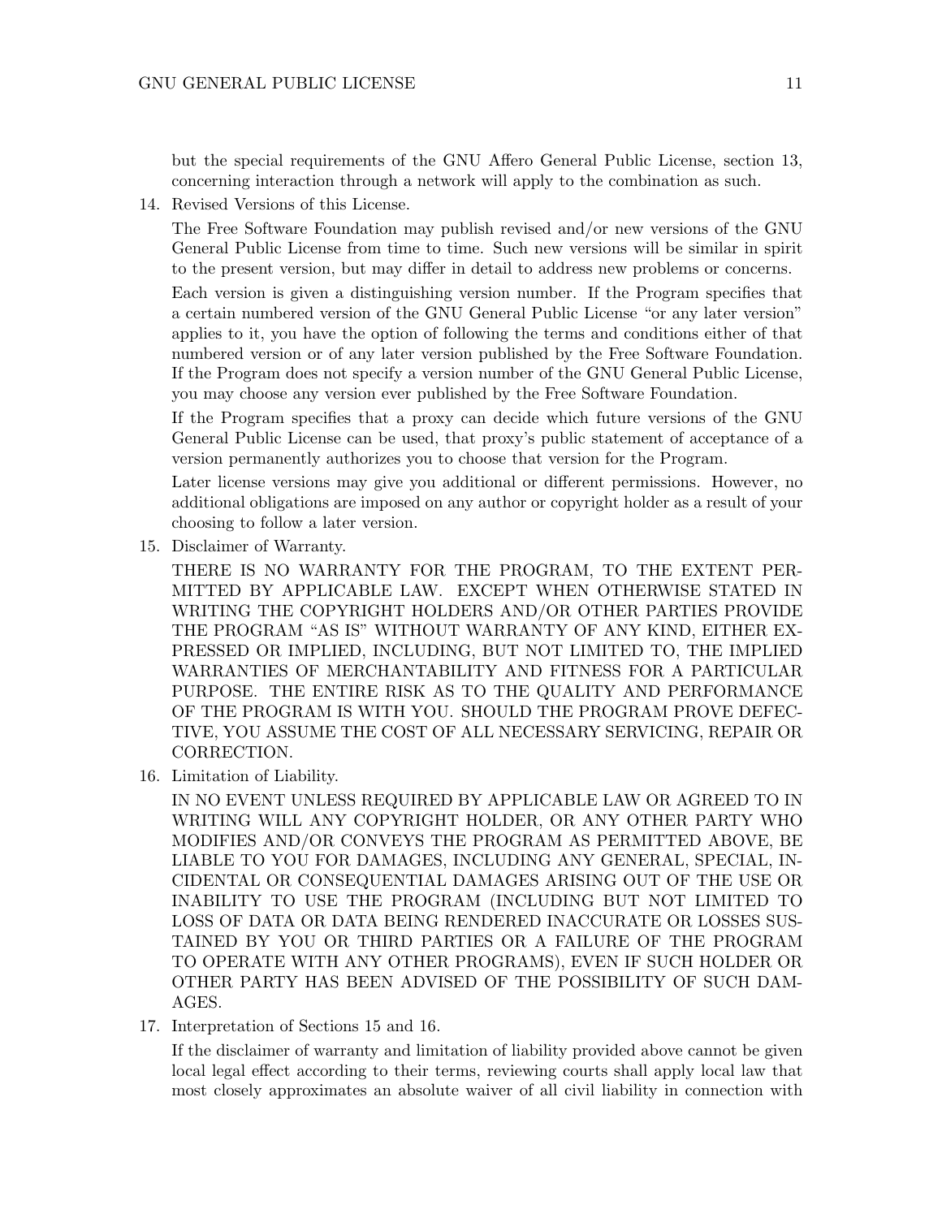but the special requirements of the GNU Affero General Public License, section 13, concerning interaction through a network will apply to the combination as such.

14. Revised Versions of this License.

    The Free Software Foundation may publish revised and/or new versions of the GNU General Public License from time to time. Such new versions will be similar in spirit to the present version, but may differ in detail to address new problems or concerns.

    Each version is given a distinguishing version number. If the Program specifies that a certain numbered version of the GNU General Public License "or any later version" applies to it, you have the option of following the terms and conditions either of that numbered version or of any later version published by the Free Software Foundation. If the Program does not specify a version number of the GNU General Public License, you may choose any version ever published by the Free Software Foundation.

    If the Program specifies that a proxy can decide which future versions of the GNU General Public License can be used, that proxy's public statement of acceptance of a version permanently authorizes you to choose that version for the Program.

    Later license versions may give you additional or different permissions. However, no additional obligations are imposed on any author or copyright holder as a result of your choosing to follow a later version.

15. Disclaimer of Warranty.

    THERE IS NO WARRANTY FOR THE PROGRAM, TO THE EXTENT PERMITTED BY APPLICABLE LAW. EXCEPT WHEN OTHERWISE STATED IN WRITING THE COPYRIGHT HOLDERS AND/OR OTHER PARTIES PROVIDE THE PROGRAM "AS IS" WITHOUT WARRANTY OF ANY KIND, EITHER EXPRESSED OR IMPLIED, INCLUDING, BUT NOT LIMITED TO, THE IMPLIED WARRANTIES OF MERCHANTABILITY AND FITNESS FOR A PARTICULAR PURPOSE. THE ENTIRE RISK AS TO THE QUALITY AND PERFORMANCE OF THE PROGRAM IS WITH YOU. SHOULD THE PROGRAM PROVE DEFECTIVE, YOU ASSUME THE COST OF ALL NECESSARY SERVICING, REPAIR OR CORRECTION.

16. Limitation of Liability.

    IN NO EVENT UNLESS REQUIRED BY APPLICABLE LAW OR AGREED TO IN WRITING WILL ANY COPYRIGHT HOLDER, OR ANY OTHER PARTY WHO MODIFIES AND/OR CONVEYS THE PROGRAM AS PERMITTED ABOVE, BE LIABLE TO YOU FOR DAMAGES, INCLUDING ANY GENERAL, SPECIAL, INCIDENTAL OR CONSEQUENTIAL DAMAGES ARISING OUT OF THE USE OR INABILITY TO USE THE PROGRAM (INCLUDING BUT NOT LIMITED TO LOSS OF DATA OR DATA BEING RENDERED INACCURATE OR LOSSES SUSTAINED BY YOU OR THIRD PARTIES OR A FAILURE OF THE PROGRAM TO OPERATE WITH ANY OTHER PROGRAMS), EVEN IF SUCH HOLDER OR OTHER PARTY HAS BEEN ADVISED OF THE POSSIBILITY OF SUCH DAMAGES.

17. Interpretation of Sections 15 and 16.

    If the disclaimer of warranty and limitation of liability provided above cannot be given local legal effect according to their terms, reviewing courts shall apply local law that most closely approximates an absolute waiver of all civil liability in connection with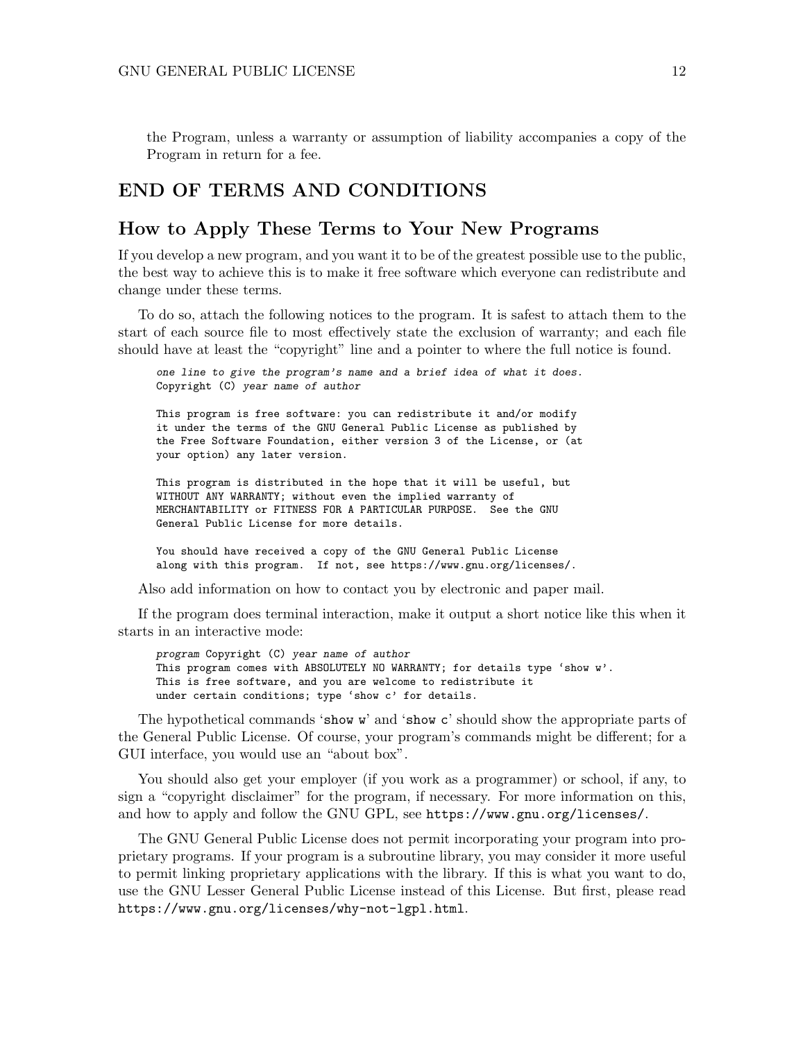the Program, unless a warranty or assumption of liability accompanies a copy of the Program in return for a fee.

## END OF TERMS AND CONDITIONS

## How to Apply These Terms to Your New Programs

If you develop a new program, and you want it to be of the greatest possible use to the public, the best way to achieve this is to make it free software which everyone can redistribute and change under these terms.

To do so, attach the following notices to the program. It is safest to attach them to the start of each source file to most effectively state the exclusion of warranty; and each file should have at least the "copyright" line and a pointer to where the full notice is found.

```
one line to give the program's name and a brief idea of what it does.
Copyright (C) year name of author

This program is free software: you can redistribute it and/or modify
it under the terms of the GNU General Public License as published by
the Free Software Foundation, either version 3 of the License, or (at
your option) any later version.

This program is distributed in the hope that it will be useful, but
WITHOUT ANY WARRANTY; without even the implied warranty of
MERCHANTABILITY or FITNESS FOR A PARTICULAR PURPOSE.  See the GNU
General Public License for more details.

You should have received a copy of the GNU General Public License
along with this program.  If not, see https://www.gnu.org/licenses/.
```

Also add information on how to contact you by electronic and paper mail.

If the program does terminal interaction, make it output a short notice like this when it starts in an interactive mode:

```
program Copyright (C) year name of author
This program comes with ABSOLUTELY NO WARRANTY; for details type 'show w'.
This is free software, and you are welcome to redistribute it
under certain conditions; type 'show c' for details.
```

The hypothetical commands '`show w`' and '`show c`' should show the appropriate parts of the General Public License. Of course, your program's commands might be different; for a GUI interface, you would use an "about box".

You should also get your employer (if you work as a programmer) or school, if any, to sign a "copyright disclaimer" for the program, if necessary. For more information on this, and how to apply and follow the GNU GPL, see `https://www.gnu.org/licenses/`.

The GNU General Public License does not permit incorporating your program into proprietary programs. If your program is a subroutine library, you may consider it more useful to permit linking proprietary applications with the library. If this is what you want to do, use the GNU Lesser General Public License instead of this License. But first, please read `https://www.gnu.org/licenses/why-not-lgpl.html`.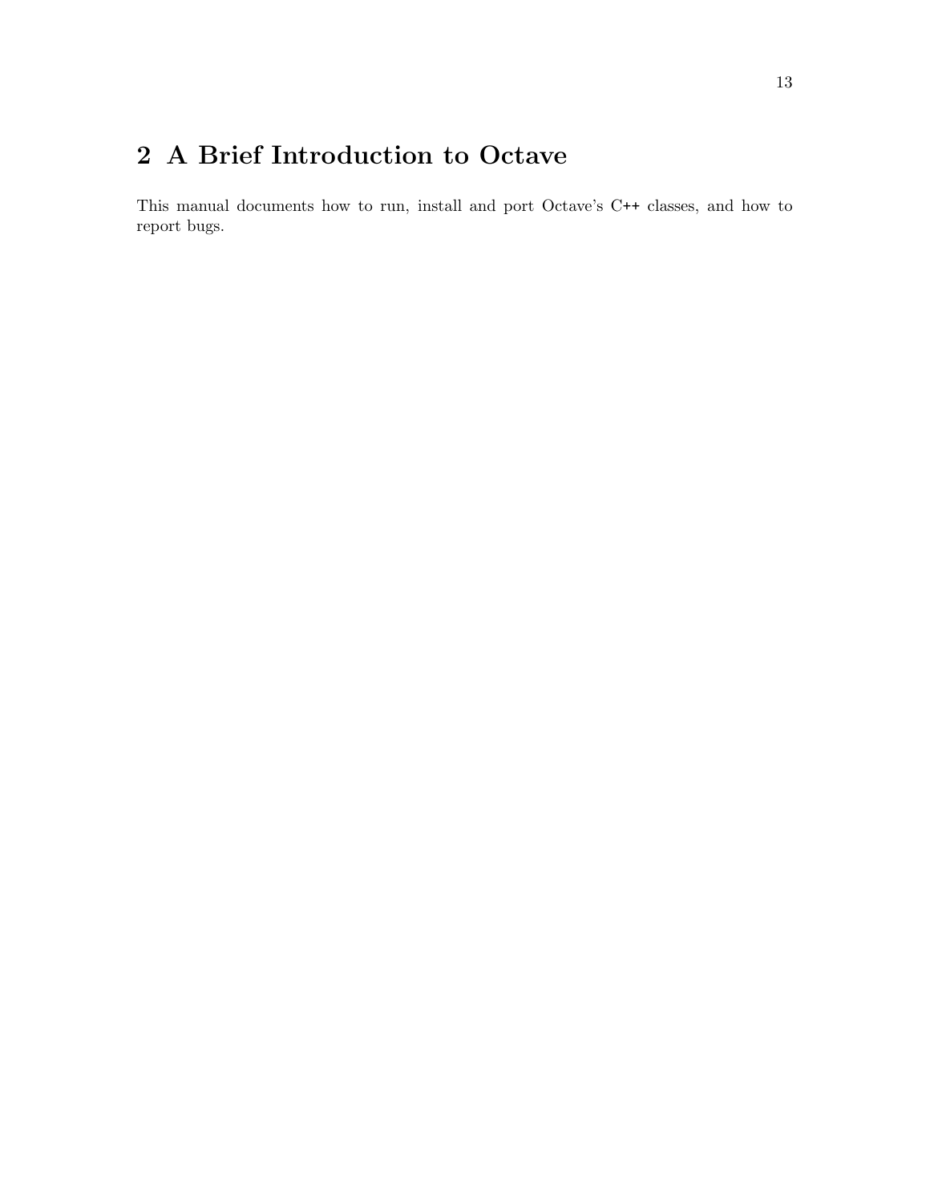# 2 A Brief Introduction to Octave

This manual documents how to run, install and port Octave's C++ classes, and how to report bugs.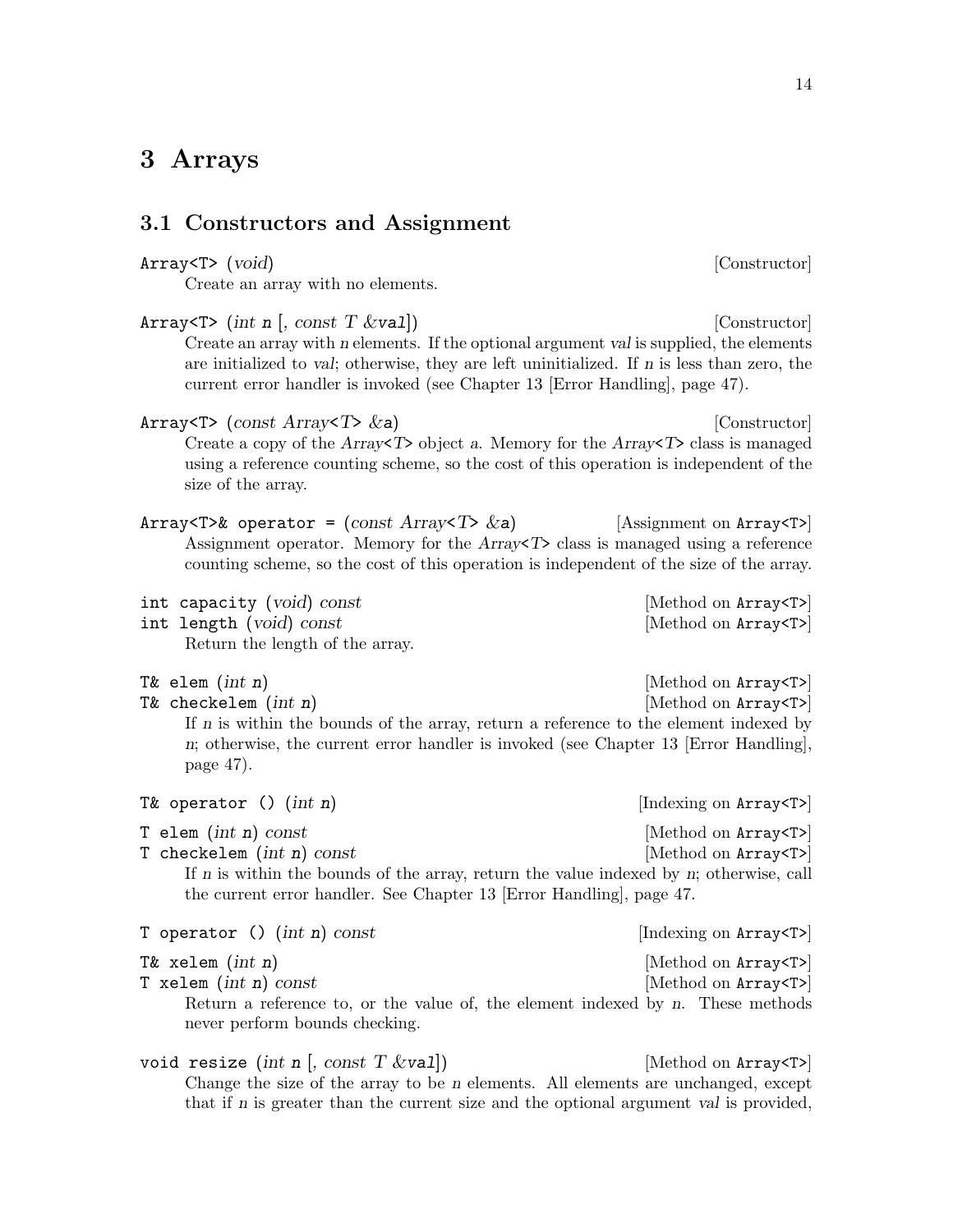# 3 Arrays

## 3.1 Constructors and Assignment

`Array<T>` (*void*) [Constructor]

Create an array with no elements.

`Array<T>` (*int* `n` [, *const T* &`val`]) [Constructor]

Create an array with *n* elements. If the optional argument *val* is supplied, the elements are initialized to *val*; otherwise, they are left uninitialized. If *n* is less than zero, the current error handler is invoked (see Chapter 13 [Error Handling], page 47).

`Array<T>` (*const Array<T>* &`a`) [Constructor]

Create a copy of the *Array<T>* object *a*. Memory for the *Array<T>* class is managed using a reference counting scheme, so the cost of this operation is independent of the size of the array.

`Array<T>& operator =` (*const Array<T>* &`a`) [Assignment on `Array<T>`]

Assignment operator. Memory for the *Array<T>* class is managed using a reference counting scheme, so the cost of this operation is independent of the size of the array.

`int capacity` (*void*) *const* [Method on `Array<T>`]
`int length` (*void*) *const* [Method on `Array<T>`]

Return the length of the array.

`T& elem` (*int* `n`) [Method on `Array<T>`]
`T& checkelem` (*int* `n`) [Method on `Array<T>`]

If *n* is within the bounds of the array, return a reference to the element indexed by *n*; otherwise, the current error handler is invoked (see Chapter 13 [Error Handling], page 47).

`T& operator ()` (*int* `n`) [Indexing on `Array<T>`]

`T elem` (*int* `n`) *const* [Method on `Array<T>`]
`T checkelem` (*int* `n`) *const* [Method on `Array<T>`]

If *n* is within the bounds of the array, return the value indexed by *n*; otherwise, call the current error handler. See Chapter 13 [Error Handling], page 47.

`T operator ()` (*int* `n`) *const* [Indexing on `Array<T>`]

`T& xelem` (*int* `n`) [Method on `Array<T>`]
`T xelem` (*int* `n`) *const* [Method on `Array<T>`]

Return a reference to, or the value of, the element indexed by *n*. These methods never perform bounds checking.

`void resize` (*int* `n` [, *const T* &`val`]) [Method on `Array<T>`]

Change the size of the array to be *n* elements. All elements are unchanged, except that if *n* is greater than the current size and the optional argument *val* is provided,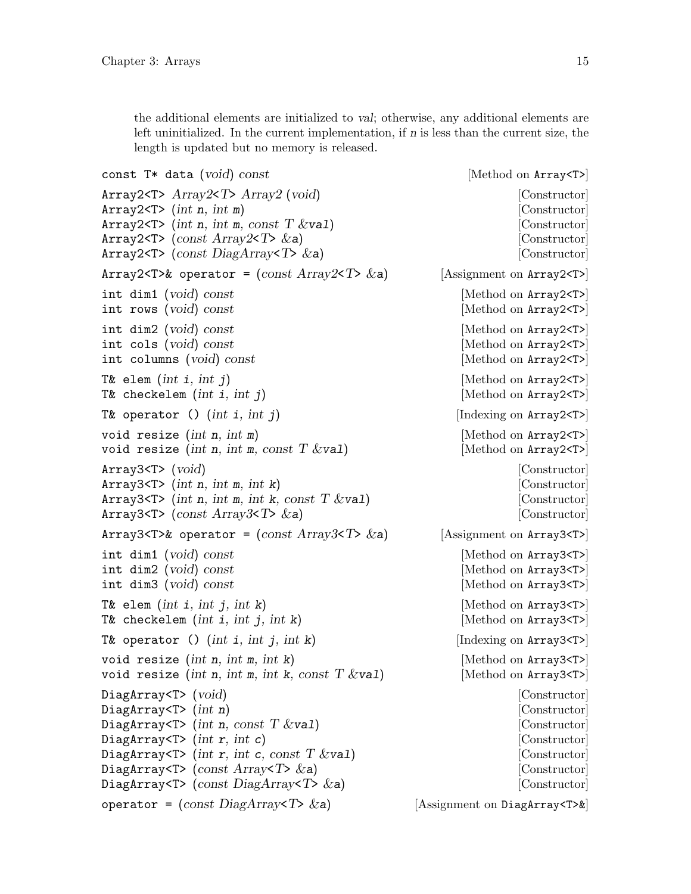the additional elements are initialized to *val*; otherwise, any additional elements are left uninitialized. In the current implementation, if *n* is less than the current size, the length is updated but no memory is released.

`const T* data` (*void*) *const* — [Method on `Array<T>`]

`Array2<T>` *Array2<T> Array2* (*void*) — [Constructor]
`Array2<T>` (*int* `n`, *int* `m`) — [Constructor]
`Array2<T>` (*int* `n`, *int* `m`, *const T &*`val`) — [Constructor]
`Array2<T>` (*const Array2<T> &*`a`) — [Constructor]
`Array2<T>` (*const DiagArray<T> &*`a`) — [Constructor]

`Array2<T>& operator =` (*const Array2<T> &*`a`) — [Assignment on `Array2<T>`]

`int dim1` (*void*) *const* — [Method on `Array2<T>`]
`int rows` (*void*) *const* — [Method on `Array2<T>`]

`int dim2` (*void*) *const* — [Method on `Array2<T>`]
`int cols` (*void*) *const* — [Method on `Array2<T>`]
`int columns` (*void*) *const* — [Method on `Array2<T>`]

`T& elem` (*int* `i`, *int* `j`) — [Method on `Array2<T>`]
`T& checkelem` (*int* `i`, *int* `j`) — [Method on `Array2<T>`]

`T& operator ()` (*int* `i`, *int* `j`) — [Indexing on `Array2<T>`]

`void resize` (*int* `n`, *int* `m`) — [Method on `Array2<T>`]
`void resize` (*int* `n`, *int* `m`, *const T &*`val`) — [Method on `Array2<T>`]

`Array3<T>` (*void*) — [Constructor]
`Array3<T>` (*int* `n`, *int* `m`, *int* `k`) — [Constructor]
`Array3<T>` (*int* `n`, *int* `m`, *int* `k`, *const T &*`val`) — [Constructor]
`Array3<T>` (*const Array3<T> &*`a`) — [Constructor]

`Array3<T>& operator =` (*const Array3<T> &*`a`) — [Assignment on `Array3<T>`]

`int dim1` (*void*) *const* — [Method on `Array3<T>`]
`int dim2` (*void*) *const* — [Method on `Array3<T>`]
`int dim3` (*void*) *const* — [Method on `Array3<T>`]

`T& elem` (*int* `i`, *int* `j`, *int* `k`) — [Method on `Array3<T>`]
`T& checkelem` (*int* `i`, *int* `j`, *int* `k`) — [Method on `Array3<T>`]

`T& operator ()` (*int* `i`, *int* `j`, *int* `k`) — [Indexing on `Array3<T>`]

`void resize` (*int* `n`, *int* `m`, *int* `k`) — [Method on `Array3<T>`]
`void resize` (*int* `n`, *int* `m`, *int* `k`, *const T &*`val`) — [Method on `Array3<T>`]

`DiagArray<T>` (*void*) — [Constructor]
`DiagArray<T>` (*int* `n`) — [Constructor]
`DiagArray<T>` (*int* `n`, *const T &*`val`) — [Constructor]
`DiagArray<T>` (*int* `r`, *int* `c`) — [Constructor]
`DiagArray<T>` (*int* `r`, *int* `c`, *const T &*`val`) — [Constructor]
`DiagArray<T>` (*const Array<T> &*`a`) — [Constructor]
`DiagArray<T>` (*const DiagArray<T> &*`a`) — [Constructor]

`operator =` (*const DiagArray<T> &*`a`) — [Assignment on `DiagArray<T>&`]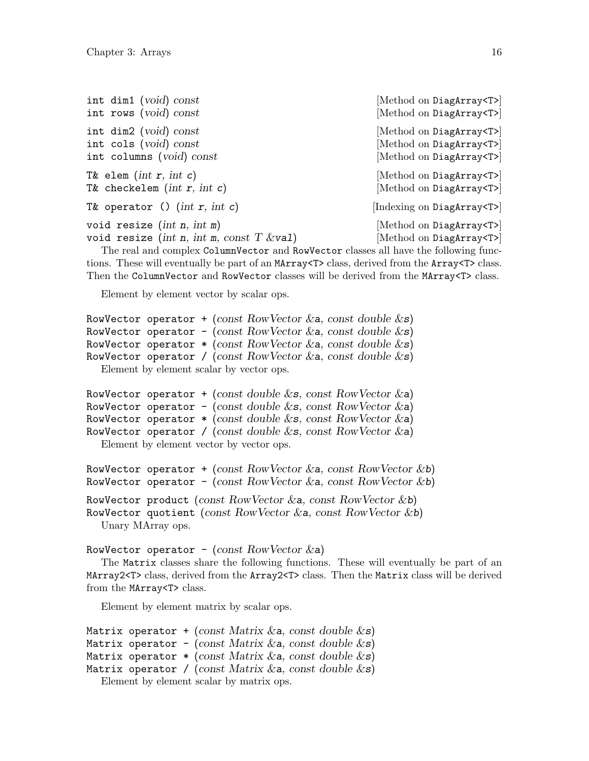`int dim1 (void) const` [Method on DiagArray<T>]
`int rows (void) const` [Method on DiagArray<T>]

`int dim2 (void) const` [Method on DiagArray<T>]
`int cols (void) const` [Method on DiagArray<T>]
`int columns (void) const` [Method on DiagArray<T>]

`T& elem (int r, int c)` [Method on DiagArray<T>]
`T& checkelem (int r, int c)` [Method on DiagArray<T>]

`T& operator () (int r, int c)` [Indexing on DiagArray<T>]

`void resize (int n, int m)` [Method on DiagArray<T>]
`void resize (int n, int m, const T &val)` [Method on DiagArray<T>]

The real and complex `ColumnVector` and `RowVector` classes all have the following functions. These will eventually be part of an `MArray<T>` class, derived from the `Array<T>` class. Then the `ColumnVector` and `RowVector` classes will be derived from the `MArray<T>` class.

Element by element vector by scalar ops.

```
RowVector operator + (const RowVector &a, const double &s)
RowVector operator - (const RowVector &a, const double &s)
RowVector operator * (const RowVector &a, const double &s)
RowVector operator / (const RowVector &a, const double &s)
```

Element by element scalar by vector ops.

```
RowVector operator + (const double &s, const RowVector &a)
RowVector operator - (const double &s, const RowVector &a)
RowVector operator * (const double &s, const RowVector &a)
RowVector operator / (const double &s, const RowVector &a)
```

Element by element vector by vector ops.

```
RowVector operator + (const RowVector &a, const RowVector &b)
RowVector operator - (const RowVector &a, const RowVector &b)

RowVector product (const RowVector &a, const RowVector &b)
RowVector quotient (const RowVector &a, const RowVector &b)
```

Unary MArray ops.

```
RowVector operator - (const RowVector &a)
```

The `Matrix` classes share the following functions. These will eventually be part of an `MArray2<T>` class, derived from the `Array2<T>` class. Then the `Matrix` class will be derived from the `MArray<T>` class.

Element by element matrix by scalar ops.

```
Matrix operator + (const Matrix &a, const double &s)
Matrix operator - (const Matrix &a, const double &s)
Matrix operator * (const Matrix &a, const double &s)
Matrix operator / (const Matrix &a, const double &s)
```

Element by element scalar by matrix ops.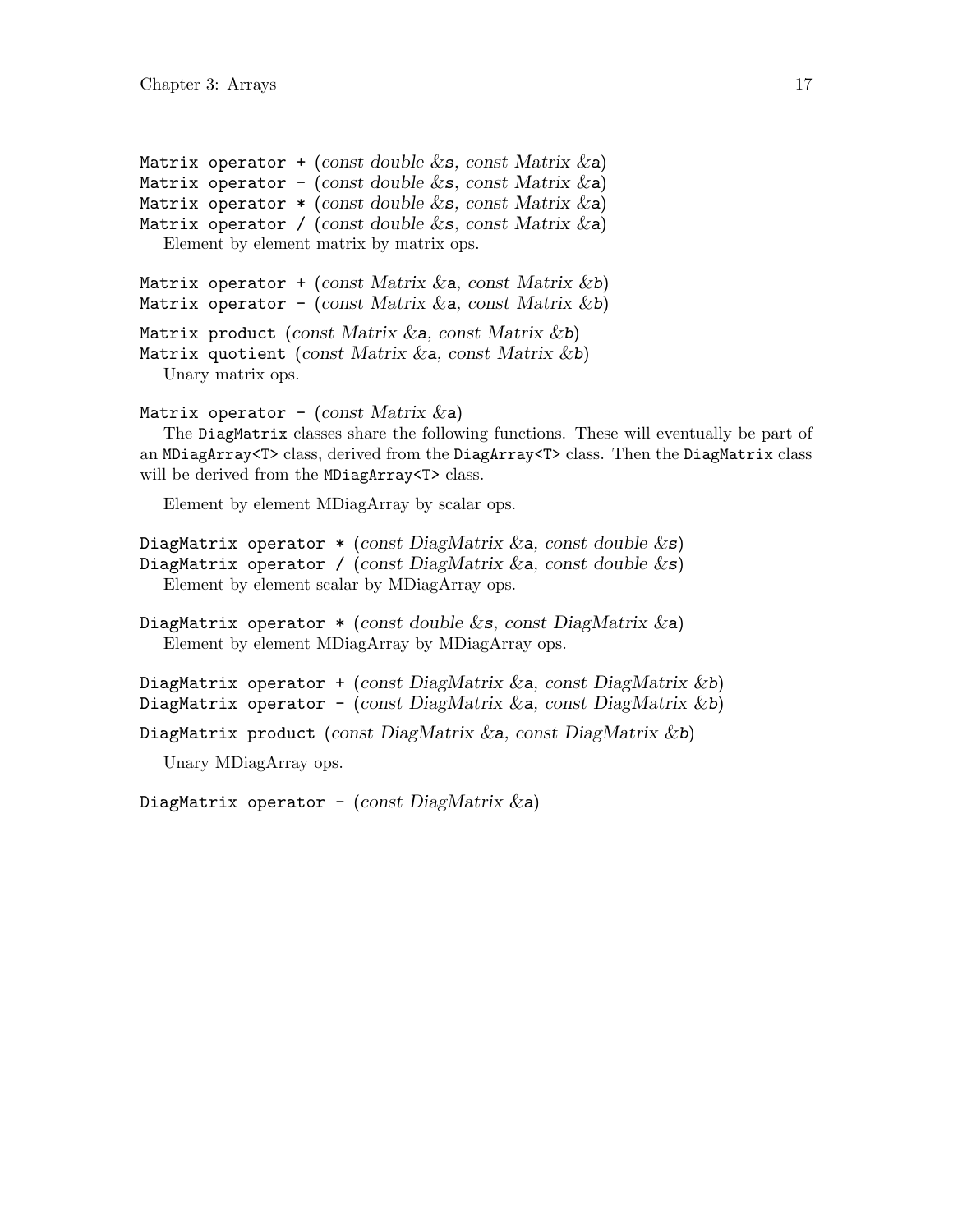Matrix operator + (*const double &*s, *const Matrix &*a)
Matrix operator - (*const double &*s, *const Matrix &*a)
Matrix operator * (*const double &*s, *const Matrix &*a)
Matrix operator / (*const double &*s, *const Matrix &*a)

Element by element matrix by matrix ops.

Matrix operator + (*const Matrix &*a, *const Matrix &*b)
Matrix operator - (*const Matrix &*a, *const Matrix &*b)

Matrix product (*const Matrix &*a, *const Matrix &*b)
Matrix quotient (*const Matrix &*a, *const Matrix &*b)

Unary matrix ops.

Matrix operator - (*const Matrix &*a)

The `DiagMatrix` classes share the following functions. These will eventually be part of an `MDiagArray<T>` class, derived from the `DiagArray<T>` class. Then the `DiagMatrix` class will be derived from the `MDiagArray<T>` class.

Element by element MDiagArray by scalar ops.

DiagMatrix operator * (*const DiagMatrix &*a, *const double &*s)
DiagMatrix operator / (*const DiagMatrix &*a, *const double &*s)

Element by element scalar by MDiagArray ops.

DiagMatrix operator * (*const double &*s, *const DiagMatrix &*a)

Element by element MDiagArray by MDiagArray ops.

DiagMatrix operator + (*const DiagMatrix &*a, *const DiagMatrix &*b)
DiagMatrix operator - (*const DiagMatrix &*a, *const DiagMatrix &*b)

DiagMatrix product (*const DiagMatrix &*a, *const DiagMatrix &*b)

Unary MDiagArray ops.

DiagMatrix operator - (*const DiagMatrix &*a)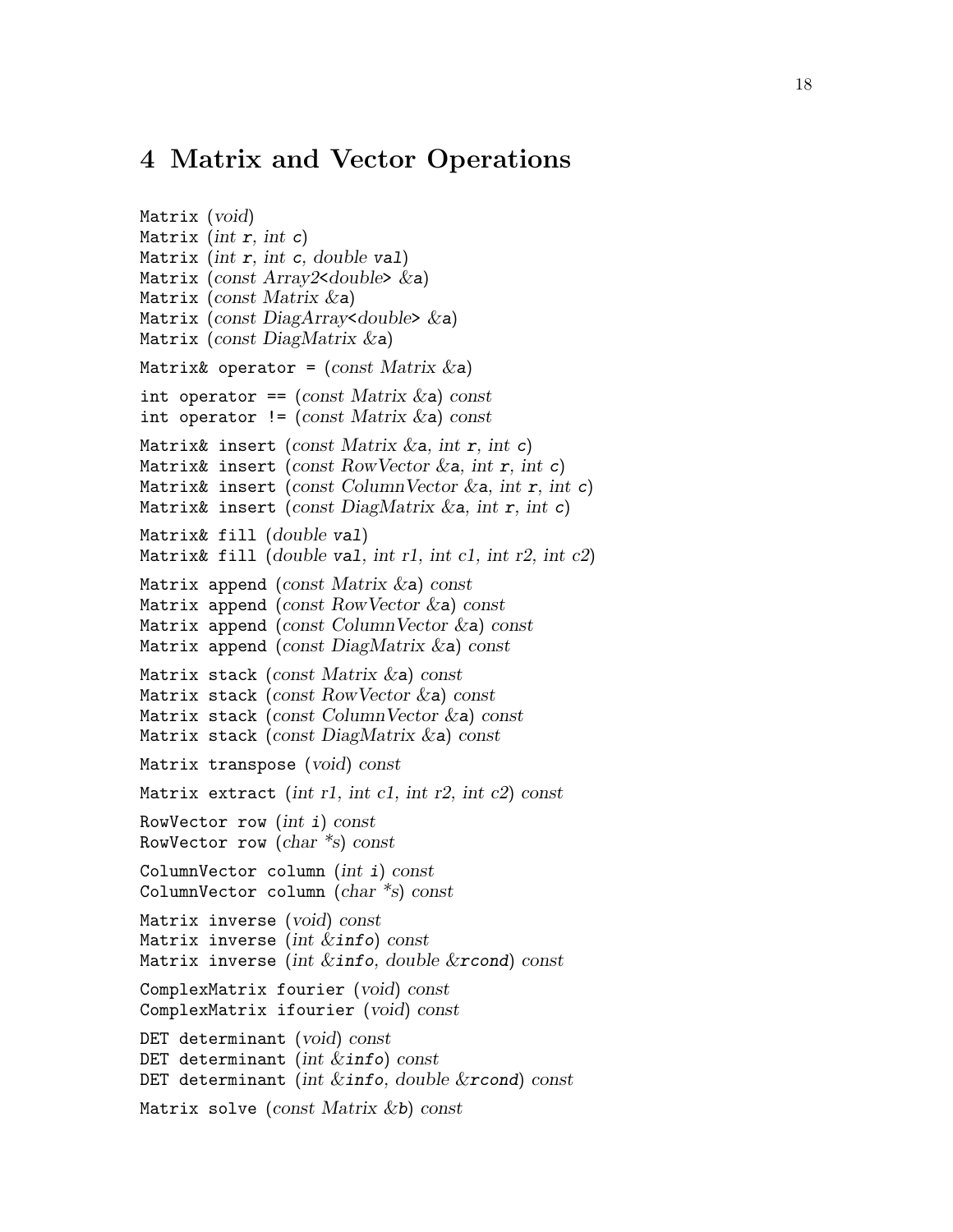# 4 Matrix and Vector Operations

Matrix (*void*)
Matrix (*int* r, *int* c)
Matrix (*int* r, *int* c, *double* val)
Matrix (*const Array2<double> &*a)
Matrix (*const Matrix &*a)
Matrix (*const DiagArray<double> &*a)
Matrix (*const DiagMatrix &*a)

Matrix& operator = (*const Matrix &*a)

int operator == (*const Matrix &*a) *const*
int operator != (*const Matrix &*a) *const*

Matrix& insert (*const Matrix &*a, *int* r, *int* c)
Matrix& insert (*const RowVector &*a, *int* r, *int* c)
Matrix& insert (*const ColumnVector &*a, *int* r, *int* c)
Matrix& insert (*const DiagMatrix &*a, *int* r, *int* c)

Matrix& fill (*double* val)
Matrix& fill (*double* val, *int r1*, *int c1*, *int r2*, *int c2*)

Matrix append (*const Matrix &*a) *const*
Matrix append (*const RowVector &*a) *const*
Matrix append (*const ColumnVector &*a) *const*
Matrix append (*const DiagMatrix &*a) *const*

Matrix stack (*const Matrix &*a) *const*
Matrix stack (*const RowVector &*a) *const*
Matrix stack (*const ColumnVector &*a) *const*
Matrix stack (*const DiagMatrix &*a) *const*

Matrix transpose (*void*) *const*

Matrix extract (*int r1*, *int c1*, *int r2*, *int c2*) *const*

RowVector row (*int* i) *const*
RowVector row (*char *s*) *const*

ColumnVector column (*int* i) *const*
ColumnVector column (*char *s*) *const*

Matrix inverse (*void*) *const*
Matrix inverse (*int &*info) *const*
Matrix inverse (*int &*info, *double &*rcond) *const*

ComplexMatrix fourier (*void*) *const*
ComplexMatrix ifourier (*void*) *const*

DET determinant (*void*) *const*
DET determinant (*int &*info) *const*
DET determinant (*int &*info, *double &*rcond) *const*

Matrix solve (*const Matrix &*b) *const*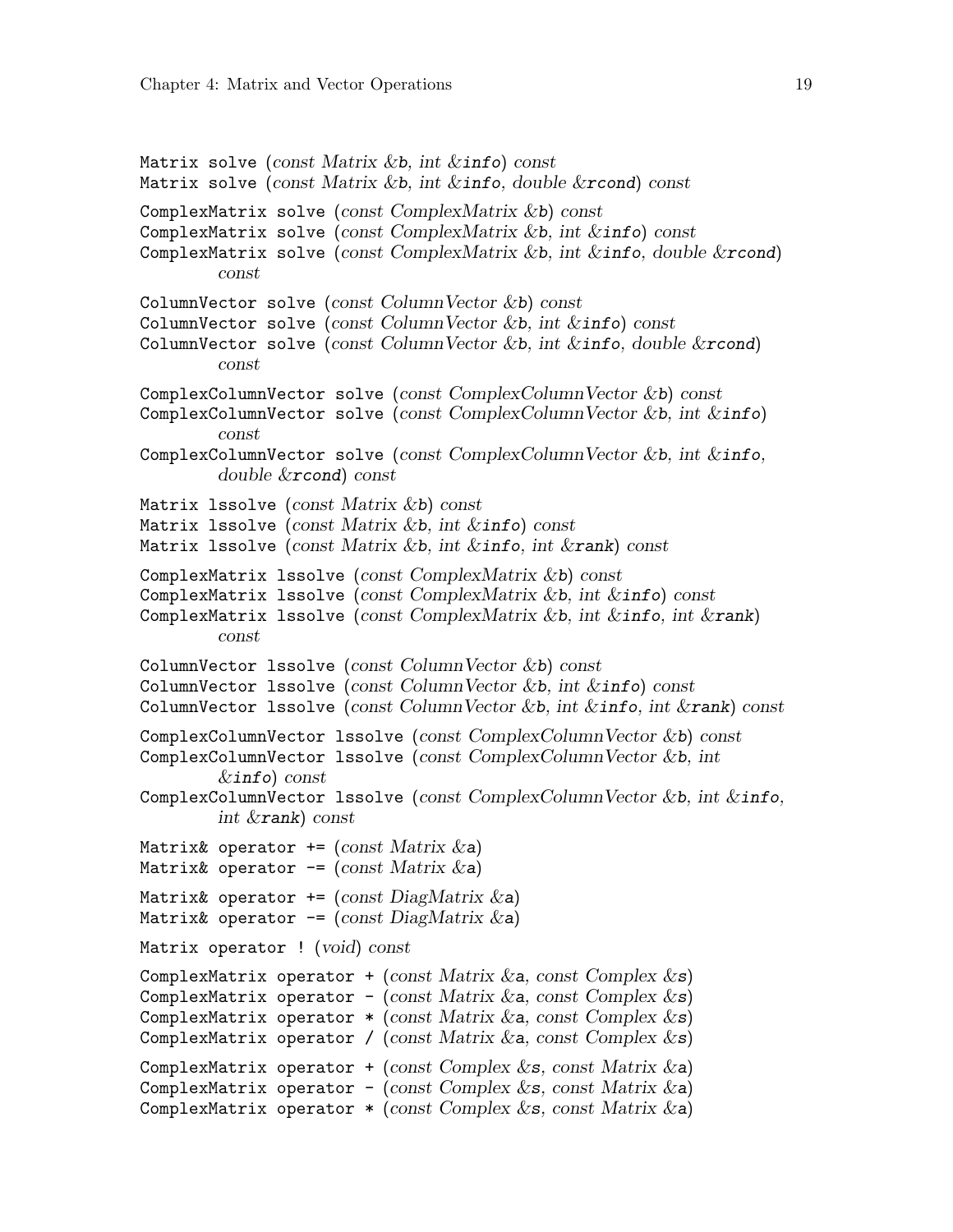Matrix solve (*const Matrix &b, int &info*) *const*
Matrix solve (*const Matrix &b, int &info, double &rcond*) *const*

ComplexMatrix solve (*const ComplexMatrix &b*) *const*
ComplexMatrix solve (*const ComplexMatrix &b, int &info*) *const*
ComplexMatrix solve (*const ComplexMatrix &b, int &info, double &rcond*) *const*

ColumnVector solve (*const ColumnVector &b*) *const*
ColumnVector solve (*const ColumnVector &b, int &info*) *const*
ColumnVector solve (*const ColumnVector &b, int &info, double &rcond*) *const*

ComplexColumnVector solve (*const ComplexColumnVector &b*) *const*
ComplexColumnVector solve (*const ComplexColumnVector &b, int &info*) *const*
ComplexColumnVector solve (*const ComplexColumnVector &b, int &info, double &rcond*) *const*

Matrix lssolve (*const Matrix &b*) *const*
Matrix lssolve (*const Matrix &b, int &info*) *const*
Matrix lssolve (*const Matrix &b, int &info, int &rank*) *const*

ComplexMatrix lssolve (*const ComplexMatrix &b*) *const*
ComplexMatrix lssolve (*const ComplexMatrix &b, int &info*) *const*
ComplexMatrix lssolve (*const ComplexMatrix &b, int &info, int &rank*) *const*

ColumnVector lssolve (*const ColumnVector &b*) *const*
ColumnVector lssolve (*const ColumnVector &b, int &info*) *const*
ColumnVector lssolve (*const ColumnVector &b, int &info, int &rank*) *const*

ComplexColumnVector lssolve (*const ComplexColumnVector &b*) *const*
ComplexColumnVector lssolve (*const ComplexColumnVector &b, int &info*) *const*
ComplexColumnVector lssolve (*const ComplexColumnVector &b, int &info, int &rank*) *const*

Matrix& operator += (*const Matrix &a*)
Matrix& operator -= (*const Matrix &a*)

Matrix& operator += (*const DiagMatrix &a*)
Matrix& operator -= (*const DiagMatrix &a*)

Matrix operator ! (*void*) *const*

ComplexMatrix operator + (*const Matrix &a, const Complex &s*)
ComplexMatrix operator - (*const Matrix &a, const Complex &s*)
ComplexMatrix operator * (*const Matrix &a, const Complex &s*)
ComplexMatrix operator / (*const Matrix &a, const Complex &s*)

ComplexMatrix operator + (*const Complex &s, const Matrix &a*)
ComplexMatrix operator - (*const Complex &s, const Matrix &a*)
ComplexMatrix operator * (*const Complex &s, const Matrix &a*)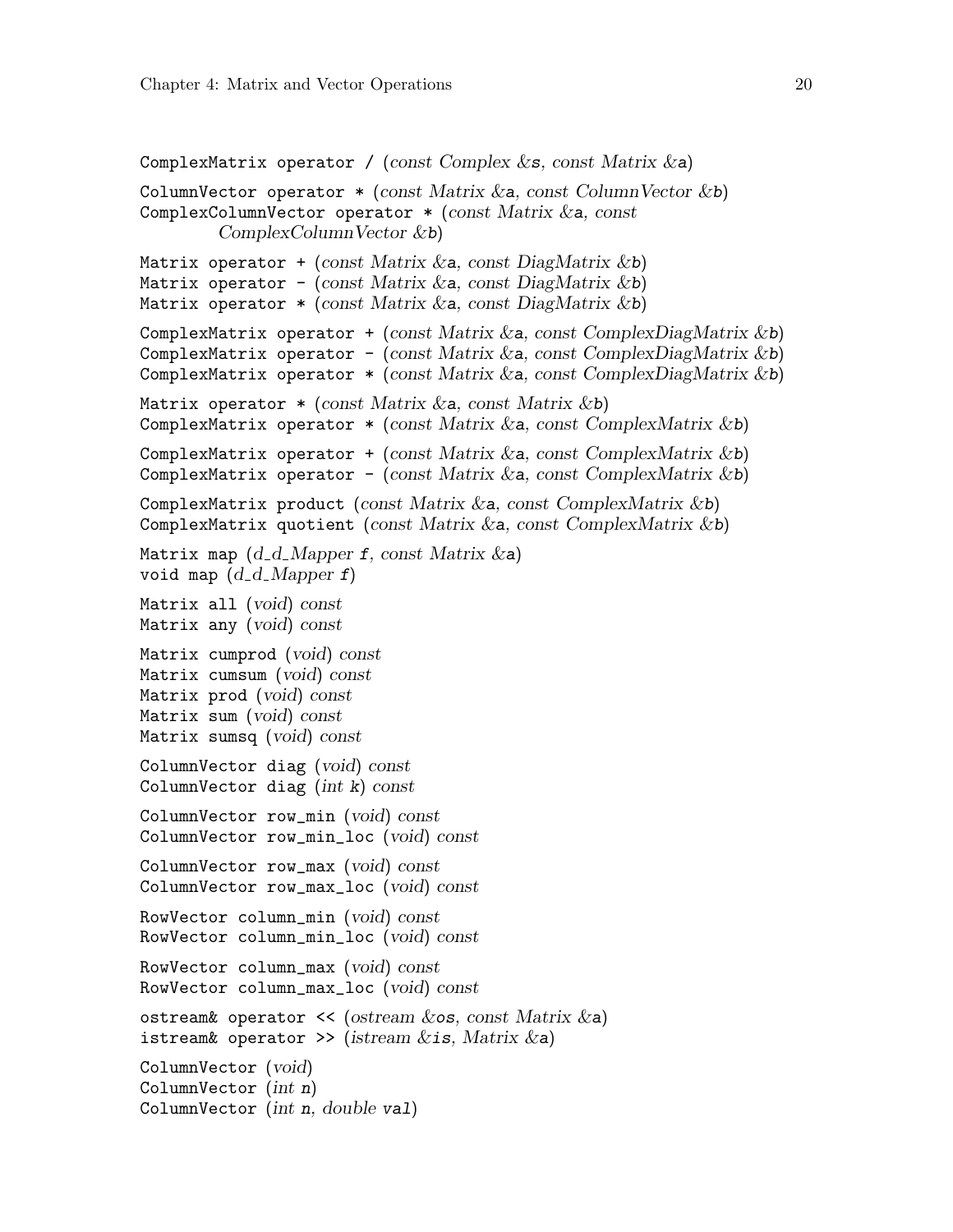ComplexMatrix operator / (*const Complex &*s, *const Matrix &*a)

ColumnVector operator * (*const Matrix &*a, *const ColumnVector &*b)
ComplexColumnVector operator * (*const Matrix &*a, *const ComplexColumnVector &*b)

Matrix operator + (*const Matrix &*a, *const DiagMatrix &*b)
Matrix operator - (*const Matrix &*a, *const DiagMatrix &*b)
Matrix operator * (*const Matrix &*a, *const DiagMatrix &*b)

ComplexMatrix operator + (*const Matrix &*a, *const ComplexDiagMatrix &*b)
ComplexMatrix operator - (*const Matrix &*a, *const ComplexDiagMatrix &*b)
ComplexMatrix operator * (*const Matrix &*a, *const ComplexDiagMatrix &*b)

Matrix operator * (*const Matrix &*a, *const Matrix &*b)
ComplexMatrix operator * (*const Matrix &*a, *const ComplexMatrix &*b)

ComplexMatrix operator + (*const Matrix &*a, *const ComplexMatrix &*b)
ComplexMatrix operator - (*const Matrix &*a, *const ComplexMatrix &*b)

ComplexMatrix product (*const Matrix &*a, *const ComplexMatrix &*b)
ComplexMatrix quotient (*const Matrix &*a, *const ComplexMatrix &*b)

Matrix map (*d_d_Mapper* f, *const Matrix &*a)
void map (*d_d_Mapper* f)

Matrix all (*void*) *const*
Matrix any (*void*) *const*

Matrix cumprod (*void*) *const*
Matrix cumsum (*void*) *const*
Matrix prod (*void*) *const*
Matrix sum (*void*) *const*
Matrix sumsq (*void*) *const*

ColumnVector diag (*void*) *const*
ColumnVector diag (*int* k) *const*

ColumnVector row_min (*void*) *const*
ColumnVector row_min_loc (*void*) *const*

ColumnVector row_max (*void*) *const*
ColumnVector row_max_loc (*void*) *const*

RowVector column_min (*void*) *const*
RowVector column_min_loc (*void*) *const*

RowVector column_max (*void*) *const*
RowVector column_max_loc (*void*) *const*

ostream& operator << (*ostream &*os, *const Matrix &*a)
istream& operator >> (*istream &*is, *Matrix &*a)

ColumnVector (*void*)
ColumnVector (*int* n)
ColumnVector (*int* n, *double* val)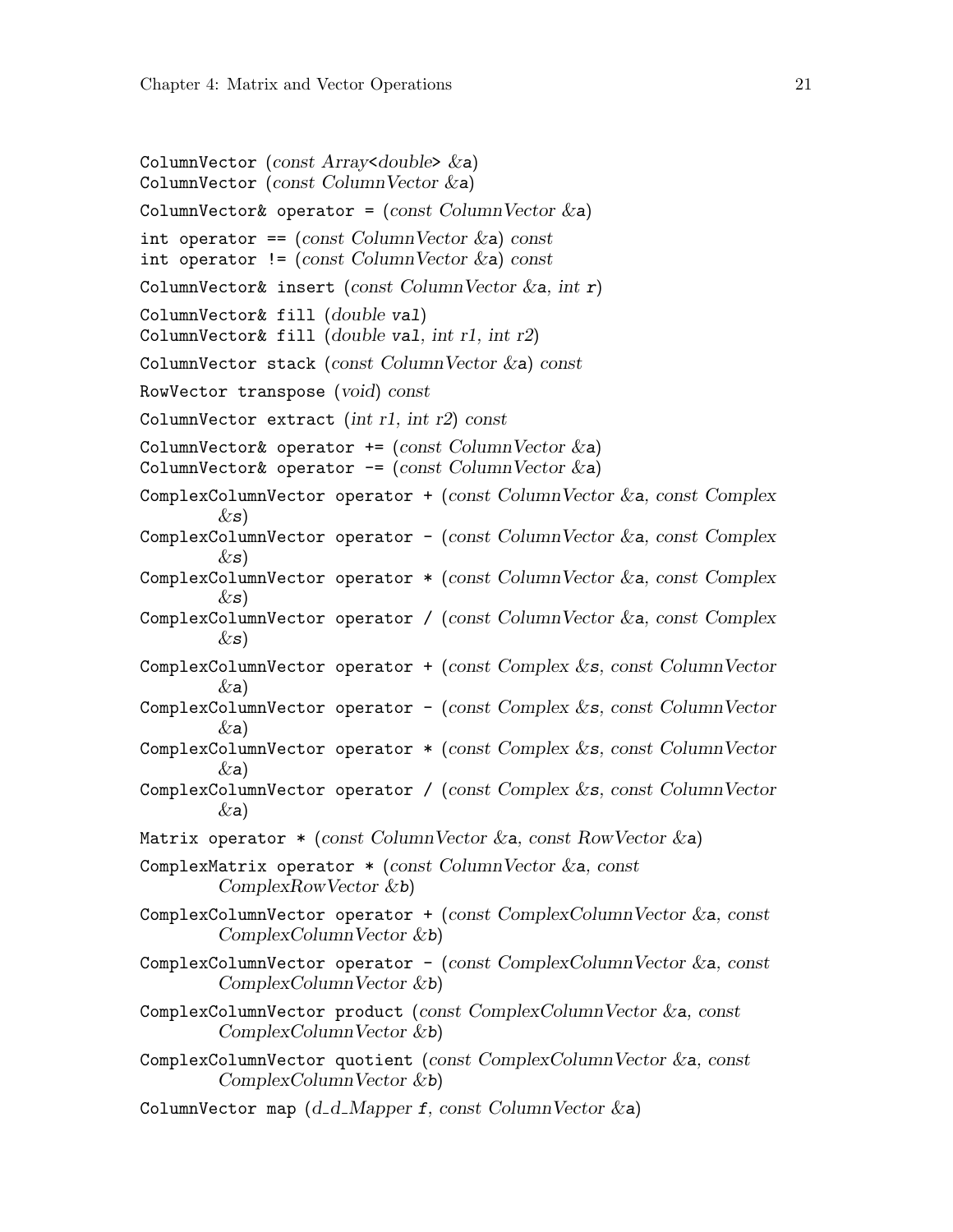ColumnVector (*const Array<double> &*a)
ColumnVector (*const ColumnVector &*a)

ColumnVector& operator = (*const ColumnVector &*a)

int operator == (*const ColumnVector &*a) *const*
int operator != (*const ColumnVector &*a) *const*

ColumnVector& insert (*const ColumnVector &*a, *int* r)

ColumnVector& fill (*double* val)
ColumnVector& fill (*double* val, *int r1*, *int r2*)

ColumnVector stack (*const ColumnVector &*a) *const*

RowVector transpose (*void*) *const*

ColumnVector extract (*int r1*, *int r2*) *const*

ColumnVector& operator += (*const ColumnVector &*a)
ColumnVector& operator -= (*const ColumnVector &*a)

ComplexColumnVector operator + (*const ColumnVector &*a, *const Complex &*s)
ComplexColumnVector operator - (*const ColumnVector &*a, *const Complex &*s)
ComplexColumnVector operator * (*const ColumnVector &*a, *const Complex &*s)
ComplexColumnVector operator / (*const ColumnVector &*a, *const Complex &*s)

ComplexColumnVector operator + (*const Complex &*s, *const ColumnVector &*a)
ComplexColumnVector operator - (*const Complex &*s, *const ColumnVector &*a)
ComplexColumnVector operator * (*const Complex &*s, *const ColumnVector &*a)
ComplexColumnVector operator / (*const Complex &*s, *const ColumnVector &*a)

Matrix operator * (*const ColumnVector &*a, *const RowVector &*a)

ComplexMatrix operator * (*const ColumnVector &*a, *const ComplexRowVector &*b)

ComplexColumnVector operator + (*const ComplexColumnVector &*a, *const ComplexColumnVector &*b)

ComplexColumnVector operator - (*const ComplexColumnVector &*a, *const ComplexColumnVector &*b)

ComplexColumnVector product (*const ComplexColumnVector &*a, *const ComplexColumnVector &*b)

ComplexColumnVector quotient (*const ComplexColumnVector &*a, *const ComplexColumnVector &*b)

ColumnVector map (*d_d_Mapper* f, *const ColumnVector &*a)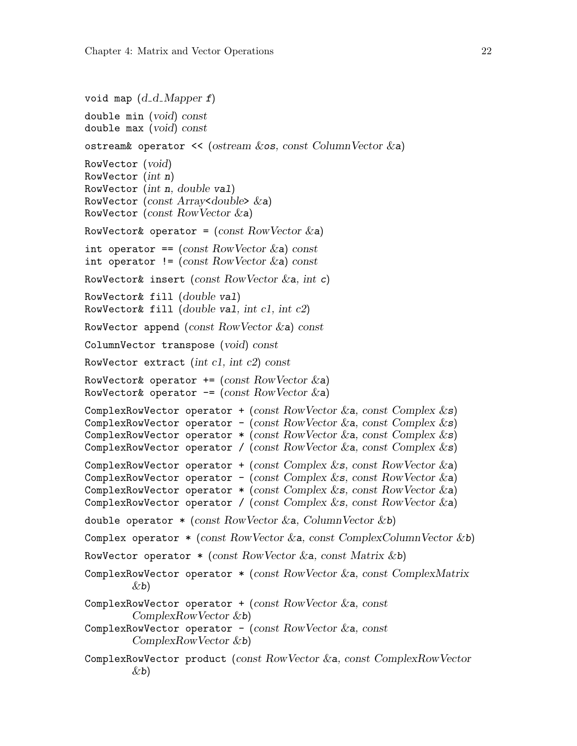void map (*d_d_Mapper* f)

double min (*void*) *const*
double max (*void*) *const*

ostream& operator << (*ostream* &os, *const ColumnVector* &a)

RowVector (*void*)
RowVector (*int* n)
RowVector (*int* n, *double* val)
RowVector (*const Array<double>* &a)
RowVector (*const RowVector* &a)

RowVector& operator = (*const RowVector* &a)

int operator == (*const RowVector* &a) *const*
int operator != (*const RowVector* &a) *const*

RowVector& insert (*const RowVector* &a, *int* c)

RowVector& fill (*double* val)
RowVector& fill (*double* val, *int c1*, *int c2*)

RowVector append (*const RowVector* &a) *const*

ColumnVector transpose (*void*) *const*

RowVector extract (*int c1*, *int c2*) *const*

RowVector& operator += (*const RowVector* &a)
RowVector& operator -= (*const RowVector* &a)

ComplexRowVector operator + (*const RowVector* &a, *const Complex* &s)
ComplexRowVector operator - (*const RowVector* &a, *const Complex* &s)
ComplexRowVector operator * (*const RowVector* &a, *const Complex* &s)
ComplexRowVector operator / (*const RowVector* &a, *const Complex* &s)

ComplexRowVector operator + (*const Complex* &s, *const RowVector* &a)
ComplexRowVector operator - (*const Complex* &s, *const RowVector* &a)
ComplexRowVector operator * (*const Complex* &s, *const RowVector* &a)
ComplexRowVector operator / (*const Complex* &s, *const RowVector* &a)

double operator * (*const RowVector* &a, *ColumnVector* &b)

Complex operator * (*const RowVector* &a, *const ComplexColumnVector* &b)

RowVector operator * (*const RowVector* &a, *const Matrix* &b)

ComplexRowVector operator * (*const RowVector* &a, *const ComplexMatrix* &b)

ComplexRowVector operator + (*const RowVector* &a, *const ComplexRowVector* &b)
ComplexRowVector operator - (*const RowVector* &a, *const ComplexRowVector* &b)

ComplexRowVector product (*const RowVector* &a, *const ComplexRowVector* &b)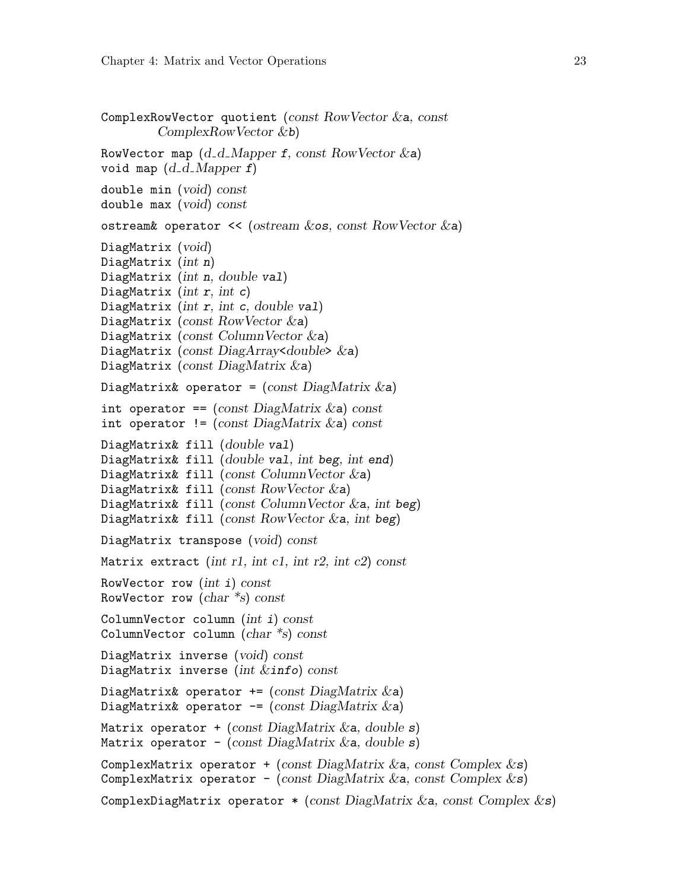ComplexRowVector quotient (*const RowVector &*a, *const ComplexRowVector &*b)

RowVector map (*d_d_Mapper* f, *const RowVector &*a)
void map (*d_d_Mapper* f)

double min (*void*) *const*
double max (*void*) *const*

ostream& operator << (*ostream &*os, *const RowVector &*a)

DiagMatrix (*void*)
DiagMatrix (*int* n)
DiagMatrix (*int* n, *double* val)
DiagMatrix (*int* r, *int* c)
DiagMatrix (*int* r, *int* c, *double* val)
DiagMatrix (*const RowVector &*a)
DiagMatrix (*const ColumnVector &*a)
DiagMatrix (*const DiagArray<double> &*a)
DiagMatrix (*const DiagMatrix &*a)

DiagMatrix& operator = (*const DiagMatrix &*a)

int operator == (*const DiagMatrix &*a) *const*
int operator != (*const DiagMatrix &*a) *const*

DiagMatrix& fill (*double* val)
DiagMatrix& fill (*double* val, *int* beg, *int* end)
DiagMatrix& fill (*const ColumnVector &*a)
DiagMatrix& fill (*const RowVector &*a)
DiagMatrix& fill (*const ColumnVector &*a, *int* beg)
DiagMatrix& fill (*const RowVector &*a, *int* beg)

DiagMatrix transpose (*void*) *const*

Matrix extract (*int r1, int c1, int r2, int c2*) *const*

RowVector row (*int* i) *const*
RowVector row (*char *s*) *const*

ColumnVector column (*int* i) *const*
ColumnVector column (*char *s*) *const*

DiagMatrix inverse (*void*) *const*
DiagMatrix inverse (*int &*info) *const*

DiagMatrix& operator += (*const DiagMatrix &*a)
DiagMatrix& operator -= (*const DiagMatrix &*a)

Matrix operator + (*const DiagMatrix &*a, *double* s)
Matrix operator - (*const DiagMatrix &*a, *double* s)

ComplexMatrix operator + (*const DiagMatrix &*a, *const Complex &*s)
ComplexMatrix operator - (*const DiagMatrix &*a, *const Complex &*s)

ComplexDiagMatrix operator * (*const DiagMatrix &*a, *const Complex &*s)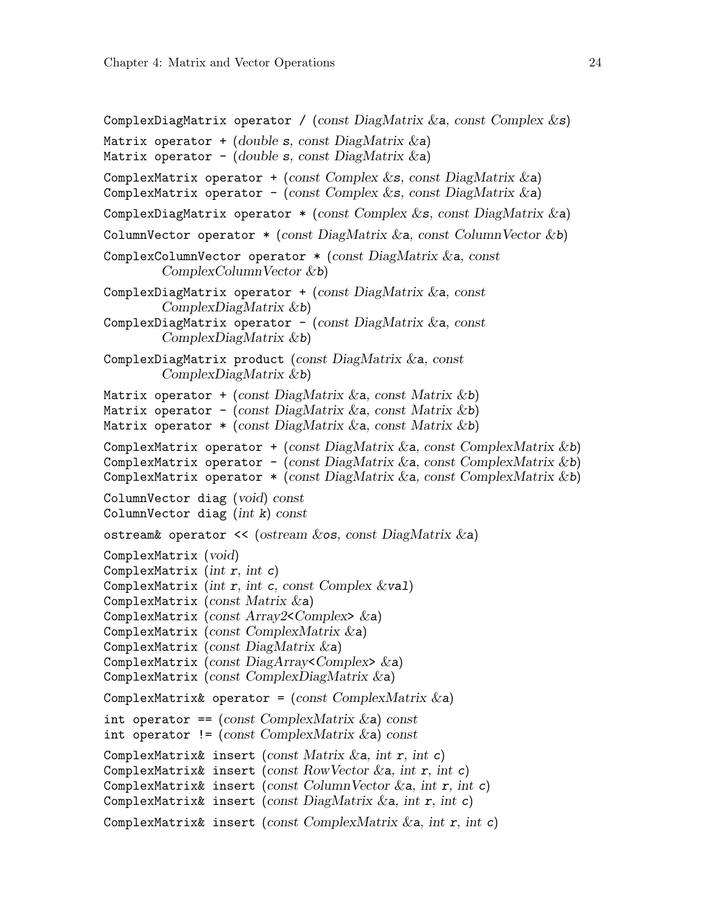`ComplexDiagMatrix operator / (const DiagMatrix &a, const Complex &s)`

`Matrix operator + (double s, const DiagMatrix &a)`
`Matrix operator - (double s, const DiagMatrix &a)`

`ComplexMatrix operator + (const Complex &s, const DiagMatrix &a)`
`ComplexMatrix operator - (const Complex &s, const DiagMatrix &a)`

`ComplexDiagMatrix operator * (const Complex &s, const DiagMatrix &a)`

`ColumnVector operator * (const DiagMatrix &a, const ColumnVector &b)`

`ComplexColumnVector operator * (const DiagMatrix &a, const ComplexColumnVector &b)`

`ComplexDiagMatrix operator + (const DiagMatrix &a, const ComplexDiagMatrix &b)`
`ComplexDiagMatrix operator - (const DiagMatrix &a, const ComplexDiagMatrix &b)`

`ComplexDiagMatrix product (const DiagMatrix &a, const ComplexDiagMatrix &b)`

`Matrix operator + (const DiagMatrix &a, const Matrix &b)`
`Matrix operator - (const DiagMatrix &a, const Matrix &b)`
`Matrix operator * (const DiagMatrix &a, const Matrix &b)`

`ComplexMatrix operator + (const DiagMatrix &a, const ComplexMatrix &b)`
`ComplexMatrix operator - (const DiagMatrix &a, const ComplexMatrix &b)`
`ComplexMatrix operator * (const DiagMatrix &a, const ComplexMatrix &b)`

`ColumnVector diag (void) const`
`ColumnVector diag (int k) const`

`ostream& operator << (ostream &os, const DiagMatrix &a)`

`ComplexMatrix (void)`
`ComplexMatrix (int r, int c)`
`ComplexMatrix (int r, int c, const Complex &val)`
`ComplexMatrix (const Matrix &a)`
`ComplexMatrix (const Array2<Complex> &a)`
`ComplexMatrix (const ComplexMatrix &a)`
`ComplexMatrix (const DiagMatrix &a)`
`ComplexMatrix (const DiagArray<Complex> &a)`
`ComplexMatrix (const ComplexDiagMatrix &a)`

`ComplexMatrix& operator = (const ComplexMatrix &a)`

`int operator == (const ComplexMatrix &a) const`
`int operator != (const ComplexMatrix &a) const`

`ComplexMatrix& insert (const Matrix &a, int r, int c)`
`ComplexMatrix& insert (const RowVector &a, int r, int c)`
`ComplexMatrix& insert (const ColumnVector &a, int r, int c)`
`ComplexMatrix& insert (const DiagMatrix &a, int r, int c)`

`ComplexMatrix& insert (const ComplexMatrix &a, int r, int c)`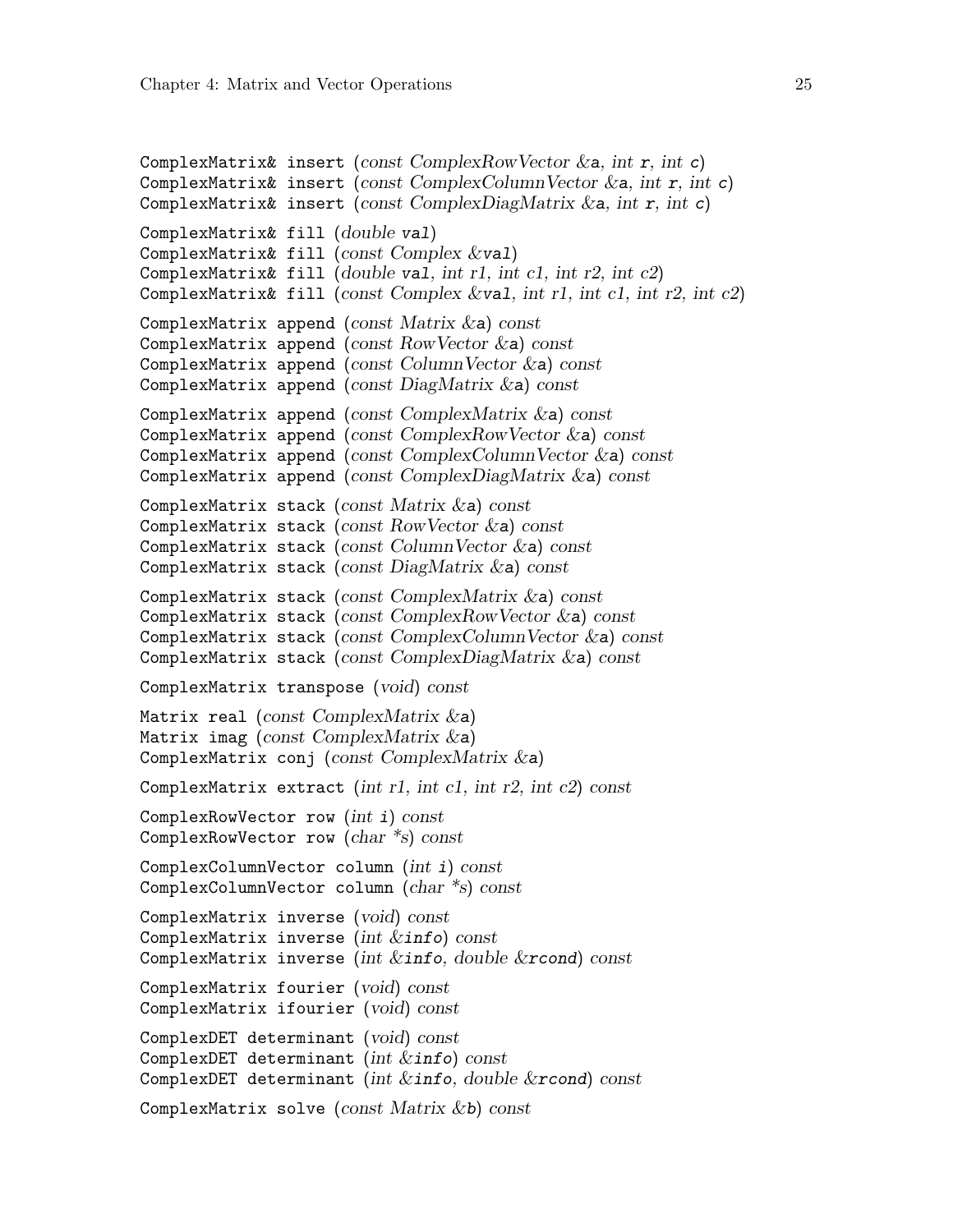ComplexMatrix& insert (*const ComplexRowVector &*a, *int* r, *int* c)
ComplexMatrix& insert (*const ComplexColumnVector &*a, *int* r, *int* c)
ComplexMatrix& insert (*const ComplexDiagMatrix &*a, *int* r, *int* c)

ComplexMatrix& fill (*double* val)
ComplexMatrix& fill (*const Complex &*val)
ComplexMatrix& fill (*double* val, *int r1, int c1, int r2, int c2*)
ComplexMatrix& fill (*const Complex &*val, *int r1, int c1, int r2, int c2*)

ComplexMatrix append (*const Matrix &*a) *const*
ComplexMatrix append (*const RowVector &*a) *const*
ComplexMatrix append (*const ColumnVector &*a) *const*
ComplexMatrix append (*const DiagMatrix &*a) *const*

ComplexMatrix append (*const ComplexMatrix &*a) *const*
ComplexMatrix append (*const ComplexRowVector &*a) *const*
ComplexMatrix append (*const ComplexColumnVector &*a) *const*
ComplexMatrix append (*const ComplexDiagMatrix &*a) *const*

ComplexMatrix stack (*const Matrix &*a) *const*
ComplexMatrix stack (*const RowVector &*a) *const*
ComplexMatrix stack (*const ColumnVector &*a) *const*
ComplexMatrix stack (*const DiagMatrix &*a) *const*

ComplexMatrix stack (*const ComplexMatrix &*a) *const*
ComplexMatrix stack (*const ComplexRowVector &*a) *const*
ComplexMatrix stack (*const ComplexColumnVector &*a) *const*
ComplexMatrix stack (*const ComplexDiagMatrix &*a) *const*

ComplexMatrix transpose (*void*) *const*

Matrix real (*const ComplexMatrix &*a)
Matrix imag (*const ComplexMatrix &*a)
ComplexMatrix conj (*const ComplexMatrix &*a)

ComplexMatrix extract (*int r1, int c1, int r2, int c2*) *const*

ComplexRowVector row (*int* i) *const*
ComplexRowVector row (*char *s*) *const*

ComplexColumnVector column (*int* i) *const*
ComplexColumnVector column (*char *s*) *const*

ComplexMatrix inverse (*void*) *const*
ComplexMatrix inverse (*int &*info) *const*
ComplexMatrix inverse (*int &*info, *double &*rcond) *const*

ComplexMatrix fourier (*void*) *const*
ComplexMatrix ifourier (*void*) *const*

ComplexDET determinant (*void*) *const*
ComplexDET determinant (*int &*info) *const*
ComplexDET determinant (*int &*info, *double &*rcond) *const*

ComplexMatrix solve (*const Matrix &*b) *const*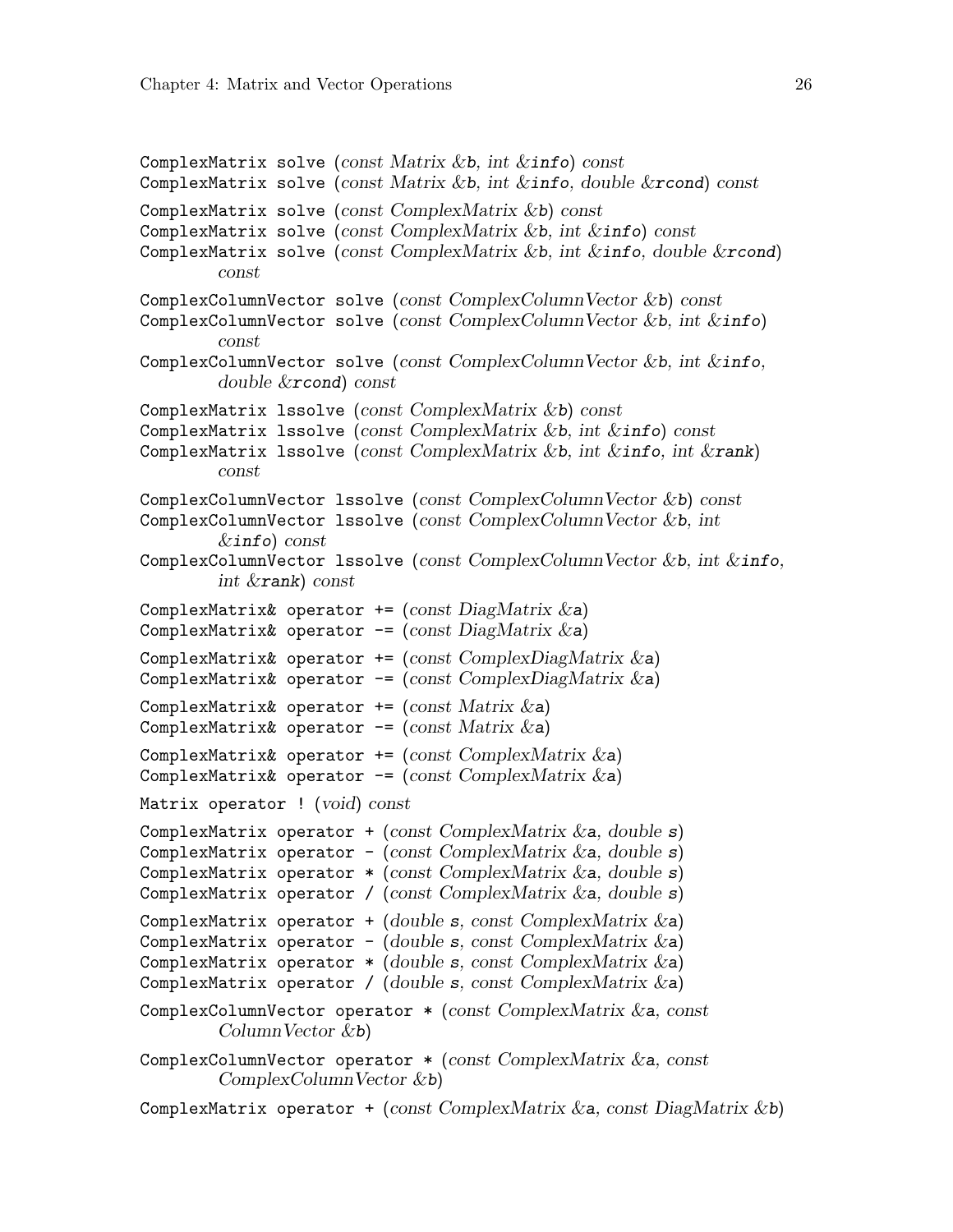ComplexMatrix solve (*const Matrix &*`b`*, int &*`info`) *const*
ComplexMatrix solve (*const Matrix &*`b`*, int &*`info`*, double &*`rcond`) *const*

ComplexMatrix solve (*const ComplexMatrix &*`b`) *const*
ComplexMatrix solve (*const ComplexMatrix &*`b`*, int &*`info`) *const*
ComplexMatrix solve (*const ComplexMatrix &*`b`*, int &*`info`*, double &*`rcond`) *const*

ComplexColumnVector solve (*const ComplexColumnVector &*`b`) *const*
ComplexColumnVector solve (*const ComplexColumnVector &*`b`*, int &*`info`) *const*
ComplexColumnVector solve (*const ComplexColumnVector &*`b`*, int &*`info`*, double &*`rcond`) *const*

ComplexMatrix lssolve (*const ComplexMatrix &*`b`) *const*
ComplexMatrix lssolve (*const ComplexMatrix &*`b`*, int &*`info`) *const*
ComplexMatrix lssolve (*const ComplexMatrix &*`b`*, int &*`info`*, int &*`rank`) *const*

ComplexColumnVector lssolve (*const ComplexColumnVector &*`b`) *const*
ComplexColumnVector lssolve (*const ComplexColumnVector &*`b`*, int &*`info`) *const*
ComplexColumnVector lssolve (*const ComplexColumnVector &*`b`*, int &*`info`*, int &*`rank`) *const*

ComplexMatrix& operator += (*const DiagMatrix &*`a`)
ComplexMatrix& operator -= (*const DiagMatrix &*`a`)

ComplexMatrix& operator += (*const ComplexDiagMatrix &*`a`)
ComplexMatrix& operator -= (*const ComplexDiagMatrix &*`a`)

ComplexMatrix& operator += (*const Matrix &*`a`)
ComplexMatrix& operator -= (*const Matrix &*`a`)

ComplexMatrix& operator += (*const ComplexMatrix &*`a`)
ComplexMatrix& operator -= (*const ComplexMatrix &*`a`)

Matrix operator ! (*void*) *const*

ComplexMatrix operator + (*const ComplexMatrix &*`a`*, double* `s`)
ComplexMatrix operator - (*const ComplexMatrix &*`a`*, double* `s`)
ComplexMatrix operator * (*const ComplexMatrix &*`a`*, double* `s`)
ComplexMatrix operator / (*const ComplexMatrix &*`a`*, double* `s`)

ComplexMatrix operator + (*double* `s`*, const ComplexMatrix &*`a`)
ComplexMatrix operator - (*double* `s`*, const ComplexMatrix &*`a`)
ComplexMatrix operator * (*double* `s`*, const ComplexMatrix &*`a`)
ComplexMatrix operator / (*double* `s`*, const ComplexMatrix &*`a`)

ComplexColumnVector operator * (*const ComplexMatrix &*`a`*, const ColumnVector &*`b`)

ComplexColumnVector operator * (*const ComplexMatrix &*`a`*, const ComplexColumnVector &*`b`)

ComplexMatrix operator + (*const ComplexMatrix &*`a`*, const DiagMatrix &*`b`)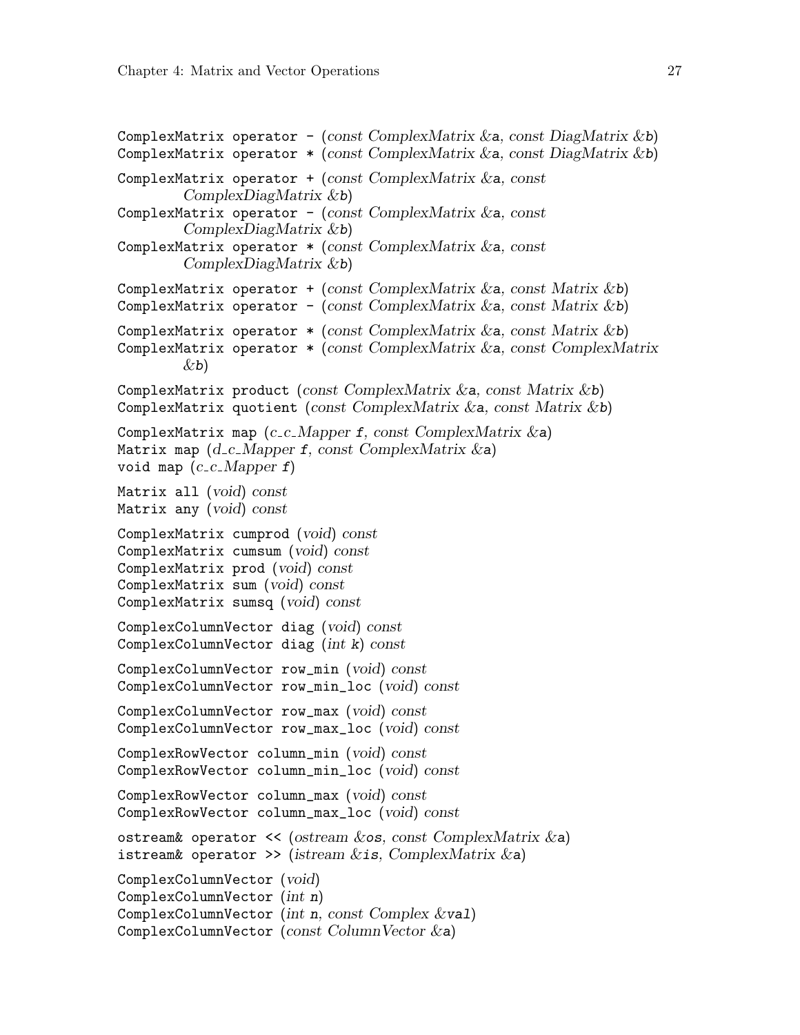ComplexMatrix operator - (*const ComplexMatrix &*a, *const DiagMatrix &*b)
ComplexMatrix operator * (*const ComplexMatrix &*a, *const DiagMatrix &*b)

ComplexMatrix operator + (*const ComplexMatrix &*a, *const ComplexDiagMatrix &*b)
ComplexMatrix operator - (*const ComplexMatrix &*a, *const ComplexDiagMatrix &*b)
ComplexMatrix operator * (*const ComplexMatrix &*a, *const ComplexDiagMatrix &*b)

ComplexMatrix operator + (*const ComplexMatrix &*a, *const Matrix &*b)
ComplexMatrix operator - (*const ComplexMatrix &*a, *const Matrix &*b)

ComplexMatrix operator * (*const ComplexMatrix &*a, *const Matrix &*b)
ComplexMatrix operator * (*const ComplexMatrix &*a, *const ComplexMatrix &*b)

ComplexMatrix product (*const ComplexMatrix &*a, *const Matrix &*b)
ComplexMatrix quotient (*const ComplexMatrix &*a, *const Matrix &*b)

ComplexMatrix map (*c_c_Mapper* f, *const ComplexMatrix &*a)
Matrix map (*d_c_Mapper* f, *const ComplexMatrix &*a)
void map (*c_c_Mapper* f)

Matrix all (*void*) *const*
Matrix any (*void*) *const*

ComplexMatrix cumprod (*void*) *const*
ComplexMatrix cumsum (*void*) *const*
ComplexMatrix prod (*void*) *const*
ComplexMatrix sum (*void*) *const*
ComplexMatrix sumsq (*void*) *const*

ComplexColumnVector diag (*void*) *const*
ComplexColumnVector diag (*int* k) *const*

ComplexColumnVector row_min (*void*) *const*
ComplexColumnVector row_min_loc (*void*) *const*

ComplexColumnVector row_max (*void*) *const*
ComplexColumnVector row_max_loc (*void*) *const*

ComplexRowVector column_min (*void*) *const*
ComplexRowVector column_min_loc (*void*) *const*

ComplexRowVector column_max (*void*) *const*
ComplexRowVector column_max_loc (*void*) *const*

ostream& operator << (*ostream &*os, *const ComplexMatrix &*a)
istream& operator >> (*istream &*is, *ComplexMatrix &*a)

ComplexColumnVector (*void*)
ComplexColumnVector (*int* n)
ComplexColumnVector (*int* n, *const Complex &*val)
ComplexColumnVector (*const ColumnVector &*a)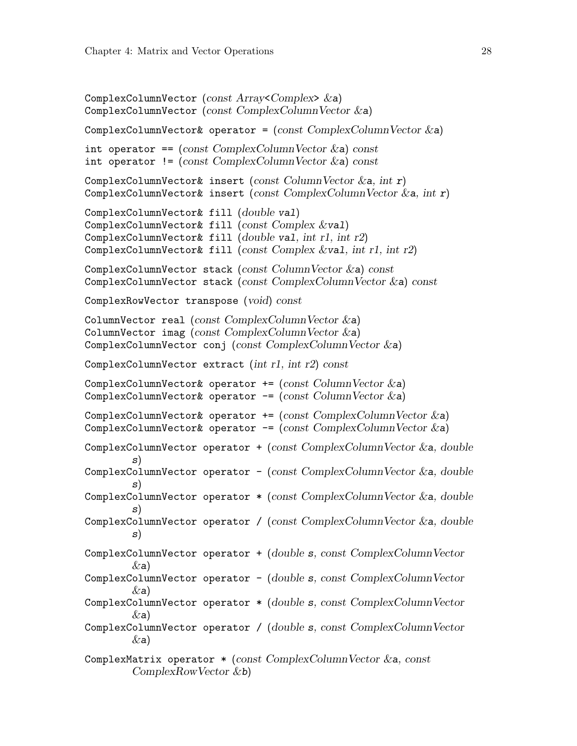ComplexColumnVector (*const Array<Complex> &*a)
ComplexColumnVector (*const ComplexColumnVector &*a)

ComplexColumnVector& operator = (*const ComplexColumnVector &*a)

int operator == (*const ComplexColumnVector &*a) *const*
int operator != (*const ComplexColumnVector &*a) *const*

ComplexColumnVector& insert (*const ColumnVector &*a, *int* r)
ComplexColumnVector& insert (*const ComplexColumnVector &*a, *int* r)

ComplexColumnVector& fill (*double* val)
ComplexColumnVector& fill (*const Complex &*val)
ComplexColumnVector& fill (*double* val, *int r1*, *int r2*)
ComplexColumnVector& fill (*const Complex &*val, *int r1*, *int r2*)

ComplexColumnVector stack (*const ColumnVector &*a) *const*
ComplexColumnVector stack (*const ComplexColumnVector &*a) *const*

ComplexRowVector transpose (*void*) *const*

ColumnVector real (*const ComplexColumnVector &*a)
ColumnVector imag (*const ComplexColumnVector &*a)
ComplexColumnVector conj (*const ComplexColumnVector &*a)

ComplexColumnVector extract (*int r1*, *int r2*) *const*

ComplexColumnVector& operator += (*const ColumnVector &*a)
ComplexColumnVector& operator -= (*const ColumnVector &*a)

ComplexColumnVector& operator += (*const ComplexColumnVector &*a)
ComplexColumnVector& operator -= (*const ComplexColumnVector &*a)

ComplexColumnVector operator + (*const ComplexColumnVector &*a, *double* s)
ComplexColumnVector operator - (*const ComplexColumnVector &*a, *double* s)
ComplexColumnVector operator * (*const ComplexColumnVector &*a, *double* s)
ComplexColumnVector operator / (*const ComplexColumnVector &*a, *double* s)

ComplexColumnVector operator + (*double* s, *const ComplexColumnVector &*a)
ComplexColumnVector operator - (*double* s, *const ComplexColumnVector &*a)
ComplexColumnVector operator * (*double* s, *const ComplexColumnVector &*a)
ComplexColumnVector operator / (*double* s, *const ComplexColumnVector &*a)

ComplexMatrix operator * (*const ComplexColumnVector &*a, *const ComplexRowVector &*b)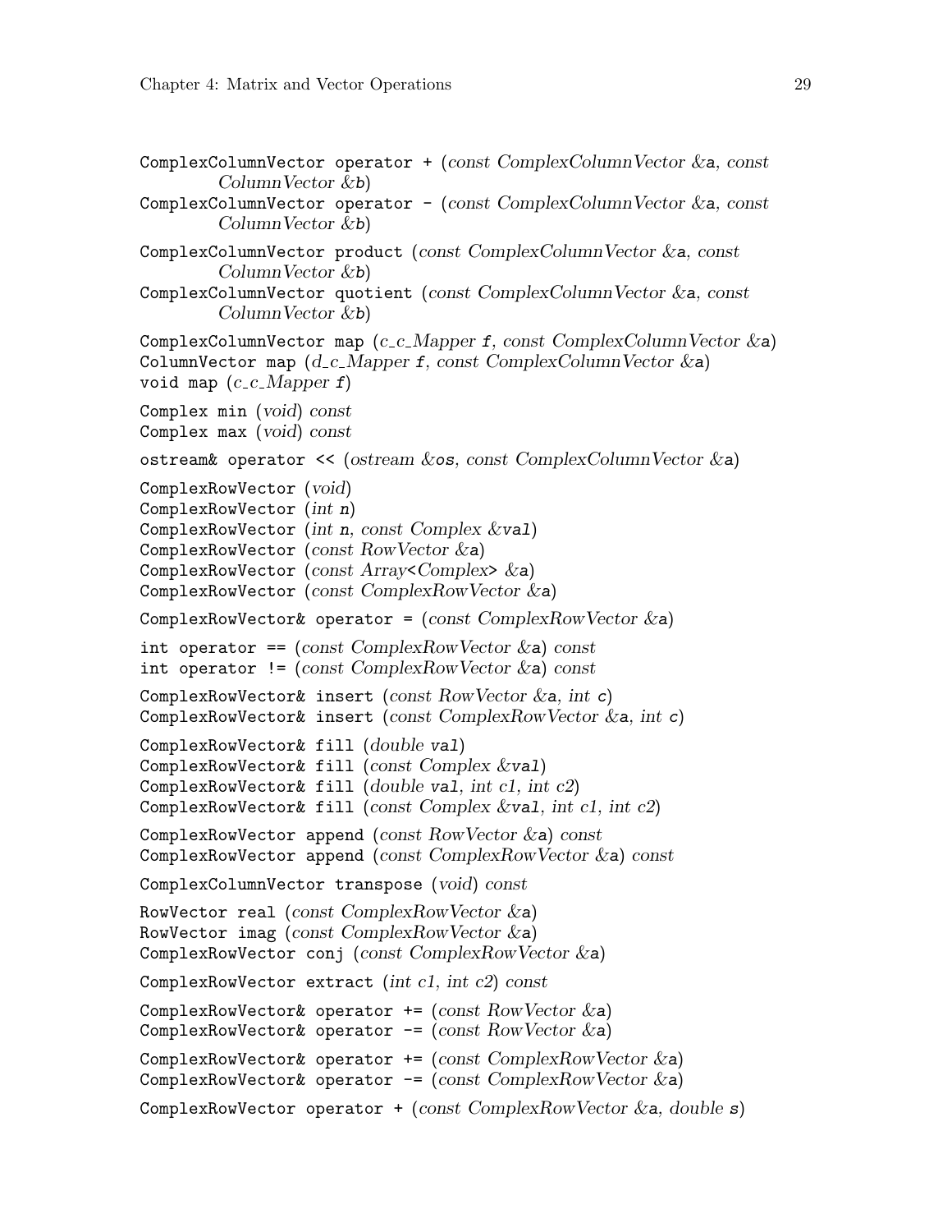ComplexColumnVector operator + (*const ComplexColumnVector &*a, *const ColumnVector &*b)

ComplexColumnVector operator - (*const ComplexColumnVector &*a, *const ColumnVector &*b)

ComplexColumnVector product (*const ComplexColumnVector &*a, *const ColumnVector &*b)

ComplexColumnVector quotient (*const ComplexColumnVector &*a, *const ColumnVector &*b)

ComplexColumnVector map (*c_c_Mapper* f, *const ComplexColumnVector &*a)

ColumnVector map (*d_c_Mapper* f, *const ComplexColumnVector &*a)

void map (*c_c_Mapper* f)

Complex min (*void*) *const*

Complex max (*void*) *const*

ostream& operator << (*ostream &*os, *const ComplexColumnVector &*a)

ComplexRowVector (*void*)

ComplexRowVector (*int* n)

ComplexRowVector (*int* n, *const Complex &*val)

ComplexRowVector (*const RowVector &*a)

ComplexRowVector (*const Array<Complex> &*a)

ComplexRowVector (*const ComplexRowVector &*a)

ComplexRowVector& operator = (*const ComplexRowVector &*a)

int operator == (*const ComplexRowVector &*a) *const*

int operator != (*const ComplexRowVector &*a) *const*

ComplexRowVector& insert (*const RowVector &*a, *int* c)

ComplexRowVector& insert (*const ComplexRowVector &*a, *int* c)

ComplexRowVector& fill (*double* val)

ComplexRowVector& fill (*const Complex &*val)

ComplexRowVector& fill (*double* val, *int c1*, *int c2*)

ComplexRowVector& fill (*const Complex &*val, *int c1*, *int c2*)

ComplexRowVector append (*const RowVector &*a) *const*

ComplexRowVector append (*const ComplexRowVector &*a) *const*

ComplexColumnVector transpose (*void*) *const*

RowVector real (*const ComplexRowVector &*a)

RowVector imag (*const ComplexRowVector &*a)

ComplexRowVector conj (*const ComplexRowVector &*a)

ComplexRowVector extract (*int c1*, *int c2*) *const*

ComplexRowVector& operator += (*const RowVector &*a)

ComplexRowVector& operator -= (*const RowVector &*a)

ComplexRowVector& operator += (*const ComplexRowVector &*a)

ComplexRowVector& operator -= (*const ComplexRowVector &*a)

ComplexRowVector operator + (*const ComplexRowVector &*a, *double* s)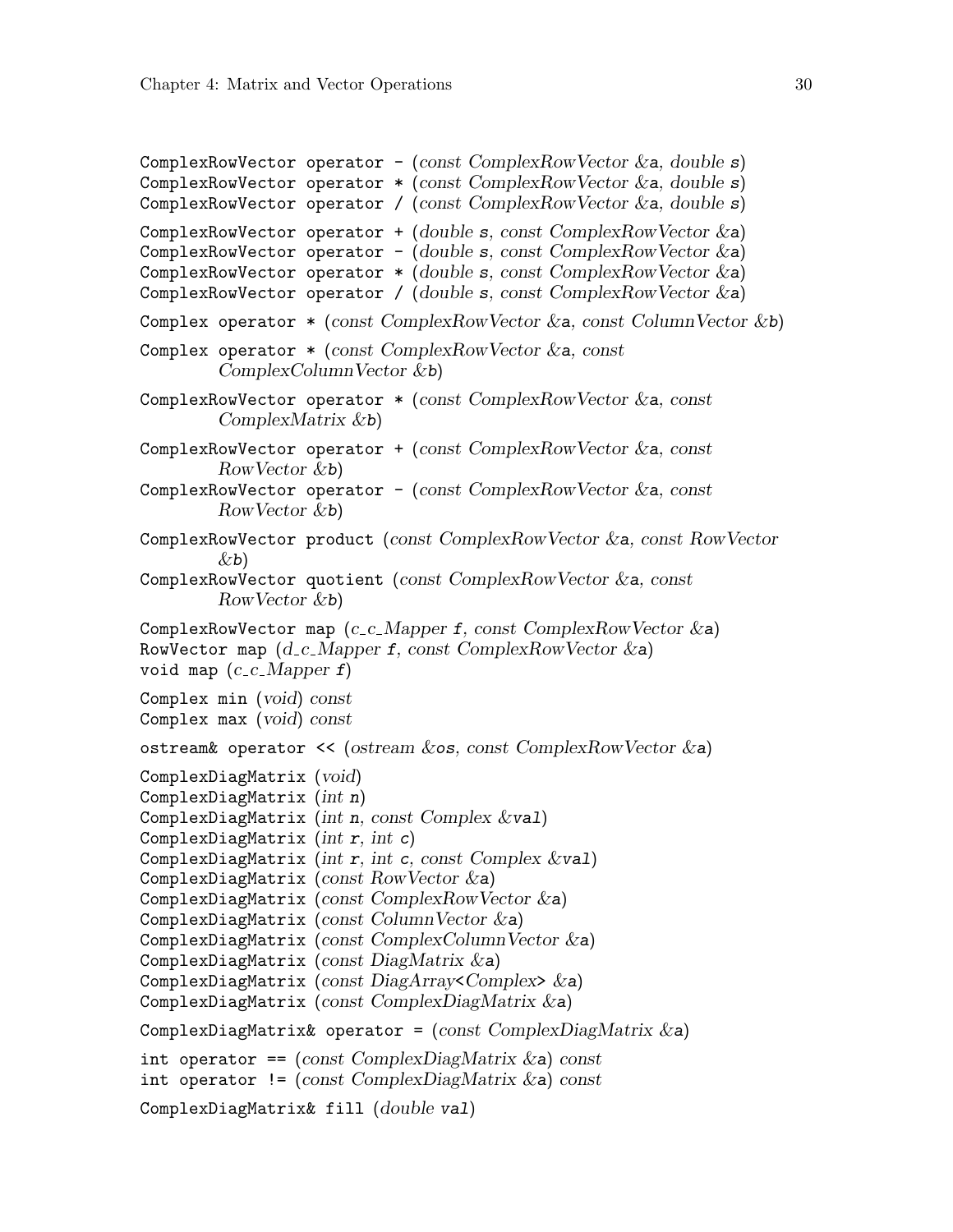ComplexRowVector operator - (*const ComplexRowVector &*a, *double* s)
ComplexRowVector operator * (*const ComplexRowVector &*a, *double* s)
ComplexRowVector operator / (*const ComplexRowVector &*a, *double* s)

ComplexRowVector operator + (*double* s, *const ComplexRowVector &*a)
ComplexRowVector operator - (*double* s, *const ComplexRowVector &*a)
ComplexRowVector operator * (*double* s, *const ComplexRowVector &*a)
ComplexRowVector operator / (*double* s, *const ComplexRowVector &*a)

Complex operator * (*const ComplexRowVector &*a, *const ColumnVector &*b)

Complex operator * (*const ComplexRowVector &*a, *const ComplexColumnVector &*b)

ComplexRowVector operator * (*const ComplexRowVector &*a, *const ComplexMatrix &*b)

ComplexRowVector operator + (*const ComplexRowVector &*a, *const RowVector &*b)
ComplexRowVector operator - (*const ComplexRowVector &*a, *const RowVector &*b)

ComplexRowVector product (*const ComplexRowVector &*a, *const RowVector &*b)
ComplexRowVector quotient (*const ComplexRowVector &*a, *const RowVector &*b)

ComplexRowVector map (*c_c_Mapper* f, *const ComplexRowVector &*a)
RowVector map (*d_c_Mapper* f, *const ComplexRowVector &*a)
void map (*c_c_Mapper* f)

Complex min (*void*) *const*
Complex max (*void*) *const*

ostream& operator << (*ostream &*os, *const ComplexRowVector &*a)

ComplexDiagMatrix (*void*)
ComplexDiagMatrix (*int* n)
ComplexDiagMatrix (*int* n, *const Complex &*val)
ComplexDiagMatrix (*int* r, *int* c)
ComplexDiagMatrix (*int* r, *int* c, *const Complex &*val)
ComplexDiagMatrix (*const RowVector &*a)
ComplexDiagMatrix (*const ComplexRowVector &*a)
ComplexDiagMatrix (*const ColumnVector &*a)
ComplexDiagMatrix (*const ComplexColumnVector &*a)
ComplexDiagMatrix (*const DiagMatrix &*a)
ComplexDiagMatrix (*const DiagArray<Complex> &*a)
ComplexDiagMatrix (*const ComplexDiagMatrix &*a)

ComplexDiagMatrix& operator = (*const ComplexDiagMatrix &*a)

int operator == (*const ComplexDiagMatrix &*a) *const*
int operator != (*const ComplexDiagMatrix &*a) *const*

ComplexDiagMatrix& fill (*double* val)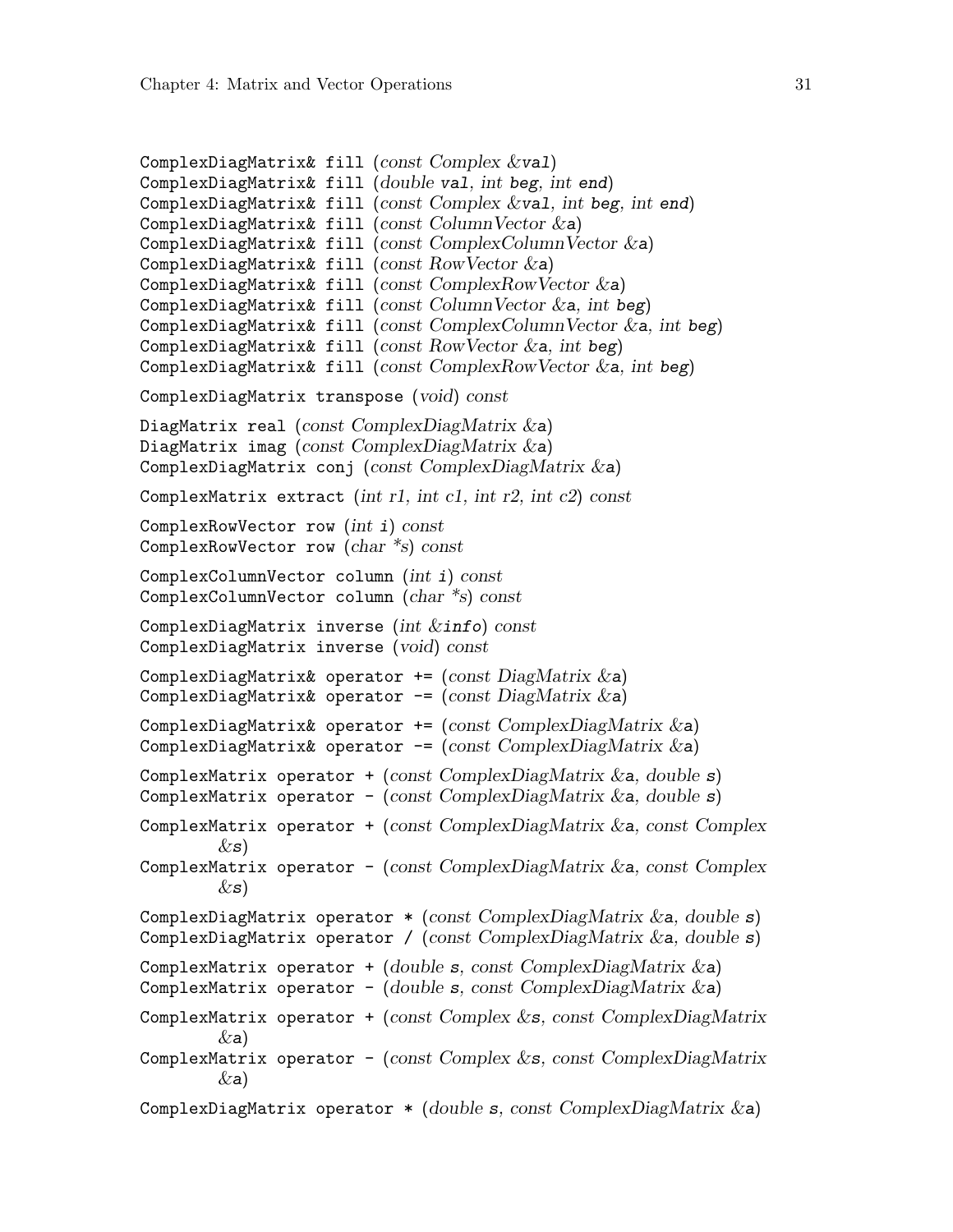ComplexDiagMatrix& fill (*const Complex &*val)
ComplexDiagMatrix& fill (*double* val, *int* beg, *int* end)
ComplexDiagMatrix& fill (*const Complex &*val, *int* beg, *int* end)
ComplexDiagMatrix& fill (*const ColumnVector &*a)
ComplexDiagMatrix& fill (*const ComplexColumnVector &*a)
ComplexDiagMatrix& fill (*const RowVector &*a)
ComplexDiagMatrix& fill (*const ComplexRowVector &*a)
ComplexDiagMatrix& fill (*const ColumnVector &*a, *int* beg)
ComplexDiagMatrix& fill (*const ComplexColumnVector &*a, *int* beg)
ComplexDiagMatrix& fill (*const RowVector &*a, *int* beg)
ComplexDiagMatrix& fill (*const ComplexRowVector &*a, *int* beg)

ComplexDiagMatrix transpose (*void*) *const*

DiagMatrix real (*const ComplexDiagMatrix &*a)
DiagMatrix imag (*const ComplexDiagMatrix &*a)
ComplexDiagMatrix conj (*const ComplexDiagMatrix &*a)

ComplexMatrix extract (*int r1*, *int c1*, *int r2*, *int c2*) *const*

ComplexRowVector row (*int* i) *const*
ComplexRowVector row (*char *s*) *const*

ComplexColumnVector column (*int* i) *const*
ComplexColumnVector column (*char *s*) *const*

ComplexDiagMatrix inverse (*int &*info) *const*
ComplexDiagMatrix inverse (*void*) *const*

ComplexDiagMatrix& operator += (*const DiagMatrix &*a)
ComplexDiagMatrix& operator -= (*const DiagMatrix &*a)

ComplexDiagMatrix& operator += (*const ComplexDiagMatrix &*a)
ComplexDiagMatrix& operator -= (*const ComplexDiagMatrix &*a)

ComplexMatrix operator + (*const ComplexDiagMatrix &*a, *double* s)
ComplexMatrix operator - (*const ComplexDiagMatrix &*a, *double* s)

ComplexMatrix operator + (*const ComplexDiagMatrix &*a, *const Complex &*s)
ComplexMatrix operator - (*const ComplexDiagMatrix &*a, *const Complex &*s)

ComplexDiagMatrix operator * (*const ComplexDiagMatrix &*a, *double* s)
ComplexDiagMatrix operator / (*const ComplexDiagMatrix &*a, *double* s)

ComplexMatrix operator + (*double* s, *const ComplexDiagMatrix &*a)
ComplexMatrix operator - (*double* s, *const ComplexDiagMatrix &*a)

ComplexMatrix operator + (*const Complex &*s, *const ComplexDiagMatrix &*a)
ComplexMatrix operator - (*const Complex &*s, *const ComplexDiagMatrix &*a)

ComplexDiagMatrix operator * (*double* s, *const ComplexDiagMatrix &*a)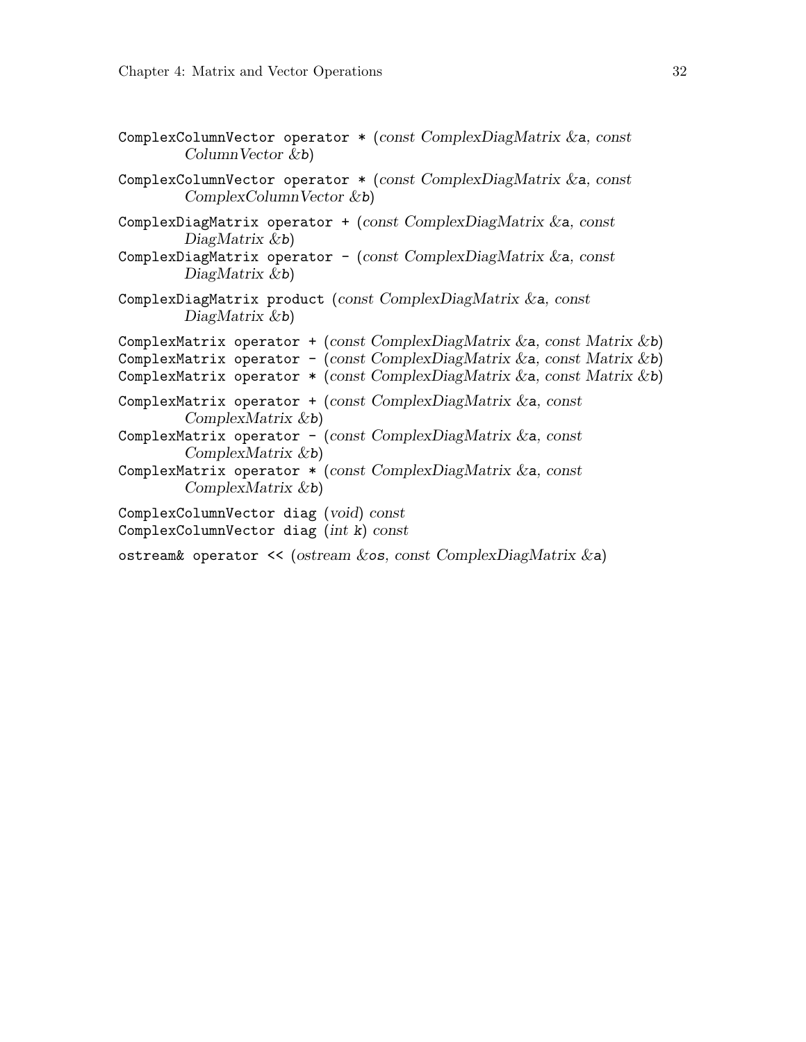`ComplexColumnVector operator * (const ComplexDiagMatrix &a, const ColumnVector &b)`

`ComplexColumnVector operator * (const ComplexDiagMatrix &a, const ComplexColumnVector &b)`

`ComplexDiagMatrix operator + (const ComplexDiagMatrix &a, const DiagMatrix &b)`
`ComplexDiagMatrix operator - (const ComplexDiagMatrix &a, const DiagMatrix &b)`

`ComplexDiagMatrix product (const ComplexDiagMatrix &a, const DiagMatrix &b)`

`ComplexMatrix operator + (const ComplexDiagMatrix &a, const Matrix &b)`
`ComplexMatrix operator - (const ComplexDiagMatrix &a, const Matrix &b)`
`ComplexMatrix operator * (const ComplexDiagMatrix &a, const Matrix &b)`

`ComplexMatrix operator + (const ComplexDiagMatrix &a, const ComplexMatrix &b)`
`ComplexMatrix operator - (const ComplexDiagMatrix &a, const ComplexMatrix &b)`
`ComplexMatrix operator * (const ComplexDiagMatrix &a, const ComplexMatrix &b)`

`ComplexColumnVector diag (void) const`
`ComplexColumnVector diag (int k) const`

`ostream& operator << (ostream &os, const ComplexDiagMatrix &a)`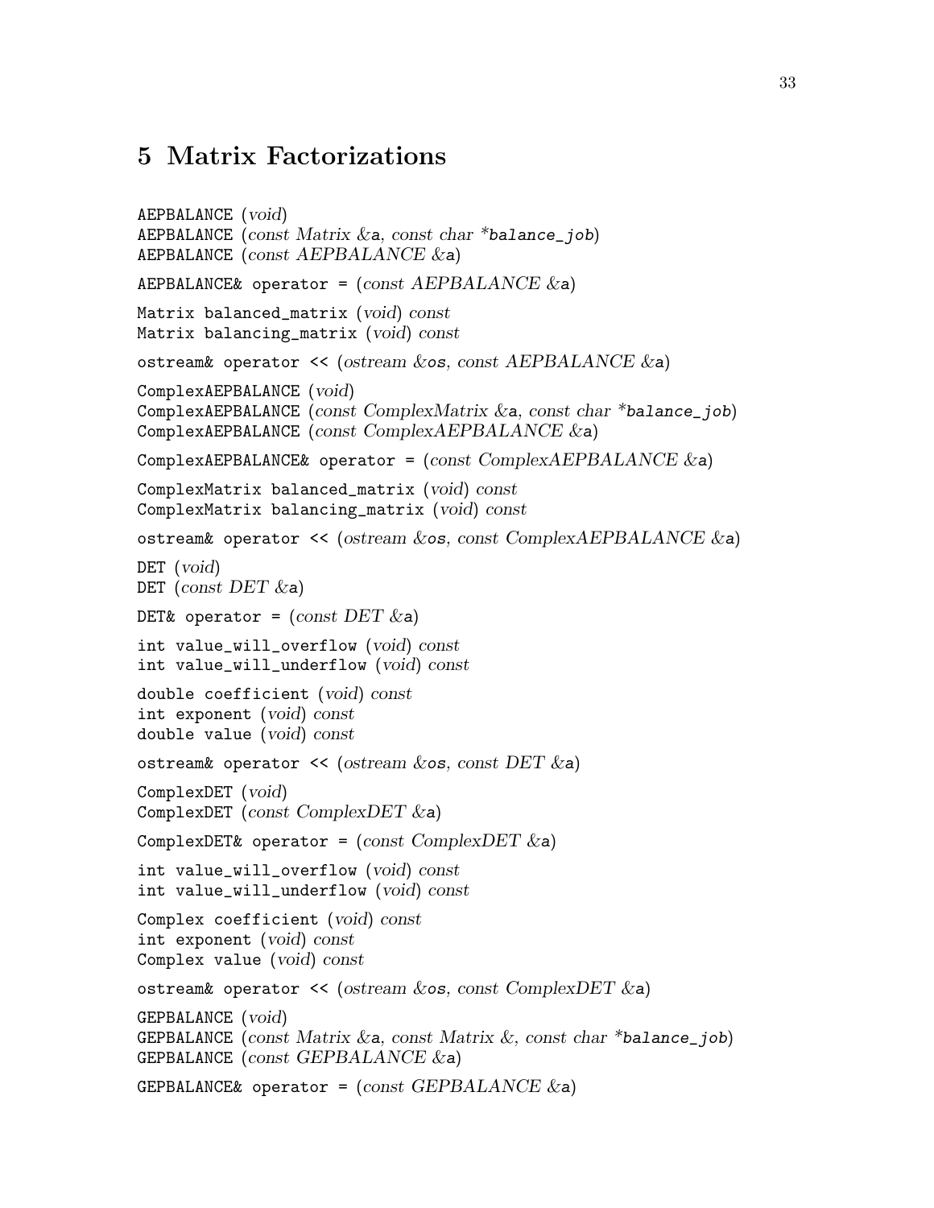# 5 Matrix Factorizations

AEPBALANCE (*void*)
AEPBALANCE (*const Matrix &*a, *const char **balance_job)
AEPBALANCE (*const AEPBALANCE &*a)

AEPBALANCE& operator = (*const AEPBALANCE &*a)

Matrix balanced_matrix (*void*) *const*
Matrix balancing_matrix (*void*) *const*

ostream& operator << (*ostream &*os, *const AEPBALANCE &*a)

ComplexAEPBALANCE (*void*)
ComplexAEPBALANCE (*const ComplexMatrix &*a, *const char **balance_job)
ComplexAEPBALANCE (*const ComplexAEPBALANCE &*a)

ComplexAEPBALANCE& operator = (*const ComplexAEPBALANCE &*a)

ComplexMatrix balanced_matrix (*void*) *const*
ComplexMatrix balancing_matrix (*void*) *const*

ostream& operator << (*ostream &*os, *const ComplexAEPBALANCE &*a)

DET (*void*)
DET (*const DET &*a)

DET& operator = (*const DET &*a)

int value_will_overflow (*void*) *const*
int value_will_underflow (*void*) *const*

double coefficient (*void*) *const*
int exponent (*void*) *const*
double value (*void*) *const*

ostream& operator << (*ostream &*os, *const DET &*a)

ComplexDET (*void*)
ComplexDET (*const ComplexDET &*a)

ComplexDET& operator = (*const ComplexDET &*a)

int value_will_overflow (*void*) *const*
int value_will_underflow (*void*) *const*

Complex coefficient (*void*) *const*
int exponent (*void*) *const*
Complex value (*void*) *const*

ostream& operator << (*ostream &*os, *const ComplexDET &*a)

GEPBALANCE (*void*)
GEPBALANCE (*const Matrix &*a, *const Matrix &*, *const char **balance_job)
GEPBALANCE (*const GEPBALANCE &*a)

GEPBALANCE& operator = (*const GEPBALANCE &*a)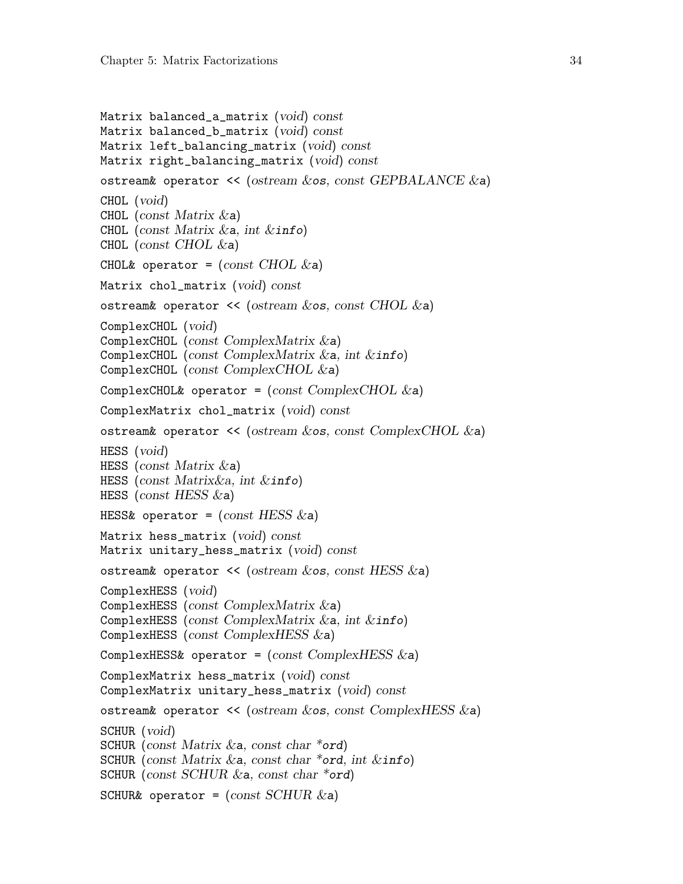Matrix balanced_a_matrix (*void*) *const*
Matrix balanced_b_matrix (*void*) *const*
Matrix left_balancing_matrix (*void*) *const*
Matrix right_balancing_matrix (*void*) *const*

ostream& operator << (*ostream &*os, *const GEPBALANCE &*a)

CHOL (*void*)
CHOL (*const Matrix &*a)
CHOL (*const Matrix &*a, *int &*info)
CHOL (*const CHOL &*a)

CHOL& operator = (*const CHOL &*a)

Matrix chol_matrix (*void*) *const*

ostream& operator << (*ostream &*os, *const CHOL &*a)

ComplexCHOL (*void*)
ComplexCHOL (*const ComplexMatrix &*a)
ComplexCHOL (*const ComplexMatrix &*a, *int &*info)
ComplexCHOL (*const ComplexCHOL &*a)

ComplexCHOL& operator = (*const ComplexCHOL &*a)

ComplexMatrix chol_matrix (*void*) *const*

ostream& operator << (*ostream &*os, *const ComplexCHOL &*a)

HESS (*void*)
HESS (*const Matrix &*a)
HESS (*const Matrix&a, int &*info)
HESS (*const HESS &*a)

HESS& operator = (*const HESS &*a)

Matrix hess_matrix (*void*) *const*
Matrix unitary_hess_matrix (*void*) *const*

ostream& operator << (*ostream &*os, *const HESS &*a)

ComplexHESS (*void*)
ComplexHESS (*const ComplexMatrix &*a)
ComplexHESS (*const ComplexMatrix &*a, *int &*info)
ComplexHESS (*const ComplexHESS &*a)

ComplexHESS& operator = (*const ComplexHESS &*a)

ComplexMatrix hess_matrix (*void*) *const*
ComplexMatrix unitary_hess_matrix (*void*) *const*

ostream& operator << (*ostream &*os, *const ComplexHESS &*a)

SCHUR (*void*)
SCHUR (*const Matrix &*a, *const char \**ord)
SCHUR (*const Matrix &*a, *const char \**ord, *int &*info)
SCHUR (*const SCHUR &*a, *const char \**ord)

SCHUR& operator = (*const SCHUR &*a)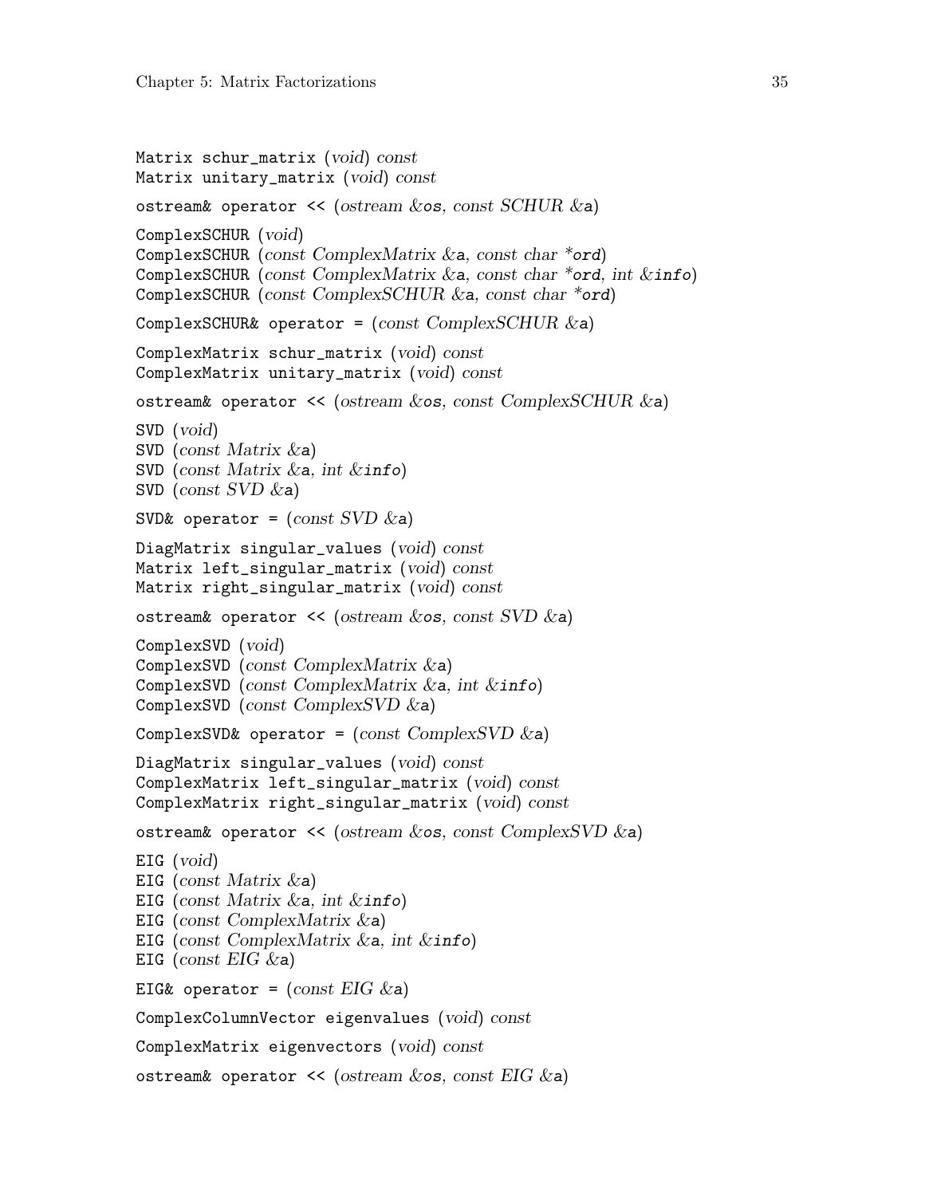Matrix schur_matrix (*void*) *const*
Matrix unitary_matrix (*void*) *const*

ostream& operator << (*ostream &os, const SCHUR &a*)

ComplexSCHUR (*void*)
ComplexSCHUR (*const ComplexMatrix &a, const char *ord*)
ComplexSCHUR (*const ComplexMatrix &a, const char *ord, int &info*)
ComplexSCHUR (*const ComplexSCHUR &a, const char *ord*)

ComplexSCHUR& operator = (*const ComplexSCHUR &a*)

ComplexMatrix schur_matrix (*void*) *const*
ComplexMatrix unitary_matrix (*void*) *const*

ostream& operator << (*ostream &os, const ComplexSCHUR &a*)

SVD (*void*)
SVD (*const Matrix &a*)
SVD (*const Matrix &a, int &info*)
SVD (*const SVD &a*)

SVD& operator = (*const SVD &a*)

DiagMatrix singular_values (*void*) *const*
Matrix left_singular_matrix (*void*) *const*
Matrix right_singular_matrix (*void*) *const*

ostream& operator << (*ostream &os, const SVD &a*)

ComplexSVD (*void*)
ComplexSVD (*const ComplexMatrix &a*)
ComplexSVD (*const ComplexMatrix &a, int &info*)
ComplexSVD (*const ComplexSVD &a*)

ComplexSVD& operator = (*const ComplexSVD &a*)

DiagMatrix singular_values (*void*) *const*
ComplexMatrix left_singular_matrix (*void*) *const*
ComplexMatrix right_singular_matrix (*void*) *const*

ostream& operator << (*ostream &os, const ComplexSVD &a*)

EIG (*void*)
EIG (*const Matrix &a*)
EIG (*const Matrix &a, int &info*)
EIG (*const ComplexMatrix &a*)
EIG (*const ComplexMatrix &a, int &info*)
EIG (*const EIG &a*)

EIG& operator = (*const EIG &a*)

ComplexColumnVector eigenvalues (*void*) *const*

ComplexMatrix eigenvectors (*void*) *const*

ostream& operator << (*ostream &os, const EIG &a*)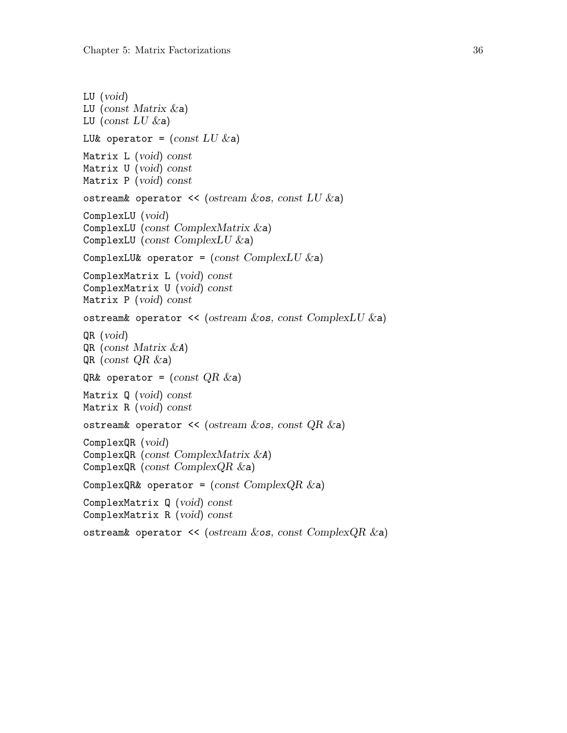LU (*void*)
LU (*const Matrix &*a)
LU (*const LU &*a)

LU& operator = (*const LU &*a)

Matrix L (*void*) *const*
Matrix U (*void*) *const*
Matrix P (*void*) *const*

ostream& operator << (*ostream &*os, *const LU &*a)

ComplexLU (*void*)
ComplexLU (*const ComplexMatrix &*a)
ComplexLU (*const ComplexLU &*a)

ComplexLU& operator = (*const ComplexLU &*a)

ComplexMatrix L (*void*) *const*
ComplexMatrix U (*void*) *const*
Matrix P (*void*) *const*

ostream& operator << (*ostream &*os, *const ComplexLU &*a)

QR (*void*)
QR (*const Matrix &*A)
QR (*const QR &*a)

QR& operator = (*const QR &*a)

Matrix Q (*void*) *const*
Matrix R (*void*) *const*

ostream& operator << (*ostream &*os, *const QR &*a)

ComplexQR (*void*)
ComplexQR (*const ComplexMatrix &*A)
ComplexQR (*const ComplexQR &*a)

ComplexQR& operator = (*const ComplexQR &*a)

ComplexMatrix Q (*void*) *const*
ComplexMatrix R (*void*) *const*

ostream& operator << (*ostream &*os, *const ComplexQR &*a)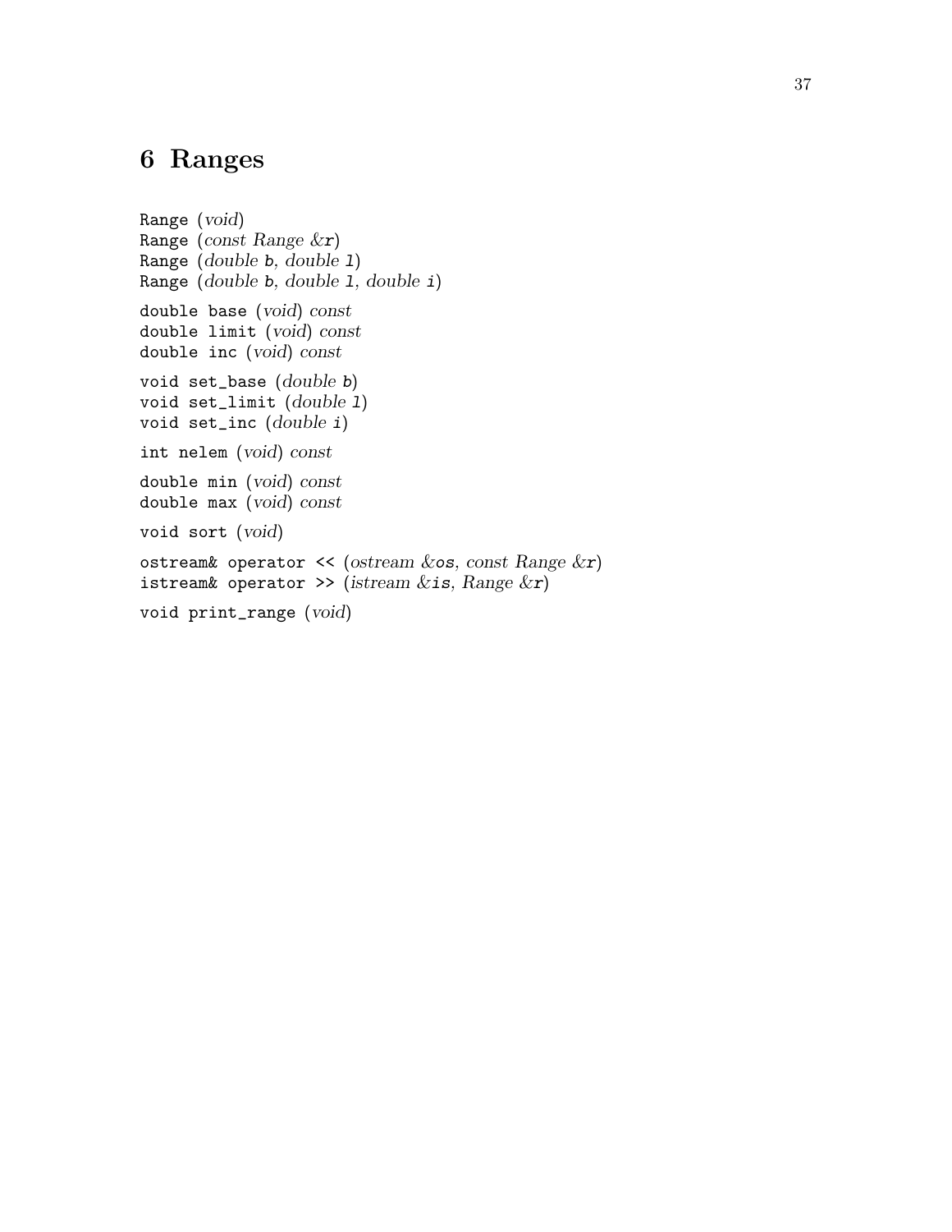# 6 Ranges

```
Range (void)
Range (const Range &r)
Range (double b, double l)
Range (double b, double l, double i)

double base (void) const
double limit (void) const
double inc (void) const

void set_base (double b)
void set_limit (double l)
void set_inc (double i)

int nelem (void) const

double min (void) const
double max (void) const

void sort (void)

ostream& operator << (ostream &os, const Range &r)
istream& operator >> (istream &is, Range &r)

void print_range (void)
```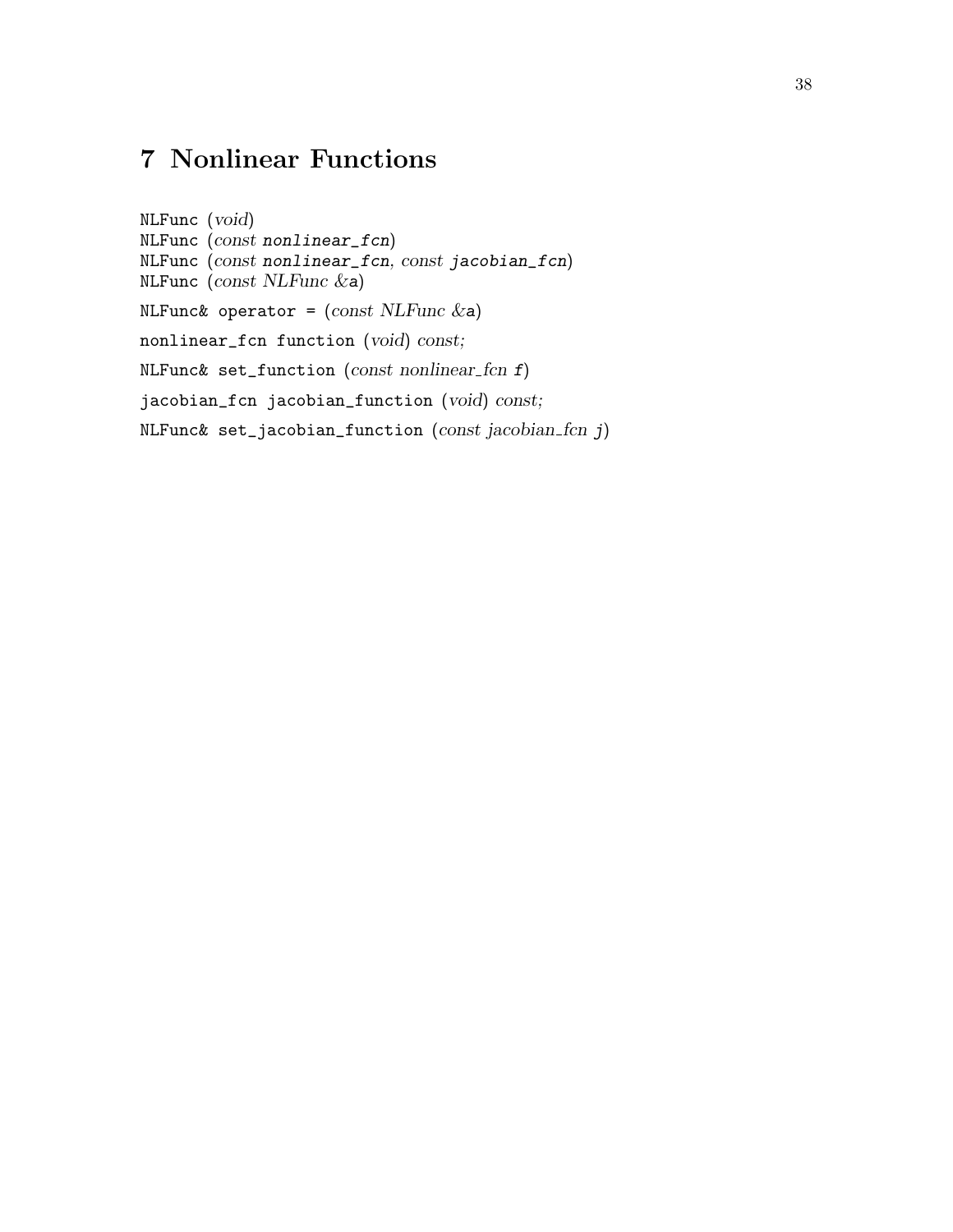# 7 Nonlinear Functions

`NLFunc` (*void*)
`NLFunc` (*const* `nonlinear_fcn`)
`NLFunc` (*const* `nonlinear_fcn`, *const* `jacobian_fcn`)
`NLFunc` (*const NLFunc &*`a`)

`NLFunc& operator =` (*const NLFunc &*`a`)

`nonlinear_fcn function` (*void*) *const;*

`NLFunc& set_function` (*const nonlinear_fcn* `f`)

`jacobian_fcn jacobian_function` (*void*) *const;*

`NLFunc& set_jacobian_function` (*const jacobian_fcn* `j`)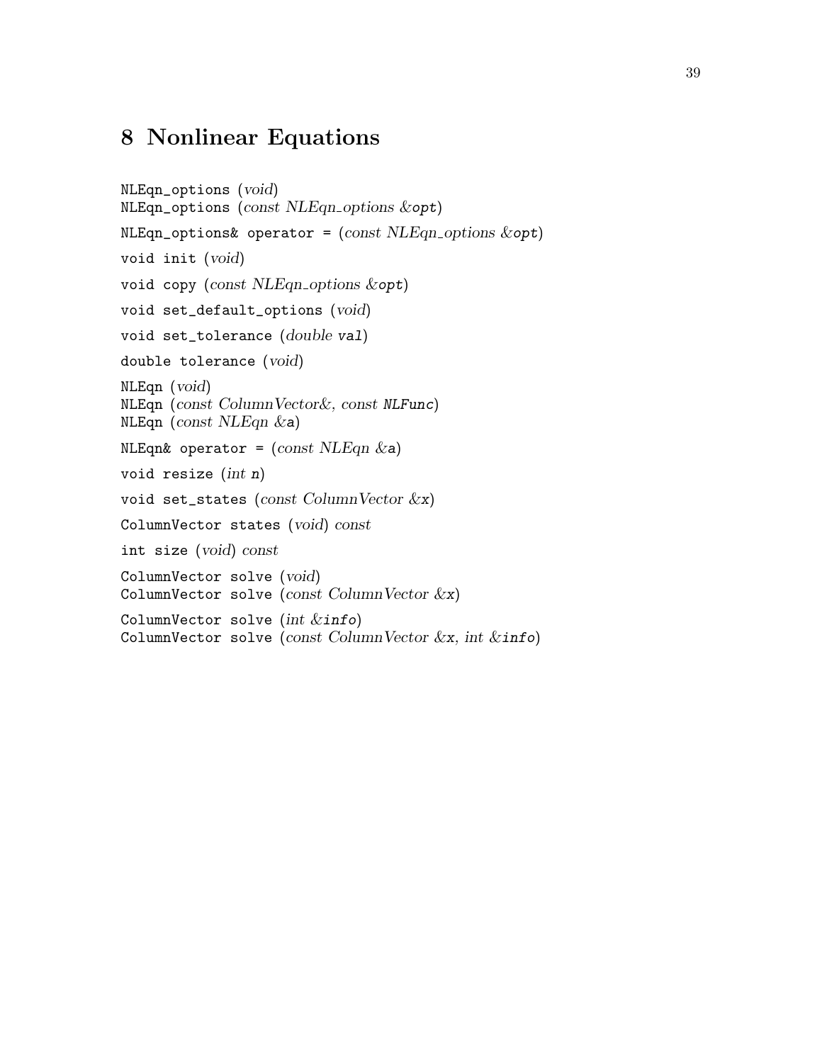# 8 Nonlinear Equations

NLEqn_options (*void*)
NLEqn_options (*const NLEqn_options &*opt)

NLEqn_options& operator = (*const NLEqn_options &*opt)

void init (*void*)

void copy (*const NLEqn_options &*opt)

void set_default_options (*void*)

void set_tolerance (*double* val)

double tolerance (*void*)

NLEqn (*void*)
NLEqn (*const ColumnVector&, const* NLFunc)
NLEqn (*const NLEqn &*a)

NLEqn& operator = (*const NLEqn &*a)

void resize (*int* n)

void set_states (*const ColumnVector &*x)

ColumnVector states (*void*) *const*

int size (*void*) *const*

ColumnVector solve (*void*)
ColumnVector solve (*const ColumnVector &*x)

ColumnVector solve (*int &*info)
ColumnVector solve (*const ColumnVector &*x, *int &*info)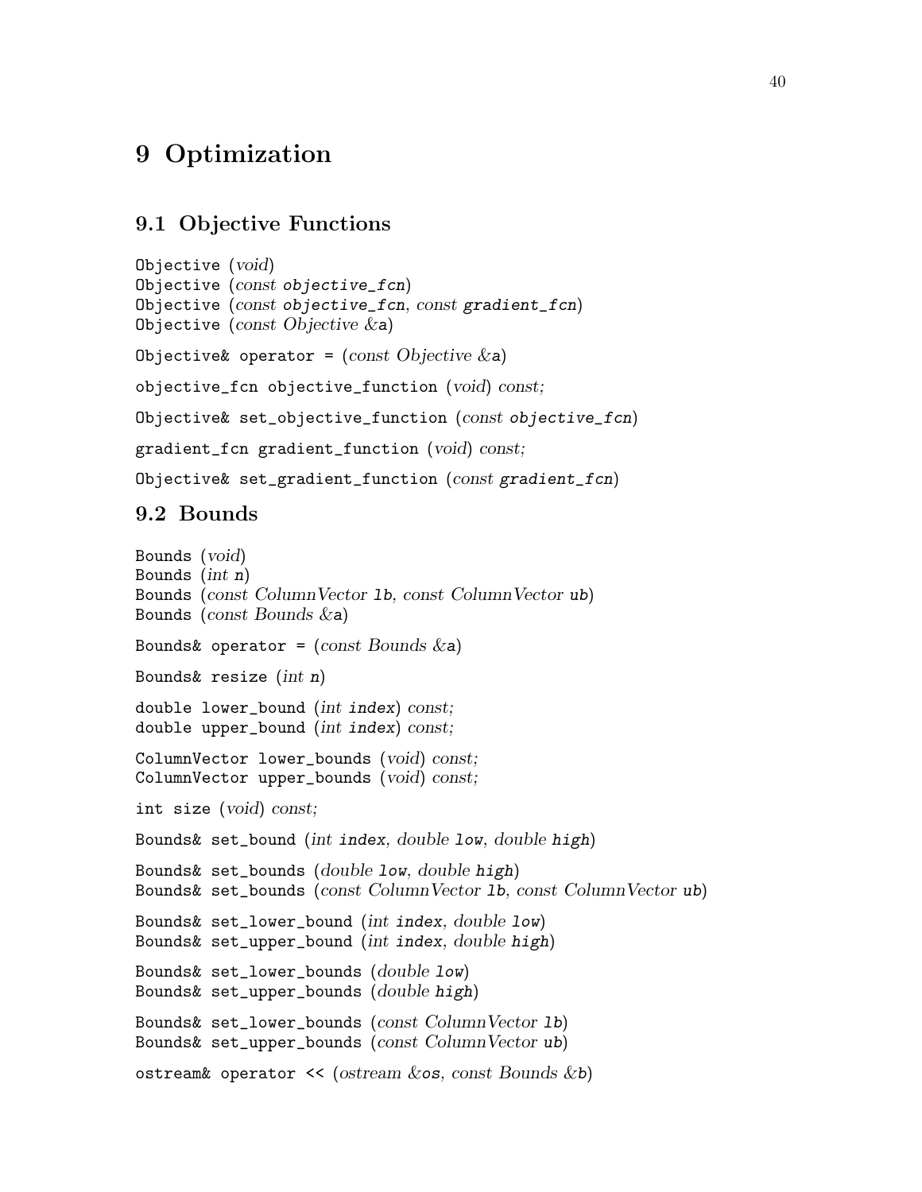# 9 Optimization

## 9.1 Objective Functions

Objective (*void*)
Objective (*const* *objective_fcn*)
Objective (*const* *objective_fcn*, *const* *gradient_fcn*)
Objective (*const Objective &a*)

Objective& operator = (*const Objective &a*)

objective_fcn objective_function (*void*) *const;*

Objective& set_objective_function (*const* *objective_fcn*)

gradient_fcn gradient_function (*void*) *const;*

Objective& set_gradient_function (*const* *gradient_fcn*)

## 9.2 Bounds

Bounds (*void*)
Bounds (*int n*)
Bounds (*const ColumnVector lb*, *const ColumnVector ub*)
Bounds (*const Bounds &a*)

Bounds& operator = (*const Bounds &a*)

Bounds& resize (*int n*)

double lower_bound (*int index*) *const;*
double upper_bound (*int index*) *const;*

ColumnVector lower_bounds (*void*) *const;*
ColumnVector upper_bounds (*void*) *const;*

int size (*void*) *const;*

Bounds& set_bound (*int index*, *double low*, *double high*)

Bounds& set_bounds (*double low*, *double high*)
Bounds& set_bounds (*const ColumnVector lb*, *const ColumnVector ub*)

Bounds& set_lower_bound (*int index*, *double low*)
Bounds& set_upper_bound (*int index*, *double high*)

Bounds& set_lower_bounds (*double low*)
Bounds& set_upper_bounds (*double high*)

Bounds& set_lower_bounds (*const ColumnVector lb*)
Bounds& set_upper_bounds (*const ColumnVector ub*)

ostream& operator << (*ostream &os*, *const Bounds &b*)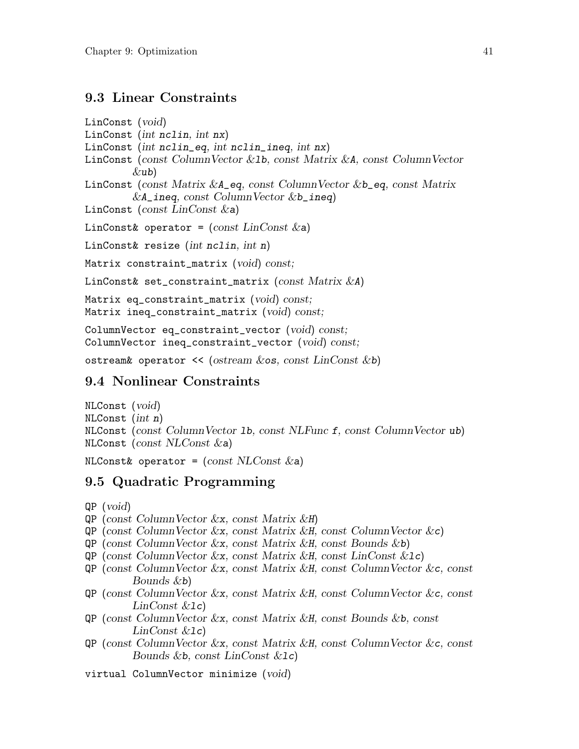## 9.3 Linear Constraints

`LinConst` (*void*)
`LinConst` (*int* `nclin`, *int* `nx`)
`LinConst` (*int* `nclin_eq`, *int* `nclin_ineq`, *int* `nx`)
`LinConst` (*const ColumnVector &*`lb`, *const Matrix &*`A`, *const ColumnVector &*`ub`)
`LinConst` (*const Matrix &*`A_eq`, *const ColumnVector &*`b_eq`, *const Matrix &*`A_ineq`, *const ColumnVector &*`b_ineq`)
`LinConst` (*const LinConst &*`a`)

`LinConst& operator =` (*const LinConst &*`a`)

`LinConst& resize` (*int* `nclin`, *int* `n`)

`Matrix constraint_matrix` (*void*) *const;*

`LinConst& set_constraint_matrix` (*const Matrix &*`A`)

`Matrix eq_constraint_matrix` (*void*) *const;*
`Matrix ineq_constraint_matrix` (*void*) *const;*

`ColumnVector eq_constraint_vector` (*void*) *const;*
`ColumnVector ineq_constraint_vector` (*void*) *const;*

`ostream& operator <<` (*ostream &*`os`, *const LinConst &*`b`)

## 9.4 Nonlinear Constraints

`NLConst` (*void*)
`NLConst` (*int* `n`)
`NLConst` (*const ColumnVector* `lb`, *const NLFunc* `f`, *const ColumnVector* `ub`)
`NLConst` (*const NLConst &*`a`)

`NLConst& operator =` (*const NLConst &*`a`)

## 9.5 Quadratic Programming

`QP` (*void*)
`QP` (*const ColumnVector &*`x`, *const Matrix &*`H`)
`QP` (*const ColumnVector &*`x`, *const Matrix &*`H`, *const ColumnVector &*`c`)
`QP` (*const ColumnVector &*`x`, *const Matrix &*`H`, *const Bounds &*`b`)
`QP` (*const ColumnVector &*`x`, *const Matrix &*`H`, *const LinConst &*`lc`)
`QP` (*const ColumnVector &*`x`, *const Matrix &*`H`, *const ColumnVector &*`c`, *const Bounds &*`b`)
`QP` (*const ColumnVector &*`x`, *const Matrix &*`H`, *const ColumnVector &*`c`, *const LinConst &*`lc`)
`QP` (*const ColumnVector &*`x`, *const Matrix &*`H`, *const Bounds &*`b`, *const LinConst &*`lc`)
`QP` (*const ColumnVector &*`x`, *const Matrix &*`H`, *const ColumnVector &*`c`, *const Bounds &*`b`, *const LinConst &*`lc`)

`virtual ColumnVector minimize` (*void*)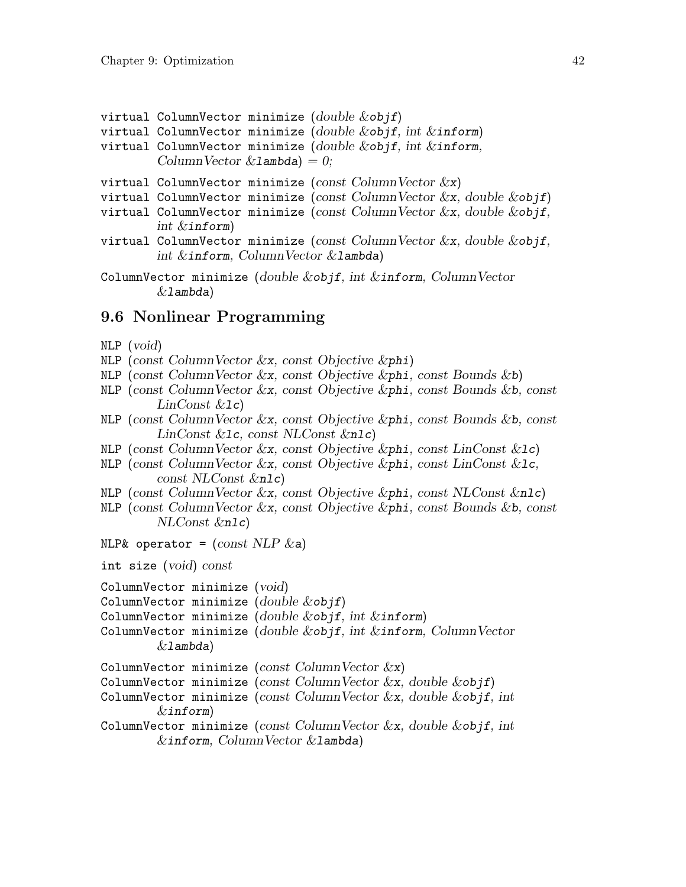virtual ColumnVector minimize (*double &*`objf`)
virtual ColumnVector minimize (*double &*`objf`, *int &*`inform`)
virtual ColumnVector minimize (*double &*`objf`, *int &*`inform`, *ColumnVector &*`lambda`) *= 0;*

virtual ColumnVector minimize (*const ColumnVector &*`x`)
virtual ColumnVector minimize (*const ColumnVector &*`x`, *double &*`objf`)
virtual ColumnVector minimize (*const ColumnVector &*`x`, *double &*`objf`, *int &*`inform`)
virtual ColumnVector minimize (*const ColumnVector &*`x`, *double &*`objf`, *int &*`inform`, *ColumnVector &*`lambda`)

ColumnVector minimize (*double &*`objf`, *int &*`inform`, *ColumnVector &*`lambda`)

## 9.6 Nonlinear Programming

NLP (*void*)
NLP (*const ColumnVector &*`x`, *const Objective &*`phi`)
NLP (*const ColumnVector &*`x`, *const Objective &*`phi`, *const Bounds &*`b`)
NLP (*const ColumnVector &*`x`, *const Objective &*`phi`, *const Bounds &*`b`, *const LinConst &*`lc`)
NLP (*const ColumnVector &*`x`, *const Objective &*`phi`, *const Bounds &*`b`, *const LinConst &*`lc`, *const NLConst &*`nlc`)
NLP (*const ColumnVector &*`x`, *const Objective &*`phi`, *const LinConst &*`lc`)
NLP (*const ColumnVector &*`x`, *const Objective &*`phi`, *const LinConst &*`lc`, *const NLConst &*`nlc`)
NLP (*const ColumnVector &*`x`, *const Objective &*`phi`, *const NLConst &*`nlc`)
NLP (*const ColumnVector &*`x`, *const Objective &*`phi`, *const Bounds &*`b`, *const NLConst &*`nlc`)

NLP& operator = (*const NLP &*`a`)

int size (*void*) *const*

ColumnVector minimize (*void*)
ColumnVector minimize (*double &*`objf`)
ColumnVector minimize (*double &*`objf`, *int &*`inform`)
ColumnVector minimize (*double &*`objf`, *int &*`inform`, *ColumnVector &*`lambda`)

ColumnVector minimize (*const ColumnVector &*`x`)
ColumnVector minimize (*const ColumnVector &*`x`, *double &*`objf`)
ColumnVector minimize (*const ColumnVector &*`x`, *double &*`objf`, *int &*`inform`)
ColumnVector minimize (*const ColumnVector &*`x`, *double &*`objf`, *int &*`inform`, *ColumnVector &*`lambda`)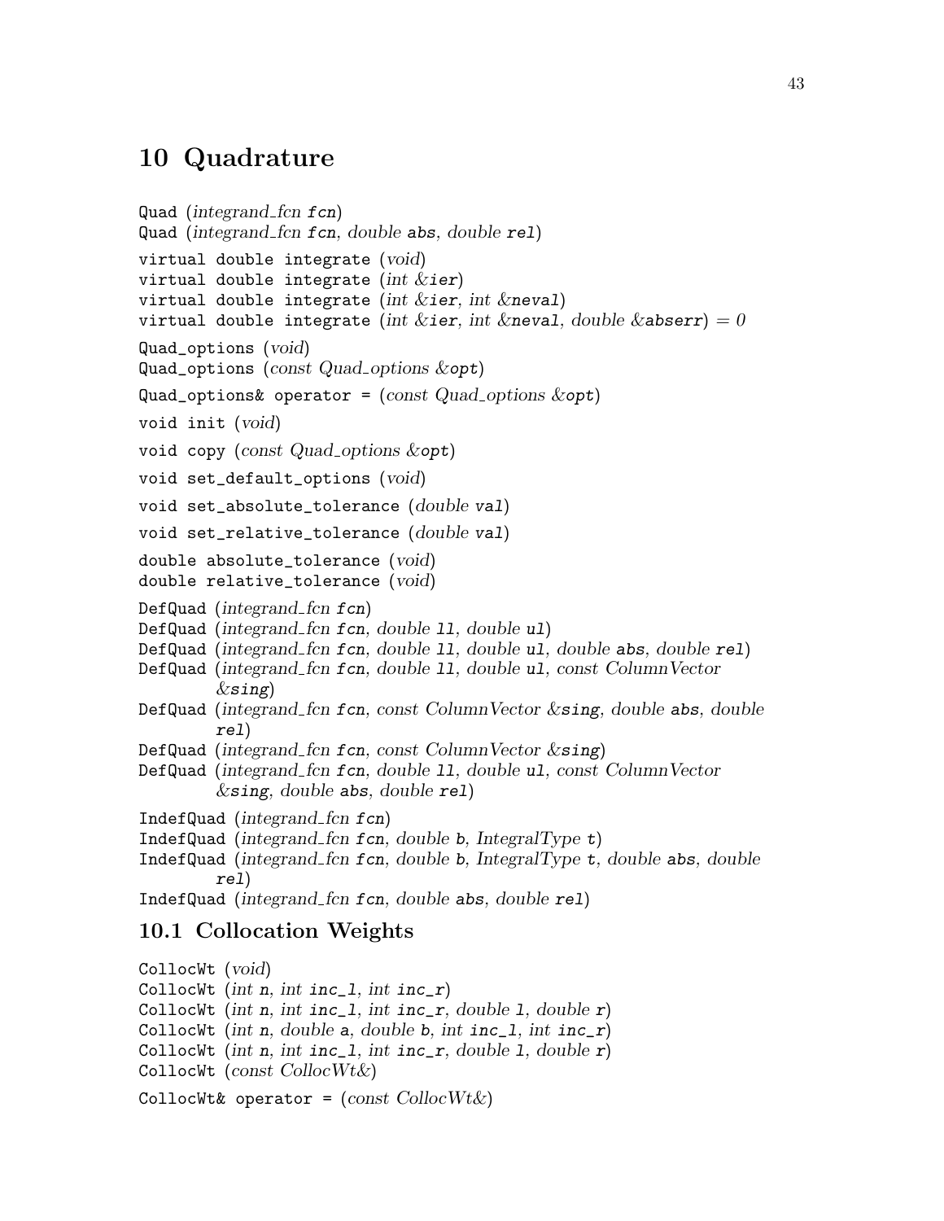# 10 Quadrature

`Quad` (*integrand_fcn* `fcn`)
`Quad` (*integrand_fcn* `fcn`, *double* `abs`, *double* `rel`)

`virtual double integrate` (*void*)
`virtual double integrate` (*int &*`ier`)
`virtual double integrate` (*int &*`ier`, *int &*`neval`)
`virtual double integrate` (*int &*`ier`, *int &*`neval`, *double &*`abserr`) *= 0*

`Quad_options` (*void*)
`Quad_options` (*const Quad_options &*`opt`)

`Quad_options& operator =` (*const Quad_options &*`opt`)

`void init` (*void*)

`void copy` (*const Quad_options &*`opt`)

`void set_default_options` (*void*)

`void set_absolute_tolerance` (*double* `val`)

`void set_relative_tolerance` (*double* `val`)

`double absolute_tolerance` (*void*)
`double relative_tolerance` (*void*)

`DefQuad` (*integrand_fcn* `fcn`)
`DefQuad` (*integrand_fcn* `fcn`, *double* `ll`, *double* `ul`)
`DefQuad` (*integrand_fcn* `fcn`, *double* `ll`, *double* `ul`, *double* `abs`, *double* `rel`)
`DefQuad` (*integrand_fcn* `fcn`, *double* `ll`, *double* `ul`, *const ColumnVector &*`sing`)
`DefQuad` (*integrand_fcn* `fcn`, *const ColumnVector &*`sing`, *double* `abs`, *double* `rel`)
`DefQuad` (*integrand_fcn* `fcn`, *const ColumnVector &*`sing`)
`DefQuad` (*integrand_fcn* `fcn`, *double* `ll`, *double* `ul`, *const ColumnVector &*`sing`, *double* `abs`, *double* `rel`)

`IndefQuad` (*integrand_fcn* `fcn`)
`IndefQuad` (*integrand_fcn* `fcn`, *double* `b`, *IntegralType* `t`)
`IndefQuad` (*integrand_fcn* `fcn`, *double* `b`, *IntegralType* `t`, *double* `abs`, *double* `rel`)
`IndefQuad` (*integrand_fcn* `fcn`, *double* `abs`, *double* `rel`)

## 10.1 Collocation Weights

`CollocWt` (*void*)
`CollocWt` (*int* `n`, *int* `inc_l`, *int* `inc_r`)
`CollocWt` (*int* `n`, *int* `inc_l`, *int* `inc_r`, *double* `l`, *double* `r`)
`CollocWt` (*int* `n`, *double* `a`, *double* `b`, *int* `inc_l`, *int* `inc_r`)
`CollocWt` (*int* `n`, *int* `inc_l`, *int* `inc_r`, *double* `l`, *double* `r`)
`CollocWt` (*const CollocWt&*)

`CollocWt& operator =` (*const CollocWt&*)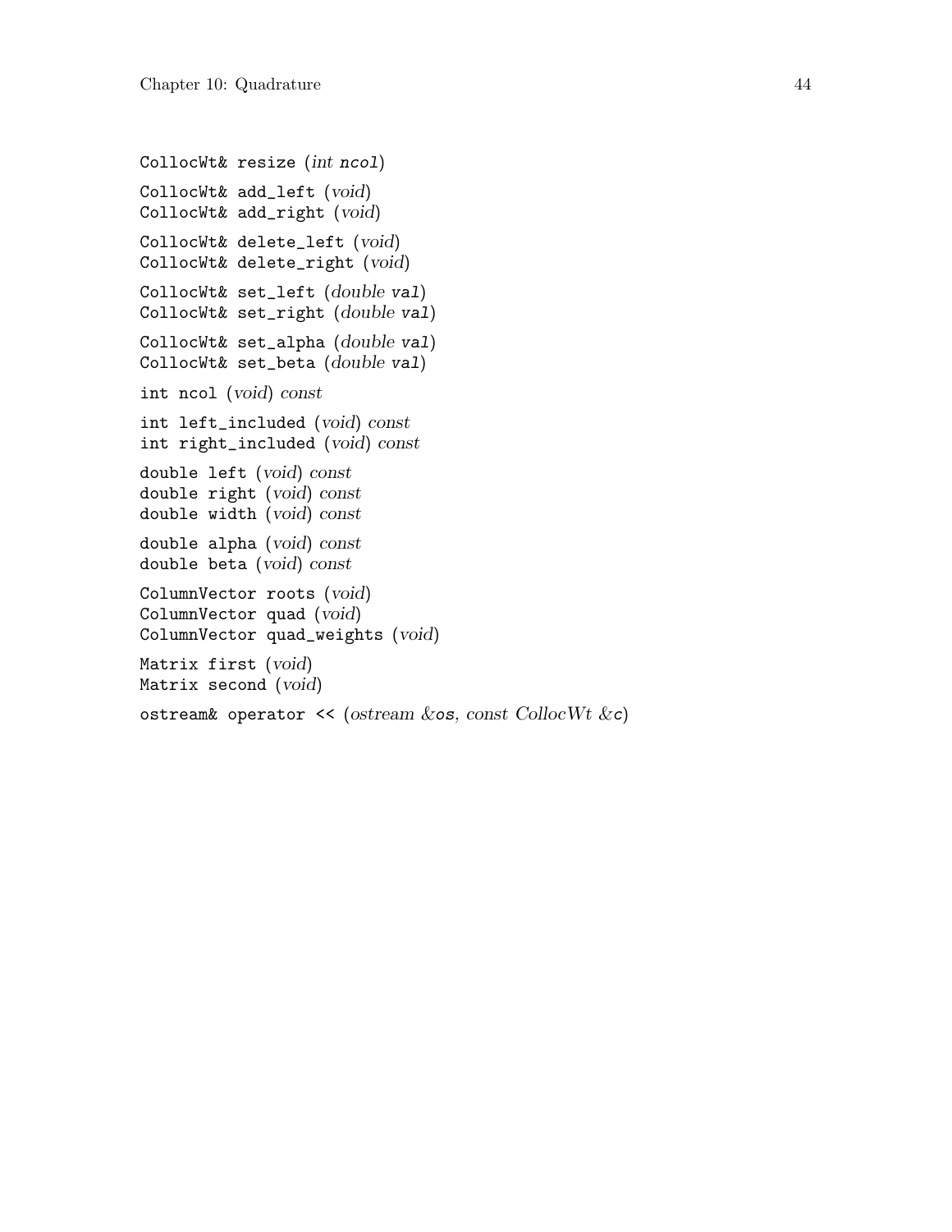CollocWt& resize (*int* ncol)

CollocWt& add_left (*void*)
CollocWt& add_right (*void*)

CollocWt& delete_left (*void*)
CollocWt& delete_right (*void*)

CollocWt& set_left (*double* val)
CollocWt& set_right (*double* val)

CollocWt& set_alpha (*double* val)
CollocWt& set_beta (*double* val)

int ncol (*void*) *const*

int left_included (*void*) *const*
int right_included (*void*) *const*

double left (*void*) *const*
double right (*void*) *const*
double width (*void*) *const*

double alpha (*void*) *const*
double beta (*void*) *const*

ColumnVector roots (*void*)
ColumnVector quad (*void*)
ColumnVector quad_weights (*void*)

Matrix first (*void*)
Matrix second (*void*)

ostream& operator << (*ostream &*os, *const CollocWt &*c)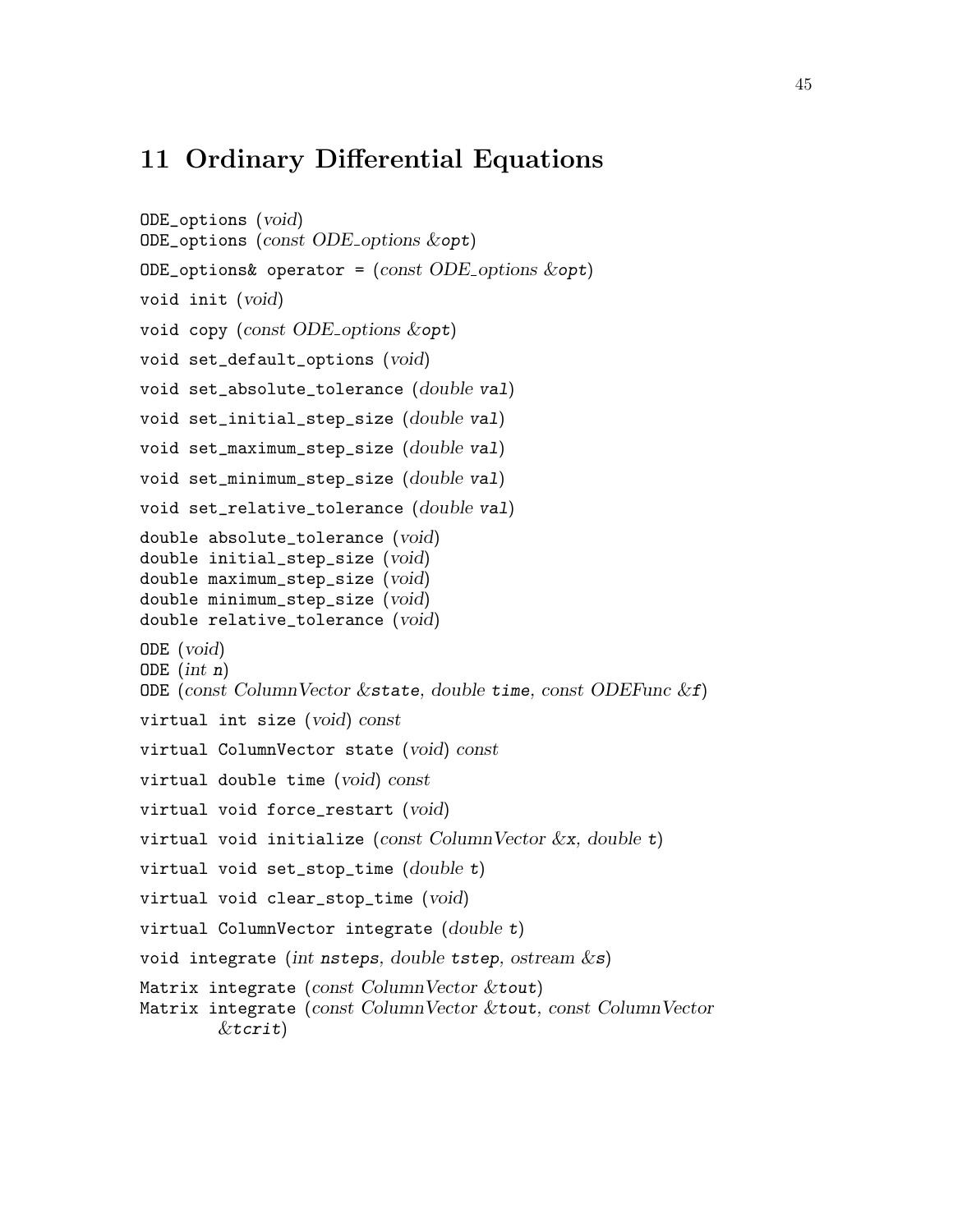# 11 Ordinary Differential Equations

ODE_options (*void*)
ODE_options (*const ODE_options &*`opt`)

ODE_options& operator = (*const ODE_options &*`opt`)

void init (*void*)

void copy (*const ODE_options &*`opt`)

void set_default_options (*void*)

void set_absolute_tolerance (*double* `val`)

void set_initial_step_size (*double* `val`)

void set_maximum_step_size (*double* `val`)

void set_minimum_step_size (*double* `val`)

void set_relative_tolerance (*double* `val`)

double absolute_tolerance (*void*)
double initial_step_size (*void*)
double maximum_step_size (*void*)
double minimum_step_size (*void*)
double relative_tolerance (*void*)

ODE (*void*)
ODE (*int* `n`)
ODE (*const ColumnVector &*`state`, *double* `time`, *const ODEFunc &*`f`)

virtual int size (*void*) *const*

virtual ColumnVector state (*void*) *const*

virtual double time (*void*) *const*

virtual void force_restart (*void*)

virtual void initialize (*const ColumnVector &*`x`, *double* `t`)

virtual void set_stop_time (*double* `t`)

virtual void clear_stop_time (*void*)

virtual ColumnVector integrate (*double* `t`)

void integrate (*int* `nsteps`, *double* `tstep`, *ostream &*`s`)

Matrix integrate (*const ColumnVector &*`tout`)
Matrix integrate (*const ColumnVector &*`tout`, *const ColumnVector &*`tcrit`)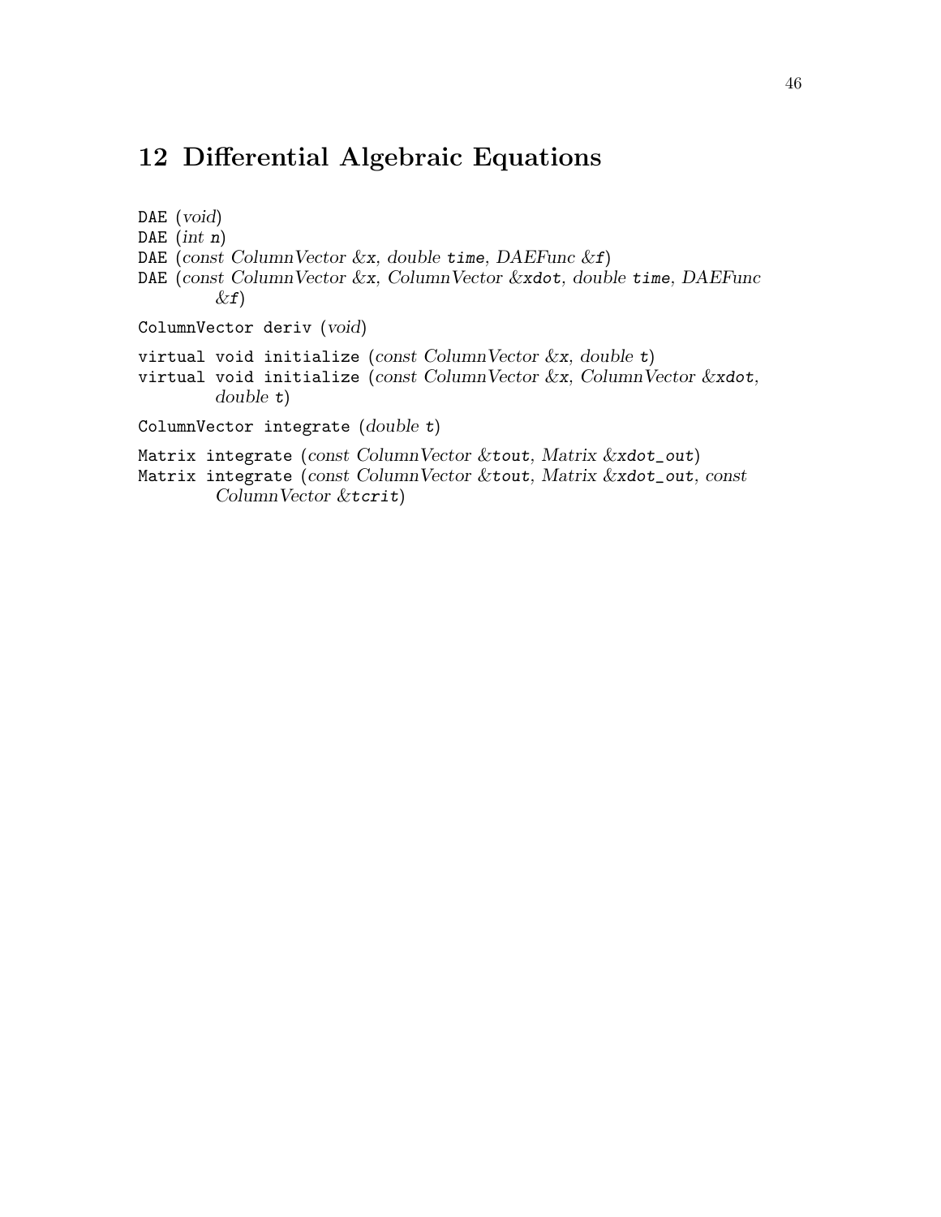# 12 Differential Algebraic Equations

`DAE` (*void*)
`DAE` (*int* `n`)
`DAE` (*const ColumnVector &*`x`, *double* `time`, *DAEFunc &*`f`)
`DAE` (*const ColumnVector &*`x`, *ColumnVector &*`xdot`, *double* `time`, *DAEFunc &*`f`)

`ColumnVector deriv` (*void*)

`virtual void initialize` (*const ColumnVector &*`x`, *double* `t`)
`virtual void initialize` (*const ColumnVector &*`x`, *ColumnVector &*`xdot`, *double* `t`)

`ColumnVector integrate` (*double* `t`)

`Matrix integrate` (*const ColumnVector &*`tout`, *Matrix &*`xdot_out`)
`Matrix integrate` (*const ColumnVector &*`tout`, *Matrix &*`xdot_out`, *const ColumnVector &*`tcrit`)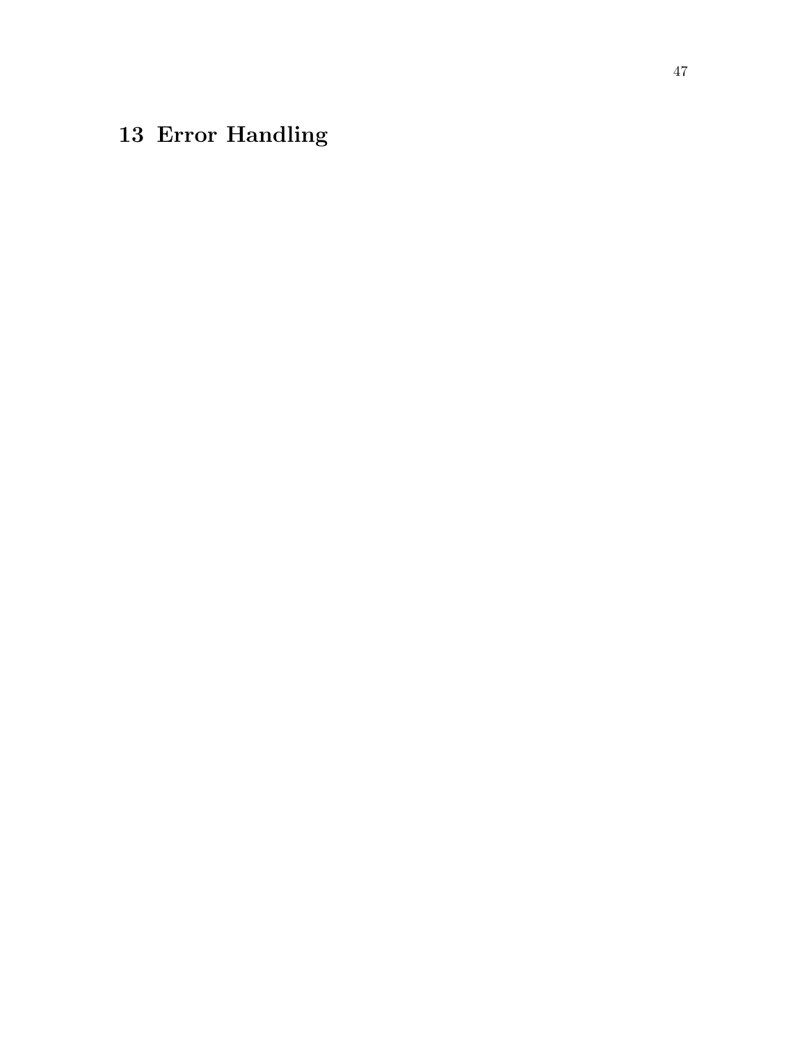# 13 Error Handling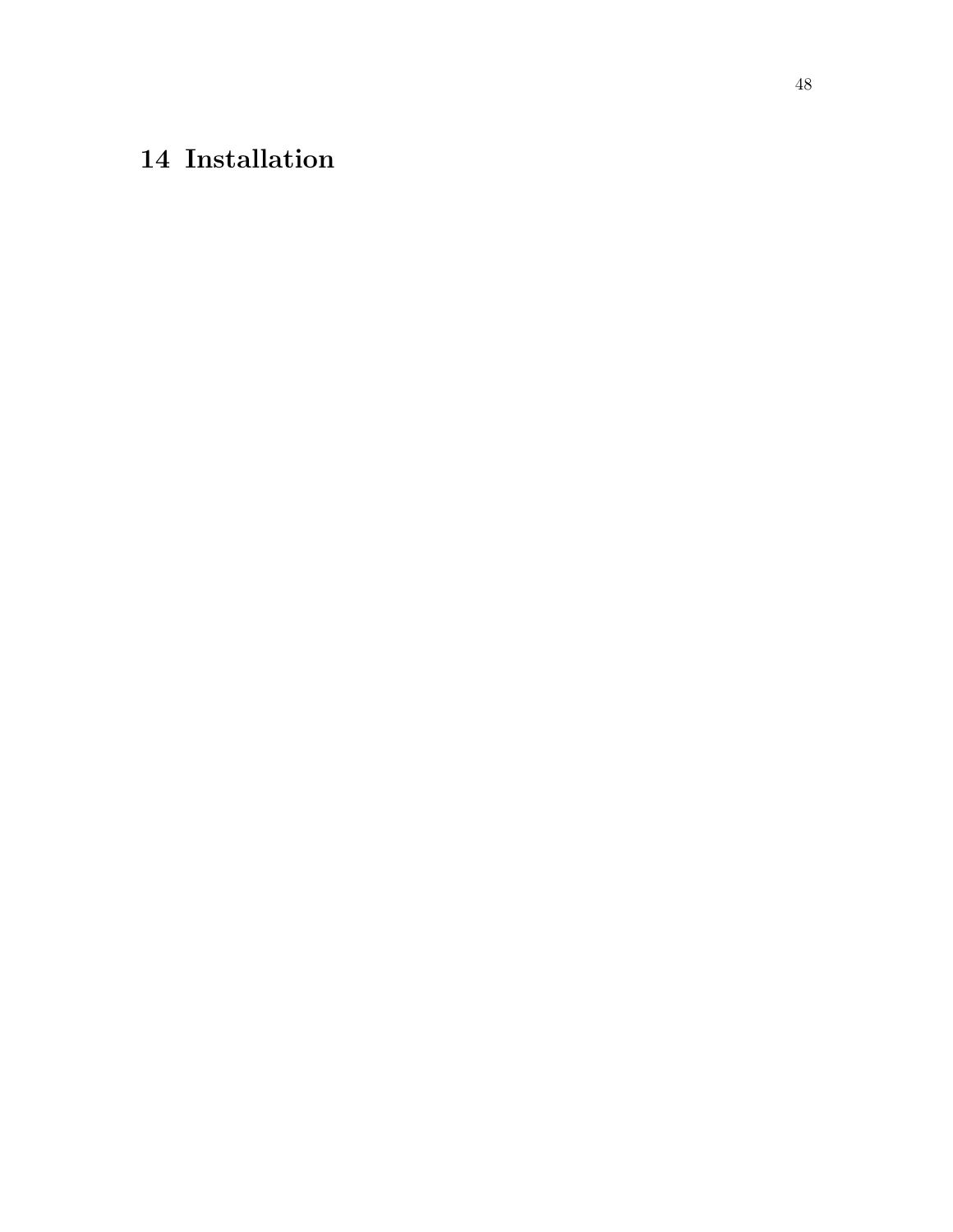# 14 Installation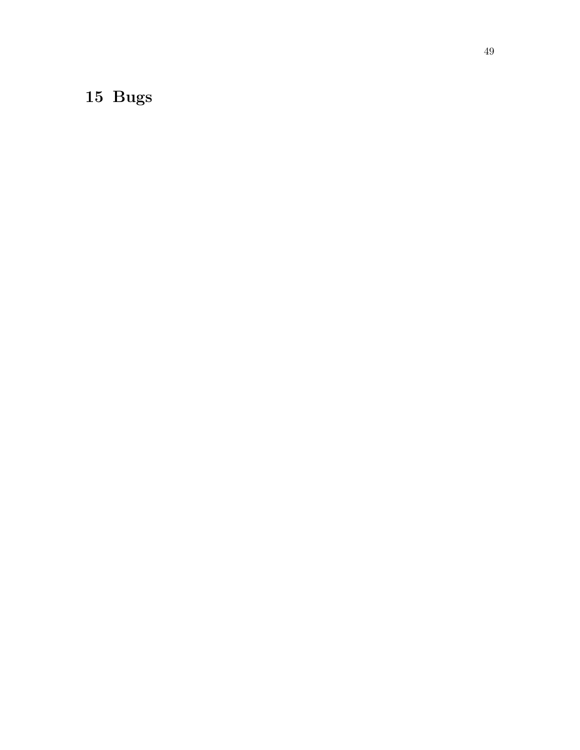# 15 Bugs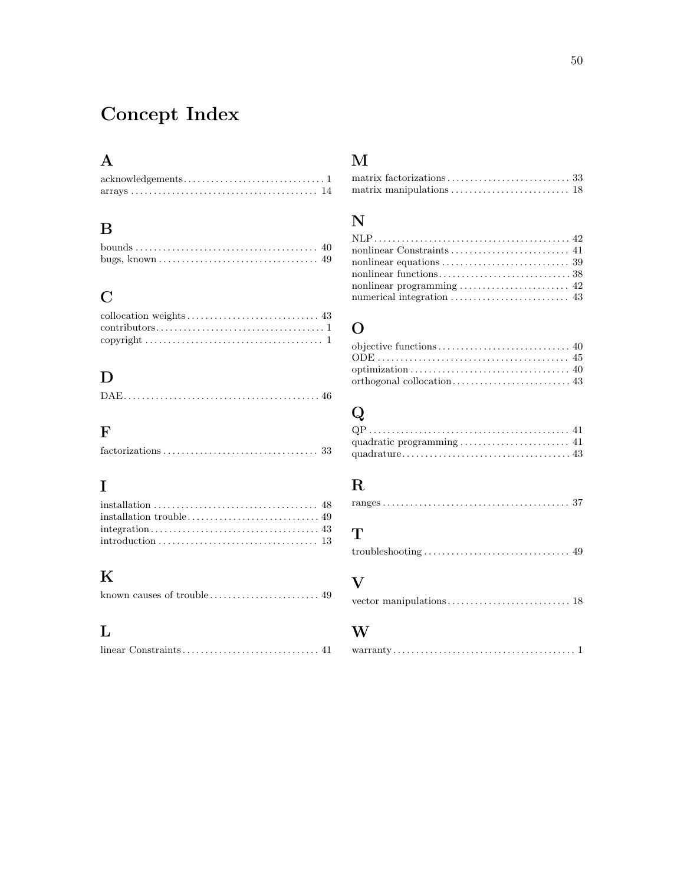# Concept Index

## A

acknowledgements . . . . . . . . . . 1
arrays . . . . . . . . . . 14

## B

bounds . . . . . . . . . . 40
bugs, known . . . . . . . . . . 49

## C

collocation weights . . . . . . . . . . 43
contributors . . . . . . . . . . 1
copyright . . . . . . . . . . 1

## D

DAE . . . . . . . . . . 46

## F

factorizations . . . . . . . . . . 33

## I

installation . . . . . . . . . . 48
installation trouble . . . . . . . . . . 49
integration . . . . . . . . . . 43
introduction . . . . . . . . . . 13

## K

known causes of trouble . . . . . . . . . . 49

## L

linear Constraints . . . . . . . . . . 41

## M

matrix factorizations . . . . . . . . . . 33
matrix manipulations . . . . . . . . . . 18

## N

NLP . . . . . . . . . . 42
nonlinear Constraints . . . . . . . . . . 41
nonlinear equations . . . . . . . . . . 39
nonlinear functions . . . . . . . . . . 38
nonlinear programming . . . . . . . . . . 42
numerical integration . . . . . . . . . . 43

## O

objective functions . . . . . . . . . . 40
ODE . . . . . . . . . . 45
optimization . . . . . . . . . . 40
orthogonal collocation . . . . . . . . . . 43

## Q

QP . . . . . . . . . . 41
quadratic programming . . . . . . . . . . 41
quadrature . . . . . . . . . . 43

## R

ranges . . . . . . . . . . 37

## T

troubleshooting . . . . . . . . . . 49

## V

vector manipulations . . . . . . . . . . 18

## W

warranty . . . . . . . . . . 1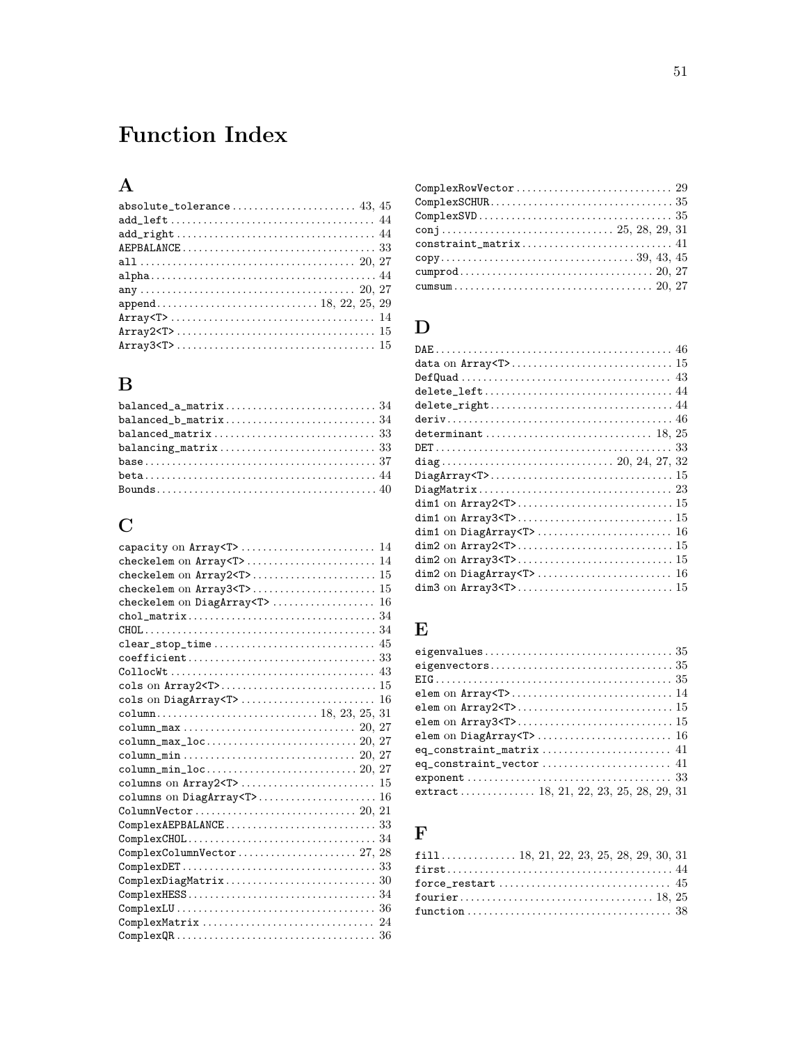# Function Index

## A

- `absolute_tolerance` .......... 43, 45
- `add_left` .......... 44
- `add_right` .......... 44
- `AEPBALANCE` .......... 33
- `all` .......... 20, 27
- `alpha` .......... 44
- `any` .......... 20, 27
- `append` .......... 18, 22, 25, 29
- `Array<T>` .......... 14
- `Array2<T>` .......... 15
- `Array3<T>` .......... 15

## B

- `balanced_a_matrix` .......... 34
- `balanced_b_matrix` .......... 34
- `balanced_matrix` .......... 33
- `balancing_matrix` .......... 33
- `base` .......... 37
- `beta` .......... 44
- `Bounds` .......... 40

## C

- `capacity` on `Array<T>` .......... 14
- `checkelem` on `Array<T>` .......... 14
- `checkelem` on `Array2<T>` .......... 15
- `checkelem` on `Array3<T>` .......... 15
- `checkelem` on `DiagArray<T>` .......... 16
- `chol_matrix` .......... 34
- `CHOL` .......... 34
- `clear_stop_time` .......... 45
- `coefficient` .......... 33
- `CollocWt` .......... 43
- `cols` on `Array2<T>` .......... 15
- `cols` on `DiagArray<T>` .......... 16
- `column` .......... 18, 23, 25, 31
- `column_max` .......... 20, 27
- `column_max_loc` .......... 20, 27
- `column_min` .......... 20, 27
- `column_min_loc` .......... 20, 27
- `columns` on `Array2<T>` .......... 15
- `columns` on `DiagArray<T>` .......... 16
- `ColumnVector` .......... 20, 21
- `ComplexAEPBALANCE` .......... 33
- `ComplexCHOL` .......... 34
- `ComplexColumnVector` .......... 27, 28
- `ComplexDET` .......... 33
- `ComplexDiagMatrix` .......... 30
- `ComplexHESS` .......... 34
- `ComplexLU` .......... 36
- `ComplexMatrix` .......... 24
- `ComplexQR` .......... 36
- `ComplexRowVector` .......... 29
- `ComplexSCHUR` .......... 35
- `ComplexSVD` .......... 35
- `conj` .......... 25, 28, 29, 31
- `constraint_matrix` .......... 41
- `copy` .......... 39, 43, 45
- `cumprod` .......... 20, 27
- `cumsum` .......... 20, 27

## D

- `DAE` .......... 46
- `data` on `Array<T>` .......... 15
- `DefQuad` .......... 43
- `delete_left` .......... 44
- `delete_right` .......... 44
- `deriv` .......... 46
- `determinant` .......... 18, 25
- `DET` .......... 33
- `diag` .......... 20, 24, 27, 32
- `DiagArray<T>` .......... 15
- `DiagMatrix` .......... 23
- `dim1` on `Array2<T>` .......... 15
- `dim1` on `Array3<T>` .......... 15
- `dim1` on `DiagArray<T>` .......... 16
- `dim2` on `Array2<T>` .......... 15
- `dim2` on `Array3<T>` .......... 15
- `dim2` on `DiagArray<T>` .......... 16
- `dim3` on `Array3<T>` .......... 15

## E

- `eigenvalues` .......... 35
- `eigenvectors` .......... 35
- `EIG` .......... 35
- `elem` on `Array<T>` .......... 14
- `elem` on `Array2<T>` .......... 15
- `elem` on `Array3<T>` .......... 15
- `elem` on `DiagArray<T>` .......... 16
- `eq_constraint_matrix` .......... 41
- `eq_constraint_vector` .......... 41
- `exponent` .......... 33
- `extract` .......... 18, 21, 22, 23, 25, 28, 29, 31

## F

- `fill` .......... 18, 21, 22, 23, 25, 28, 29, 30, 31
- `first` .......... 44
- `force_restart` .......... 45
- `fourier` .......... 18, 25
- `function` .......... 38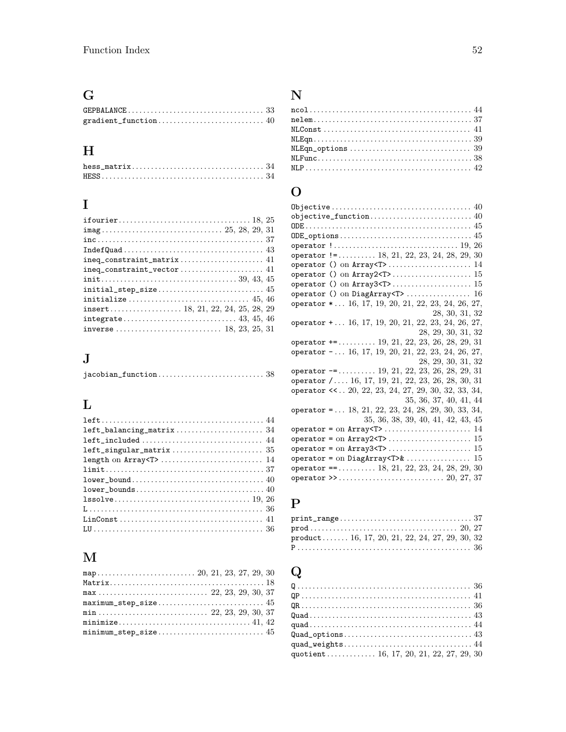## G

- `GEPBALANCE` .......... 33
- `gradient_function` .......... 40

## H

- `hess_matrix` .......... 34
- `HESS` .......... 34

## I

- `ifourier` .......... 18, 25
- `imag` .......... 25, 28, 29, 31
- `inc` .......... 37
- `IndefQuad` .......... 43
- `ineq_constraint_matrix` .......... 41
- `ineq_constraint_vector` .......... 41
- `init` .......... 39, 43, 45
- `initial_step_size` .......... 45
- `initialize` .......... 45, 46
- `insert` .......... 18, 21, 22, 24, 25, 28, 29
- `integrate` .......... 43, 45, 46
- `inverse` .......... 18, 23, 25, 31

## J

- `jacobian_function` .......... 38

## L

- `left` .......... 44
- `left_balancing_matrix` .......... 34
- `left_included` .......... 44
- `left_singular_matrix` .......... 35
- `length` on `Array<T>` .......... 14
- `limit` .......... 37
- `lower_bound` .......... 40
- `lower_bounds` .......... 40
- `lssolve` .......... 19, 26
- `L` .......... 36
- `LinConst` .......... 41
- `LU` .......... 36

## M

- `map` .......... 20, 21, 23, 27, 29, 30
- `Matrix` .......... 18
- `max` .......... 22, 23, 29, 30, 37
- `maximum_step_size` .......... 45
- `min` .......... 22, 23, 29, 30, 37
- `minimize` .......... 41, 42
- `minimum_step_size` .......... 45

## N

- `ncol` .......... 44
- `nelem` .......... 37
- `NLConst` .......... 41
- `NLEqn` .......... 39
- `NLEqn_options` .......... 39
- `NLFunc` .......... 38
- `NLP` .......... 42

## O

- `Objective` .......... 40
- `objective_function` .......... 40
- `ODE` .......... 45
- `ODE_options` .......... 45
- `operator !` .......... 19, 26
- `operator !=` .......... 18, 21, 22, 23, 24, 28, 29, 30
- `operator ()` on `Array<T>` .......... 14
- `operator ()` on `Array2<T>` .......... 15
- `operator ()` on `Array3<T>` .......... 15
- `operator ()` on `DiagArray<T>` .......... 16
- `operator *` .......... 16, 17, 19, 20, 21, 22, 23, 24, 26, 27, 28, 30, 31, 32
- `operator +` .......... 16, 17, 19, 20, 21, 22, 23, 24, 26, 27, 28, 29, 30, 31, 32
- `operator +=` .......... 19, 21, 22, 23, 26, 28, 29, 31
- `operator -` .......... 16, 17, 19, 20, 21, 22, 23, 24, 26, 27, 28, 29, 30, 31, 32
- `operator -=` .......... 19, 21, 22, 23, 26, 28, 29, 31
- `operator /` .......... 16, 17, 19, 21, 22, 23, 26, 28, 30, 31
- `operator <<` .......... 20, 22, 23, 24, 27, 29, 30, 32, 33, 34, 35, 36, 37, 40, 41, 44
- `operator =` .......... 18, 21, 22, 23, 24, 28, 29, 30, 33, 34, 35, 36, 38, 39, 40, 41, 42, 43, 45
- `operator =` on `Array<T>` .......... 14
- `operator =` on `Array2<T>` .......... 15
- `operator =` on `Array3<T>` .......... 15
- `operator =` on `DiagArray<T>&` .......... 15
- `operator ==` .......... 18, 21, 22, 23, 24, 28, 29, 30
- `operator >>` .......... 20, 27, 37

## P

- `print_range` .......... 37
- `prod` .......... 20, 27
- `product` .......... 16, 17, 20, 21, 22, 24, 27, 29, 30, 32
- `P` .......... 36

## Q

- `Q` .......... 36
- `QP` .......... 41
- `QR` .......... 36
- `Quad` .......... 43
- `quad` .......... 44
- `Quad_options` .......... 43
- `quad_weights` .......... 44
- `quotient` .......... 16, 17, 20, 21, 22, 27, 29, 30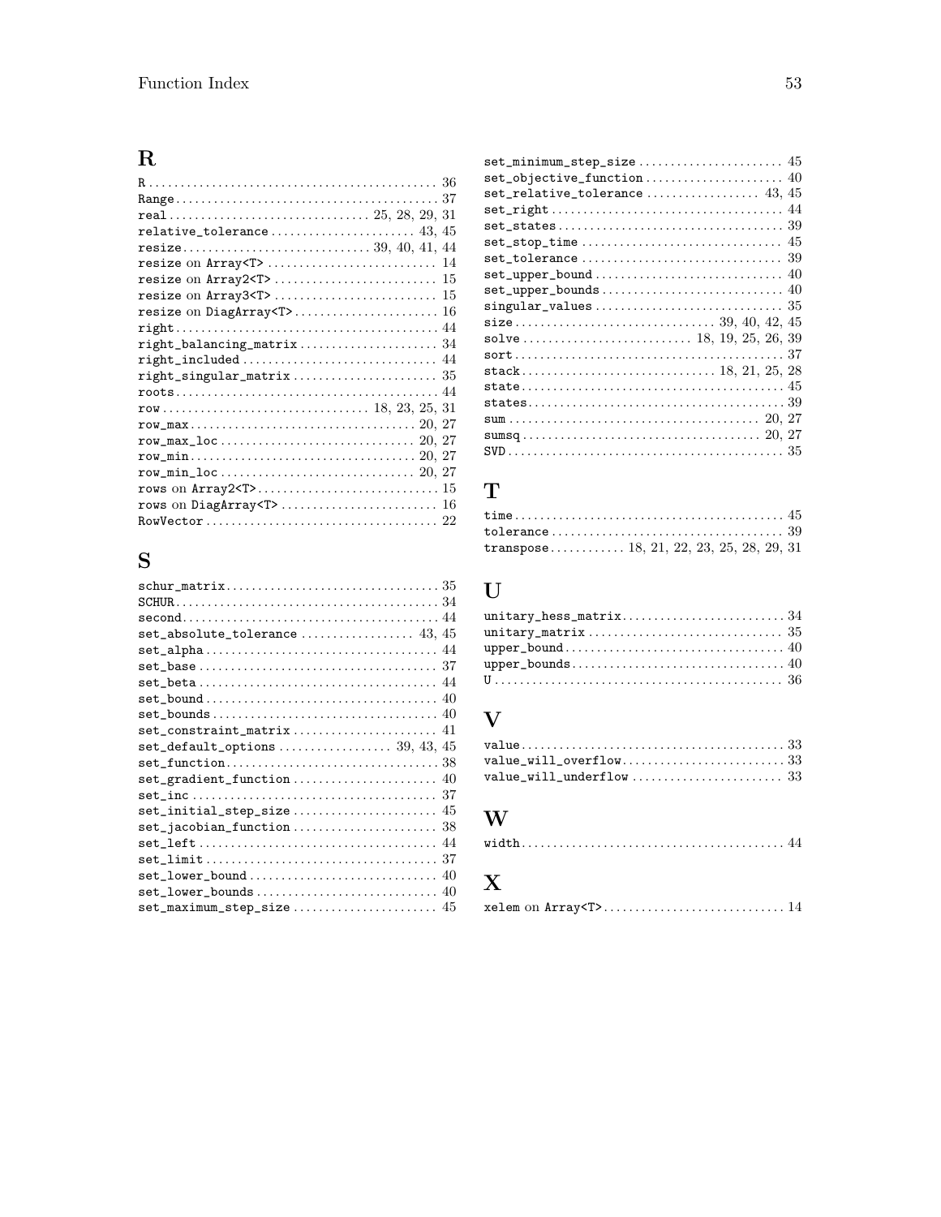## R

- R ... 36
- Range ... 37
- real ... 25, 28, 29, 31
- relative_tolerance ... 43, 45
- resize ... 39, 40, 41, 44
- resize on Array<T> ... 14
- resize on Array2<T> ... 15
- resize on Array3<T> ... 15
- resize on DiagArray<T> ... 16
- right ... 44
- right_balancing_matrix ... 34
- right_included ... 44
- right_singular_matrix ... 35
- roots ... 44
- row ... 18, 23, 25, 31
- row_max ... 20, 27
- row_max_loc ... 20, 27
- row_min ... 20, 27
- row_min_loc ... 20, 27
- rows on Array2<T> ... 15
- rows on DiagArray<T> ... 16
- RowVector ... 22

## S

- schur_matrix ... 35
- SCHUR ... 34
- second ... 44
- set_absolute_tolerance ... 43, 45
- set_alpha ... 44
- set_base ... 37
- set_beta ... 44
- set_bound ... 40
- set_bounds ... 40
- set_constraint_matrix ... 41
- set_default_options ... 39, 43, 45
- set_function ... 38
- set_gradient_function ... 40
- set_inc ... 37
- set_initial_step_size ... 45
- set_jacobian_function ... 38
- set_left ... 44
- set_limit ... 37
- set_lower_bound ... 40
- set_lower_bounds ... 40
- set_maximum_step_size ... 45
- set_minimum_step_size ... 45
- set_objective_function ... 40
- set_relative_tolerance ... 43, 45
- set_right ... 44
- set_states ... 39
- set_stop_time ... 45
- set_tolerance ... 39
- set_upper_bound ... 40
- set_upper_bounds ... 40
- singular_values ... 35
- size ... 39, 40, 42, 45
- solve ... 18, 19, 25, 26, 39
- sort ... 37
- stack ... 18, 21, 25, 28
- state ... 45
- states ... 39
- sum ... 20, 27
- sumsq ... 20, 27
- SVD ... 35

## T

- time ... 45
- tolerance ... 39
- transpose ... 18, 21, 22, 23, 25, 28, 29, 31

## U

- unitary_hess_matrix ... 34
- unitary_matrix ... 35
- upper_bound ... 40
- upper_bounds ... 40
- U ... 36

## V

- value ... 33
- value_will_overflow ... 33
- value_will_underflow ... 33

## W

- width ... 44

## X

- xelem on Array<T> ... 14